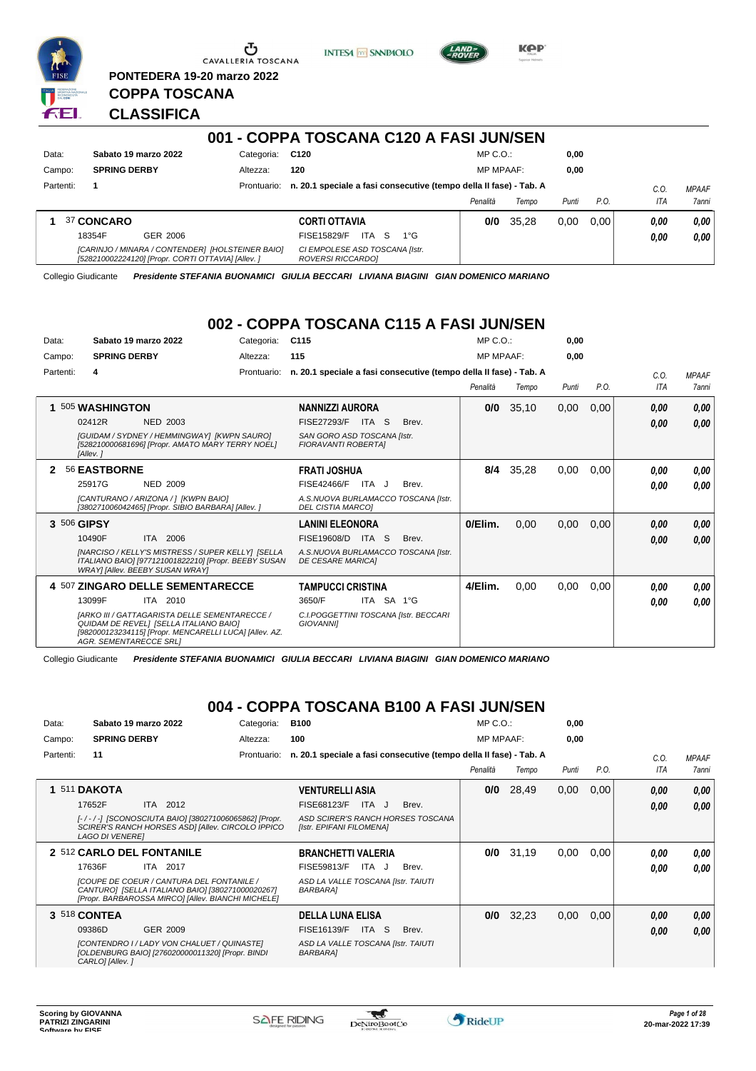PONTEDERA 19-20 marzo 2022

# COPPA TOSCANA

# CLASSIFICA

## 001 - COPPA TOSCANA C120 A FASI JUN/SEN

Data: **Sabato 19 marzo 2022** Categoria: **C120** MP C.O.: **0,00**
Campo: **SPRING DERBY** Altezza: **120** MP MPAAF: **0,00**
Partenti: **1** Prontuario: **n. 20.1 speciale a fasi consecutive (tempo della II fase) - Tab. A**

| | Cavallo | Cavaliere | Penalità | Tempo | Punti | P.O. | C.O. ITA | MPAAF 7anni |
|---|---|---|---|---|---|---|---|---|
| 1 | 37 **CONCARO** 18354F GER 2006 *[CARINJO / MINARA / CONTENDER] [HOLSTEINER BAIO] [528210002224120] [Propr. CORTI OTTAVIA] [Allev. ]* | **CORTI OTTAVIA** FISE15829/F ITA S 1°G *CI EMPOLESE ASD TOSCANA [Istr. ROVERSI RICCARDO]* | **0/0** | 35,28 | 0,00 | 0,00 | **0,00** **0,00** | **0,00** **0,00** |

Collegio Giudicante ***Presidente STEFANIA BUONAMICI GIULIA BECCARI LIVIANA BIAGINI GIAN DOMENICO MARIANO***

## 002 - COPPA TOSCANA C115 A FASI JUN/SEN

Data: **Sabato 19 marzo 2022** Categoria: **C115** MP C.O.: **0,00**
Campo: **SPRING DERBY** Altezza: **115** MP MPAAF: **0,00**
Partenti: **4** Prontuario: **n. 20.1 speciale a fasi consecutive (tempo della II fase) - Tab. A**

| | Cavallo | Cavaliere | Penalità | Tempo | Punti | P.O. | C.O. ITA | MPAAF 7anni |
|---|---|---|---|---|---|---|---|---|
| 1 | 505 **WASHINGTON** 02412R NED 2003 *[GUIDAM / SYDNEY / HEMMINGWAY] [KWPN SAURO] [528210000681696] [Propr. AMATO MARY TERRY NOEL] [Allev. ]* | **NANNIZZI AURORA** FISE27293/F ITA S Brev. *SAN GORO ASD TOSCANA [Istr. FIORAVANTI ROBERTA]* | **0/0** | 35,10 | 0,00 | 0,00 | **0,00** **0,00** | **0,00** **0,00** |
| 2 | 56 **EASTBORNE** 25917G NED 2009 *[CANTURANO / ARIZONA / ] [KWPN BAIO] [380271006042465] [Propr. SIBIO BARBARA] [Allev. ]* | **FRATI JOSHUA** FISE42466/F ITA J Brev. *A.S.NUOVA BURLAMACCO TOSCANA [Istr. DEL CISTIA MARCO]* | **8/4** | 35,28 | 0,00 | 0,00 | **0,00** **0,00** | **0,00** **0,00** |
| 3 | 506 **GIPSY** 10490F ITA 2006 *[NARCISO / KELLY'S MISTRESS / SUPER KELLY] [SELLA ITALIANO BAIO] [977121001822210] [Propr. BEEBY SUSAN WRAY] [Allev. BEEBY SUSAN WRAY]* | **LANINI ELEONORA** FISE19608/D ITA S Brev. *A.S.NUOVA BURLAMACCO TOSCANA [Istr. DE CESARE MARICA]* | **0/Elim.** | 0,00 | 0,00 | 0,00 | **0,00** **0,00** | **0,00** **0,00** |
| 4 | 507 **ZINGARO DELLE SEMENTARECCE** 13099F ITA 2010 *[ARKO III / GATTAGARISTA DELLE SEMENTARECCE / QUIDAM DE REVEL] [SELLA ITALIANO BAIO] [982000123234115] [Propr. MENCARELLI LUCA] [Allev. AZ. AGR. SEMENTARECCE SRL]* | **TAMPUCCI CRISTINA** 3650/F ITA SA 1°G *C.I.POGGETTINI TOSCANA [Istr. BECCARI GIOVANNI]* | **4/Elim.** | 0,00 | 0,00 | 0,00 | **0,00** **0,00** | **0,00** **0,00** |

Collegio Giudicante ***Presidente STEFANIA BUONAMICI GIULIA BECCARI LIVIANA BIAGINI GIAN DOMENICO MARIANO***

## 004 - COPPA TOSCANA B100 A FASI JUN/SEN

Data: **Sabato 19 marzo 2022** Categoria: **B100** MP C.O.: **0,00**
Campo: **SPRING DERBY** Altezza: **100** MP MPAAF: **0,00**
Partenti: **11** Prontuario: **n. 20.1 speciale a fasi consecutive (tempo della II fase) - Tab. A**

| | Cavallo | Cavaliere | Penalità | Tempo | Punti | P.O. | C.O. ITA | MPAAF 7anni |
|---|---|---|---|---|---|---|---|---|
| 1 | 511 **DAKOTA** 17652F ITA 2012 *[- / - / -] [SCONOSCIUTA BAIO] [380271006065862] [Propr. SCIRER'S RANCH HORSES ASD] [Allev. CIRCOLO IPPICO LAGO DI VENERE]* | **VENTURELLI ASIA** FISE68123/F ITA J Brev. *ASD SCIRER'S RANCH HORSES TOSCANA [Istr. EPIFANI FILOMENA]* | **0/0** | 28,49 | 0,00 | 0,00 | **0,00** **0,00** | **0,00** **0,00** |
| 2 | 512 **CARLO DEL FONTANILE** 17636F ITA 2017 *[COUPE DE COEUR / CANTURA DEL FONTANILE / CANTURO] [SELLA ITALIANO BAIO] [380271000020267] [Propr. BARBAROSSA MIRCO] [Allev. BIANCHI MICHELE]* | **BRANCHETTI VALERIA** FISE59813/F ITA J Brev. *ASD LA VALLE TOSCANA [Istr. TAIUTI BARBARA]* | **0/0** | 31,19 | 0,00 | 0,00 | **0,00** **0,00** | **0,00** **0,00** |
| 3 | 518 **CONTEA** 09386D GER 2009 *[CONTENDRO I / LADY VON CHALUET / QUINASTE] [OLDENBURG BAIO] [276020000011320] [Propr. BINDI CARLO] [Allev. ]* | **DELLA LUNA ELISA** FISE16139/F ITA S Brev. *ASD LA VALLE TOSCANA [Istr. TAIUTI BARBARA]* | **0/0** | 32,23 | 0,00 | 0,00 | **0,00** **0,00** | **0,00** **0,00** |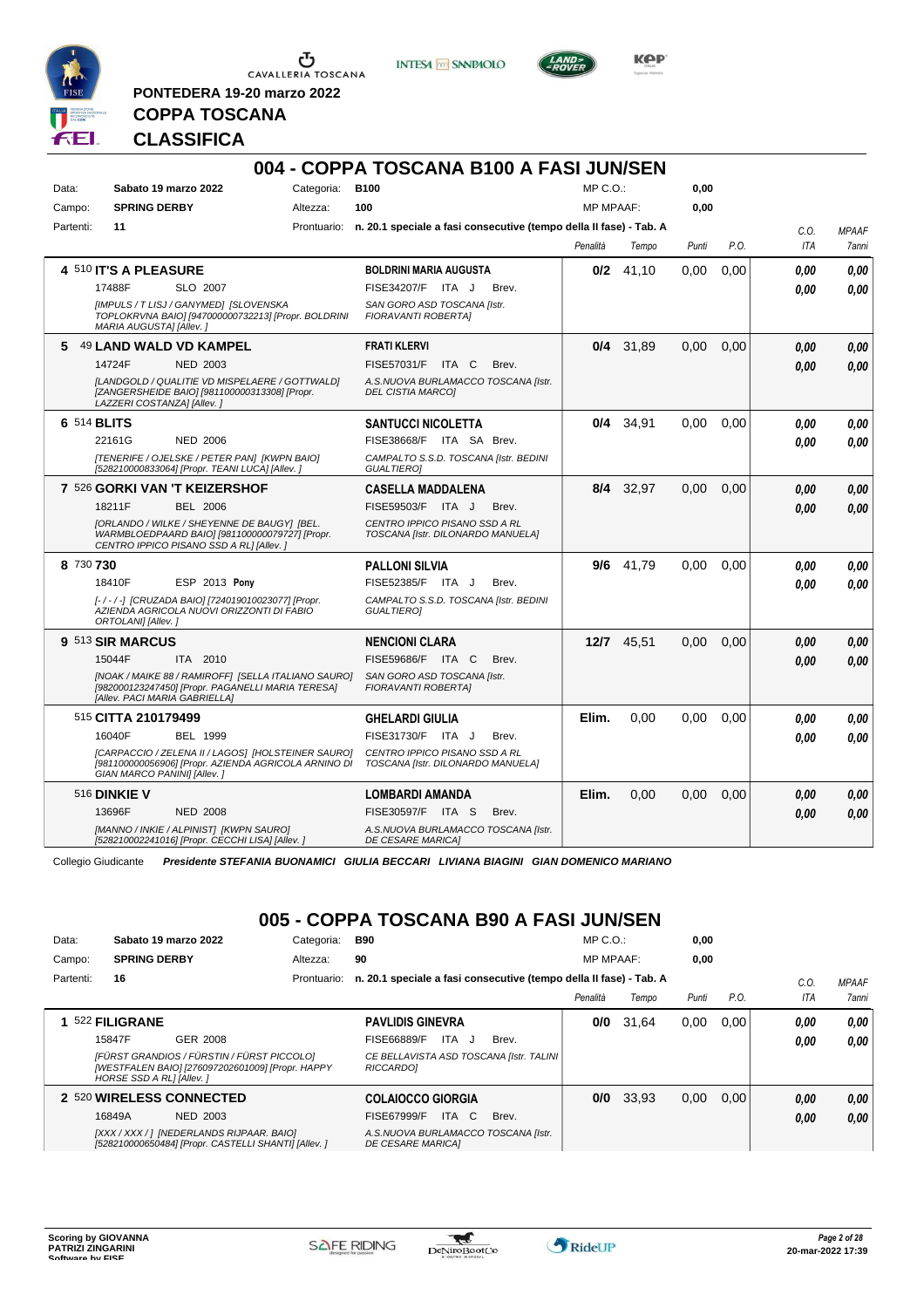PONTEDERA 19-20 marzo 2022

# COPPA TOSCANA

# CLASSIFICA

## 004 - COPPA TOSCANA B100 A FASI JUN/SEN

Data: **Sabato 19 marzo 2022** — Categoria: **B100** — MP C.O.: **0,00**
Campo: **SPRING DERBY** — Altezza: **100** — MP MPAAF: **0,00**
Partenti: **11** — Prontuario: **n. 20.1 speciale a fasi consecutive (tempo della II fase) - Tab. A**

| Cl. | Cavallo | Cavaliere | Penalità | Tempo | Punti | P.O. | C.O. ITA | MPAAF 7anni |
|---|---|---|---|---|---|---|---|---|
| 4 | 510 **IT'S A PLEASURE**<br>17488F SLO 2007<br>*[IMPULS / T LISJ / GANYMED] [SLOVENSKA TOPLOKRVNA BAIO] [947000000732213] [Propr. BOLDRINI MARIA AUGUSTA] [Allev. ]* | **BOLDRINI MARIA AUGUSTA**<br>FISE34207/F ITA J Brev.<br>*SAN GORO ASD TOSCANA [Istr. FIORAVANTI ROBERTA]* | 0/2 | 41,10 | 0,00 | 0,00 | 0,00<br>0,00 | 0,00<br>0,00 |
| 5 | 49 **LAND WALD VD KAMPEL**<br>14724F NED 2003<br>*[LANDGOLD / QUALITIE VD MISPELAERE / GOTTWALD] [ZANGERSHEIDE BAIO] [981100000313308] [Propr. LAZZERI COSTANZA] [Allev. ]* | **FRATI KLERVI**<br>FISE57031/F ITA C Brev.<br>*A.S.NUOVA BURLAMACCO TOSCANA [Istr. DEL CISTIA MARCO]* | 0/4 | 31,89 | 0,00 | 0,00 | 0,00<br>0,00 | 0,00<br>0,00 |
| 6 | 514 **BLITS**<br>22161G NED 2006<br>*[TENERIFE / OJELSKE / PETER PAN] [KWPN BAIO] [528210000833064] [Propr. TEANI LUCA] [Allev. ]* | **SANTUCCI NICOLETTA**<br>FISE38668/F ITA SA Brev.<br>*CAMPALTO S.S.D. TOSCANA [Istr. BEDINI GUALTIERO]* | 0/4 | 34,91 | 0,00 | 0,00 | 0,00<br>0,00 | 0,00<br>0,00 |
| 7 | 526 **GORKI VAN 'T KEIZERSHOF**<br>18211F BEL 2006<br>*[ORLANDO / WILKE / SHEYENNE DE BAUGY] [BEL. WARMBLOEDPAARD BAIO] [981100000079727] [Propr. CENTRO IPPICO PISANO SSD A RL] [Allev. ]* | **CASELLA MADDALENA**<br>FISE59503/F ITA J Brev.<br>*CENTRO IPPICO PISANO SSD A RL TOSCANA [Istr. DILONARDO MANUELA]* | 8/4 | 32,97 | 0,00 | 0,00 | 0,00<br>0,00 | 0,00<br>0,00 |
| 8 | 730 **730**<br>18410F ESP 2013 **Pony**<br>*[- / - / -] [CRUZADA BAIO] [724019010023077] [Propr. AZIENDA AGRICOLA NUOVI ORIZZONTI DI FABIO ORTOLANI] [Allev. ]* | **PALLONI SILVIA**<br>FISE52385/F ITA J Brev.<br>*CAMPALTO S.S.D. TOSCANA [Istr. BEDINI GUALTIERO]* | 9/6 | 41,79 | 0,00 | 0,00 | 0,00<br>0,00 | 0,00<br>0,00 |
| 9 | 513 **SIR MARCUS**<br>15044F ITA 2010<br>*[NOAK / MAIKE 88 / RAMIROFF] [SELLA ITALIANO SAURO] [982000123247450] [Propr. PAGANELLI MARIA TERESA] [Allev. PACI MARIA GABRIELLA]* | **NENCIONI CLARA**<br>FISE59686/F ITA C Brev.<br>*SAN GORO ASD TOSCANA [Istr. FIORAVANTI ROBERTA]* | 12/7 | 45,51 | 0,00 | 0,00 | 0,00<br>0,00 | 0,00<br>0,00 |
| | 515 **CITTA 210179499**<br>16040F BEL 1999<br>*[CARPACCIO / ZELENA II / LAGOS] [HOLSTEINER SAURO] [981100000056906] [Propr. AZIENDA AGRICOLA ARNINO DI GIAN MARCO PANINI] [Allev. ]* | **GHELARDI GIULIA**<br>FISE31730/F ITA J Brev.<br>*CENTRO IPPICO PISANO SSD A RL TOSCANA [Istr. DILONARDO MANUELA]* | Elim. | 0,00 | 0,00 | 0,00 | 0,00<br>0,00 | 0,00<br>0,00 |
| | 516 **DINKIE V**<br>13696F NED 2008<br>*[MANNO / INKIE / ALPINIST] [KWPN SAURO] [528210002241016] [Propr. CECCHI LISA] [Allev. ]* | **LOMBARDI AMANDA**<br>FISE30597/F ITA S Brev.<br>*A.S.NUOVA BURLAMACCO TOSCANA [Istr. DE CESARE MARICA]* | Elim. | 0,00 | 0,00 | 0,00 | 0,00<br>0,00 | 0,00<br>0,00 |

Collegio Giudicante *Presidente STEFANIA BUONAMICI GIULIA BECCARI LIVIANA BIAGINI GIAN DOMENICO MARIANO*

## 005 - COPPA TOSCANA B90 A FASI JUN/SEN

Data: **Sabato 19 marzo 2022** — Categoria: **B90** — MP C.O.: **0,00**
Campo: **SPRING DERBY** — Altezza: **90** — MP MPAAF: **0,00**
Partenti: **16** — Prontuario: **n. 20.1 speciale a fasi consecutive (tempo della II fase) - Tab. A**

| Cl. | Cavallo | Cavaliere | Penalità | Tempo | Punti | P.O. | C.O. ITA | MPAAF 7anni |
|---|---|---|---|---|---|---|---|---|
| 1 | 522 **FILIGRANE**<br>15847F GER 2008<br>*[FÜRST GRANDIOS / FÜRSTIN / FÜRST PICCOLO] [WESTFALEN BAIO] [276097202601009] [Propr. HAPPY HORSE SSD A RL] [Allev. ]* | **PAVLIDIS GINEVRA**<br>FISE66889/F ITA J Brev.<br>*CE BELLAVISTA ASD TOSCANA [Istr. TALINI RICCARDO]* | 0/0 | 31,64 | 0,00 | 0,00 | 0,00<br>0,00 | 0,00<br>0,00 |
| 2 | 520 **WIRELESS CONNECTED**<br>16849A NED 2003<br>*[XXX / XXX / ] [NEDERLANDS RIJPAAR. BAIO] [528210000650484] [Propr. CASTELLI SHANTI] [Allev. ]* | **COLAIOCCO GIORGIA**<br>FISE67999/F ITA C Brev.<br>*A.S.NUOVA BURLAMACCO TOSCANA [Istr. DE CESARE MARICA]* | 0/0 | 33,93 | 0,00 | 0,00 | 0,00<br>0,00 | 0,00<br>0,00 |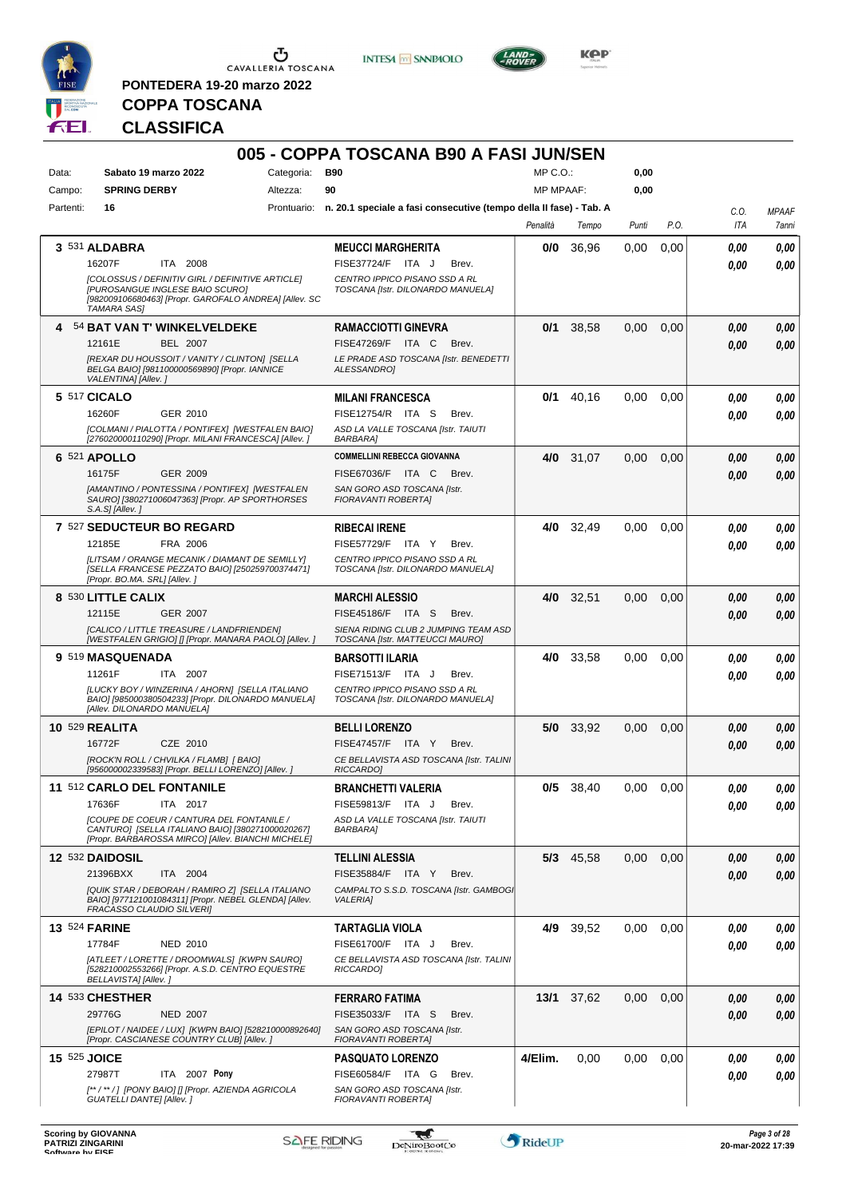PONTEDERA 19-20 marzo 2022

**COPPA TOSCANA**

**CLASSIFICA**

# 005 - COPPA TOSCANA B90 A FASI JUN/SEN

| | | | | | |
|---|---|---|---|---|---|
| Data: | **Sabato 19 marzo 2022** | Categoria: | **B90** | MP C.O.: | **0,00** |
| Campo: | **SPRING DERBY** | Altezza: | **90** | MP MPAAF: | **0,00** |
| Partenti: | **16** | Prontuario: | **n. 20.1 speciale a fasi consecutive (tempo della II fase) - Tab. A** | | |

| Class. | N. Cavallo | Cavaliere | Penalità | Tempo | Punti | P.O. | C.O. ITA | MPAAF 7anni |
|---|---|---|---|---|---|---|---|---|
| 3 | 531 **ALDABRA** 16207F ITA 2008 *[COLOSSUS / DEFINITIV GIRL / DEFINITIVE ARTICLE] [PUROSANGUE INGLESE BAIO SCURO] [982009106680463] [Propr. GAROFALO ANDREA] [Allev. SC TAMARA SAS]* | **MEUCCI MARGHERITA** FISE37724/F ITA J Brev. *CENTRO IPPICO PISANO SSD A RL TOSCANA [Istr. DILONARDO MANUELA]* | **0/0** | 36,96 | 0,00 | 0,00 | 0,00 / 0,00 | 0,00 / 0,00 |
| 4 | 54 **BAT VAN T' WINKELVELDEKE** 12161E BEL 2007 *[REXAR DU HOUSSOIT / VANITY / CLINTON] [SELLA BELGA BAIO] [981100000569890] [Propr. IANNICE VALENTINA] [Allev. ]* | **RAMACCIOTTI GINEVRA** FISE47269/F ITA C Brev. *LE PRADE ASD TOSCANA [Istr. BENEDETTI ALESSANDRO]* | **0/1** | 38,58 | 0,00 | 0,00 | 0,00 / 0,00 | 0,00 / 0,00 |
| 5 | 517 **CICALO** 16260F GER 2010 *[COLMANI / PIALOTTA / PONTIFEX] [WESTFALEN BAIO] [276020000110290] [Propr. MILANI FRANCESCA] [Allev. ]* | **MILANI FRANCESCA** FISE12754/R ITA S Brev. *ASD LA VALLE TOSCANA [Istr. TAIUTI BARBARA]* | **0/1** | 40,16 | 0,00 | 0,00 | 0,00 / 0,00 | 0,00 / 0,00 |
| 6 | 521 **APOLLO** 16175F GER 2009 *[AMANTINO / PONTESSINA / PONTIFEX] [WESTFALEN SAURO] [380271006047363] [Propr. AP SPORTHORSES S.A.S] [Allev. ]* | **COMMELLINI REBECCA GIOVANNA** FISE67036/F ITA C Brev. *SAN GORO ASD TOSCANA [Istr. FIORAVANTI ROBERTA]* | **4/0** | 31,07 | 0,00 | 0,00 | 0,00 / 0,00 | 0,00 / 0,00 |
| 7 | 527 **SEDUCTEUR BO REGARD** 12185E FRA 2006 *[LITSAM / ORANGE MECANIK / DIAMANT DE SEMILLY] [SELLA FRANCESE PEZZATO BAIO] [250259700374471] [Propr. BO.MA. SRL] [Allev. ]* | **RIBECAI IRENE** FISE57729/F ITA Y Brev. *CENTRO IPPICO PISANO SSD A RL TOSCANA [Istr. DILONARDO MANUELA]* | **4/0** | 32,49 | 0,00 | 0,00 | 0,00 / 0,00 | 0,00 / 0,00 |
| 8 | 530 **LITTLE CALIX** 12115E GER 2007 *[CALICO / LITTLE TREASURE / LANDFRIENDEN] [WESTFALEN GRIGIO] [] [Propr. MANARA PAOLO] [Allev. ]* | **MARCHI ALESSIO** FISE45186/F ITA S Brev. *SIENA RIDING CLUB 2 JUMPING TEAM ASD TOSCANA [Istr. MATTEUCCI MAURO]* | **4/0** | 32,51 | 0,00 | 0,00 | 0,00 / 0,00 | 0,00 / 0,00 |
| 9 | 519 **MASQUENADA** 11261F ITA 2007 *[LUCKY BOY / WINZERINA / AHORN] [SELLA ITALIANO BAIO] [985000380504233] [Propr. DILONARDO MANUELA] [Allev. DILONARDO MANUELA]* | **BARSOTTI ILARIA** FISE71513/F ITA J Brev. *CENTRO IPPICO PISANO SSD A RL TOSCANA [Istr. DILONARDO MANUELA]* | **4/0** | 33,58 | 0,00 | 0,00 | 0,00 / 0,00 | 0,00 / 0,00 |
| 10 | 529 **REALITA** 16772F CZE 2010 *[ROCK'N ROLL / CHVILKA / FLAMB] [ BAIO] [956000002339583] [Propr. BELLI LORENZO] [Allev. ]* | **BELLI LORENZO** FISE47457/F ITA Y Brev. *CE BELLAVISTA ASD TOSCANA [Istr. TALINI RICCARDO]* | **5/0** | 33,92 | 0,00 | 0,00 | 0,00 / 0,00 | 0,00 / 0,00 |
| 11 | 512 **CARLO DEL FONTANILE** 17636F ITA 2017 *[COUPE DE COEUR / CANTURA DEL FONTANILE / CANTURO] [SELLA ITALIANO BAIO] [380271000020267] [Propr. BARBAROSSA MIRCO] [Allev. BIANCHI MICHELE]* | **BRANCHETTI VALERIA** FISE59813/F ITA J Brev. *ASD LA VALLE TOSCANA [Istr. TAIUTI BARBARA]* | **0/5** | 38,40 | 0,00 | 0,00 | 0,00 / 0,00 | 0,00 / 0,00 |
| 12 | 532 **DAIDOSIL** 21396BXX ITA 2004 *[QUIK STAR / DEBORAH / RAMIRO Z] [SELLA ITALIANO BAIO] [977121001084311] [Propr. NEBEL GLENDA] [Allev. FRACASSO CLAUDIO SILVERI]* | **TELLINI ALESSIA** FISE35884/F ITA Y Brev. *CAMPALTO S.S.D. TOSCANA [Istr. GAMBOGI VALERIA]* | **5/3** | 45,58 | 0,00 | 0,00 | 0,00 / 0,00 | 0,00 / 0,00 |
| 13 | 524 **FARINE** 17784F NED 2010 *[ATLEET / LORETTE / DROOMWALS] [KWPN SAURO] [528210002553266] [Propr. A.S.D. CENTRO EQUESTRE BELLAVISTA] [Allev. ]* | **TARTAGLIA VIOLA** FISE61700/F ITA J Brev. *CE BELLAVISTA ASD TOSCANA [Istr. TALINI RICCARDO]* | **4/9** | 39,52 | 0,00 | 0,00 | 0,00 / 0,00 | 0,00 / 0,00 |
| 14 | 533 **CHESTHER** 29776G NED 2007 *[EPILOT / NAIDEE / LUX] [KWPN BAIO] [528210000892640] [Propr. CASCIANESE COUNTRY CLUB] [Allev. ]* | **FERRARO FATIMA** FISE35033/F ITA S Brev. *SAN GORO ASD TOSCANA [Istr. FIORAVANTI ROBERTA]* | **13/1** | 37,62 | 0,00 | 0,00 | 0,00 / 0,00 | 0,00 / 0,00 |
| 15 | 525 **JOICE** 27987T ITA 2007 **Pony** *[** / ** / ] [PONY BAIO] [] [Propr. AZIENDA AGRICOLA GUATELLI DANTE] [Allev. ]* | **PASQUATO LORENZO** FISE60584/F ITA G Brev. *SAN GORO ASD TOSCANA [Istr. FIORAVANTI ROBERTA]* | **4/Elim.** | 0,00 | 0,00 | 0,00 | 0,00 / 0,00 | 0,00 / 0,00 |

Scoring by GIOVANNA PATRIZI ZINGARINI

20-mar-2022 17:39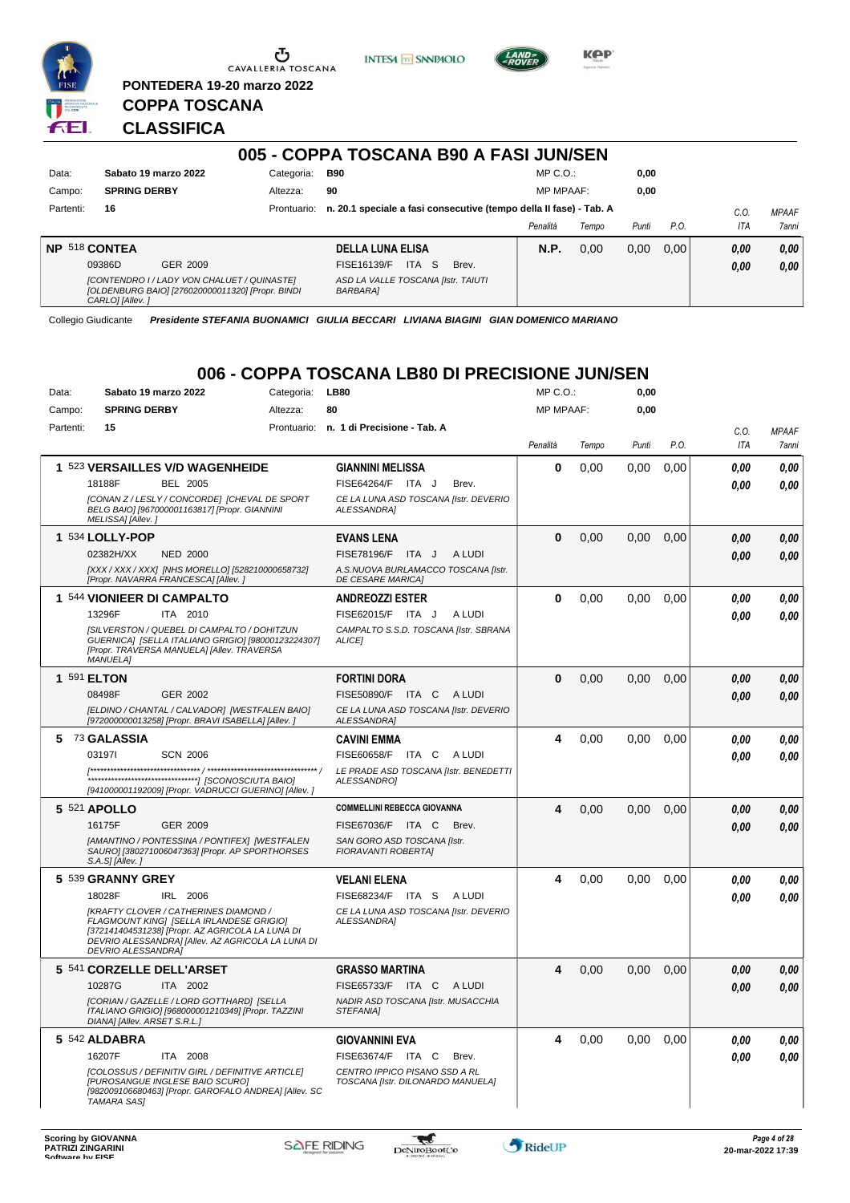PONTEDERA 19-20 marzo 2022

**COPPA TOSCANA**

**CLASSIFICA**

## 005 - COPPA TOSCANA B90 A FASI JUN/SEN

| | | | | | | | |
|---|---|---|---|---|---|---|---|
| Data: | **Sabato 19 marzo 2022** | Categoria: | **B90** | MP C.O.: | **0,00** | | |
| Campo: | **SPRING DERBY** | Altezza: | **90** | MP MPAAF: | **0,00** | | |
| Partenti: | **16** | Prontuario: | **n. 20.1 speciale a fasi consecutive (tempo della II fase) - Tab. A** | | | | |

| Class. | Cavallo | Cavaliere | Penalità | Tempo | Punti | P.O. | C.O. ITA | MPAAF 7anni |
|---|---|---|---|---|---|---|---|---|
| NP | 518 **CONTEA** 09386D GER 2009 *[CONTENDRO I / LADY VON CHALUET / QUINASTE] [OLDENBURG BAIO] [276020000011320] [Propr. BINDI CARLO] [Allev. ]* | **DELLA LUNA ELISA** FISE16139/F ITA S Brev. *ASD LA VALLE TOSCANA [Istr. TAIUTI BARBARA]* | **N.P.** | 0,00 | 0,00 | 0,00 | **0,00** **0,00** | **0,00** **0,00** |

Collegio Giudicante *Presidente STEFANIA BUONAMICI GIULIA BECCARI LIVIANA BIAGINI GIAN DOMENICO MARIANO*

## 006 - COPPA TOSCANA LB80 DI PRECISIONE JUN/SEN

| | | | | | | | |
|---|---|---|---|---|---|---|---|
| Data: | **Sabato 19 marzo 2022** | Categoria: | **LB80** | MP C.O.: | **0,00** | | |
| Campo: | **SPRING DERBY** | Altezza: | **80** | MP MPAAF: | **0,00** | | |
| Partenti: | **15** | Prontuario: | **n. 1 di Precisione - Tab. A** | | | | |

| Class. | Cavallo | Cavaliere | Penalità | Tempo | Punti | P.O. | C.O. ITA | MPAAF 7anni |
|---|---|---|---|---|---|---|---|---|
| 1 | 523 **VERSAILLES V/D WAGENHEIDE** 18188F BEL 2005 *[CONAN Z / LESLY / CONCORDE] [CHEVAL DE SPORT BELG BAIO] [967000001163817] [Propr. GIANNINI MELISSA] [Allev. ]* | **GIANNINI MELISSA** FISE64264/F ITA J Brev. *CE LA LUNA ASD TOSCANA [Istr. DEVERIO ALESSANDRA]* | **0** | 0,00 | 0,00 | 0,00 | **0,00** **0,00** | **0,00** **0,00** |
| 1 | 534 **LOLLY-POP** 02382H/XX NED 2000 *[XXX / XXX / XXX] [NHS MORELLO] [528210000658732] [Propr. NAVARRA FRANCESCA] [Allev. ]* | **EVANS LENA** FISE78196/F ITA J A LUDI *A.S.NUOVA BURLAMACCO TOSCANA [Istr. DE CESARE MARICA]* | **0** | 0,00 | 0,00 | 0,00 | **0,00** **0,00** | **0,00** **0,00** |
| 1 | 544 **VIONIEER DI CAMPALTO** 13296F ITA 2010 *[SILVERSTON / QUEBEL DI CAMPALTO / DOHITZUN GUERNICA] [SELLA ITALIANO GRIGIO] [980001232224307] [Propr. TRAVERSA MANUELA] [Allev. TRAVERSA MANUELA]* | **ANDREOZZI ESTER** FISE62015/F ITA J A LUDI *CAMPALTO S.S.D. TOSCANA [Istr. SBRANA ALICE]* | **0** | 0,00 | 0,00 | 0,00 | **0,00** **0,00** | **0,00** **0,00** |
| 1 | 591 **ELTON** 08498F GER 2002 *[ELDINO / CHANTAL / CALVADOR] [WESTFALEN BAIO] [972000000013258] [Propr. BRAVI ISABELLA] [Allev. ]* | **FORTINI DORA** FISE50890/F ITA C A LUDI *CE LA LUNA ASD TOSCANA [Istr. DEVERIO ALESSANDRA]* | **0** | 0,00 | 0,00 | 0,00 | **0,00** **0,00** | **0,00** **0,00** |
| 5 | 73 **GALASSIA** 03197I SCN 2006 *[\*\*\*\*\*\*\*\*\*\*\*\*\*\*\*\*\*\*\*\*\*\*\*\*\*\*\*\*\*\*\*\* / \*\*\*\*\*\*\*\*\*\*\*\*\*\*\*\*\*\*\*\*\*\*\*\*\*\*\*\*\*\*\*\* / \*\*\*\*\*\*\*\*\*\*\*\*\*\*\*\*\*\*\*\*\*\*\*\*\*\*\*\*\*\*\*\*] [SCONOSCIUTA BAIO] [941000001192009] [Propr. VADRUCCI GUERINO] [Allev. ]* | **CAVINI EMMA** FISE60658/F ITA C A LUDI *LE PRADE ASD TOSCANA [Istr. BENEDETTI ALESSANDRO]* | **4** | 0,00 | 0,00 | 0,00 | **0,00** **0,00** | **0,00** **0,00** |
| 5 | 521 **APOLLO** 16175F GER 2009 *[AMANTINO / PONTESSINA / PONTIFEX] [WESTFALEN SAURO] [380271006047363] [Propr. AP SPORTHORSES S.A.S] [Allev. ]* | **COMMELLINI REBECCA GIOVANNA** FISE67036/F ITA C Brev. *SAN GORO ASD TOSCANA [Istr. FIORAVANTI ROBERTA]* | **4** | 0,00 | 0,00 | 0,00 | **0,00** **0,00** | **0,00** **0,00** |
| 5 | 539 **GRANNY GREY** 18028F IRL 2006 *[KRAFTY CLOVER / CATHERINES DIAMOND / FLAGMOUNT KING] [SELLA IRLANDESE GRIGIO] [372141404531238] [Propr. AZ AGRICOLA LA LUNA DI DEVRIO ALESSANDRA] [Allev. AZ AGRICOLA LA LUNA DI DEVRIO ALESSANDRA]* | **VELANI ELENA** FISE68234/F ITA S A LUDI *CE LA LUNA ASD TOSCANA [Istr. DEVERIO ALESSANDRA]* | **4** | 0,00 | 0,00 | 0,00 | **0,00** **0,00** | **0,00** **0,00** |
| 5 | 541 **CORZELLE DELL'ARSET** 10287G ITA 2002 *[CORIAN / GAZELLE / LORD GOTTHARD] [SELLA ITALIANO GRIGIO] [968000001210349] [Propr. TAZZINI DIANA] [Allev. ARSET S.R.L.]* | **GRASSO MARTINA** FISE65733/F ITA C A LUDI *NADIR ASD TOSCANA [Istr. MUSACCHIA STEFANIA]* | **4** | 0,00 | 0,00 | 0,00 | **0,00** **0,00** | **0,00** **0,00** |
| 5 | 542 **ALDABRA** 16207F ITA 2008 *[COLOSSUS / DEFINITIV GIRL / DEFINITIVE ARTICLE] [PUROSANGUE INGLESE BAIO SCURO] [982009106680463] [Propr. GAROFALO ANDREA] [Allev. SC TAMARA SAS]* | **GIOVANNINI EVA** FISE63674/F ITA C Brev. *CENTRO IPPICO PISANO SSD A RL TOSCANA [Istr. DILONARDO MANUELA]* | **4** | 0,00 | 0,00 | 0,00 | **0,00** **0,00** | **0,00** **0,00** |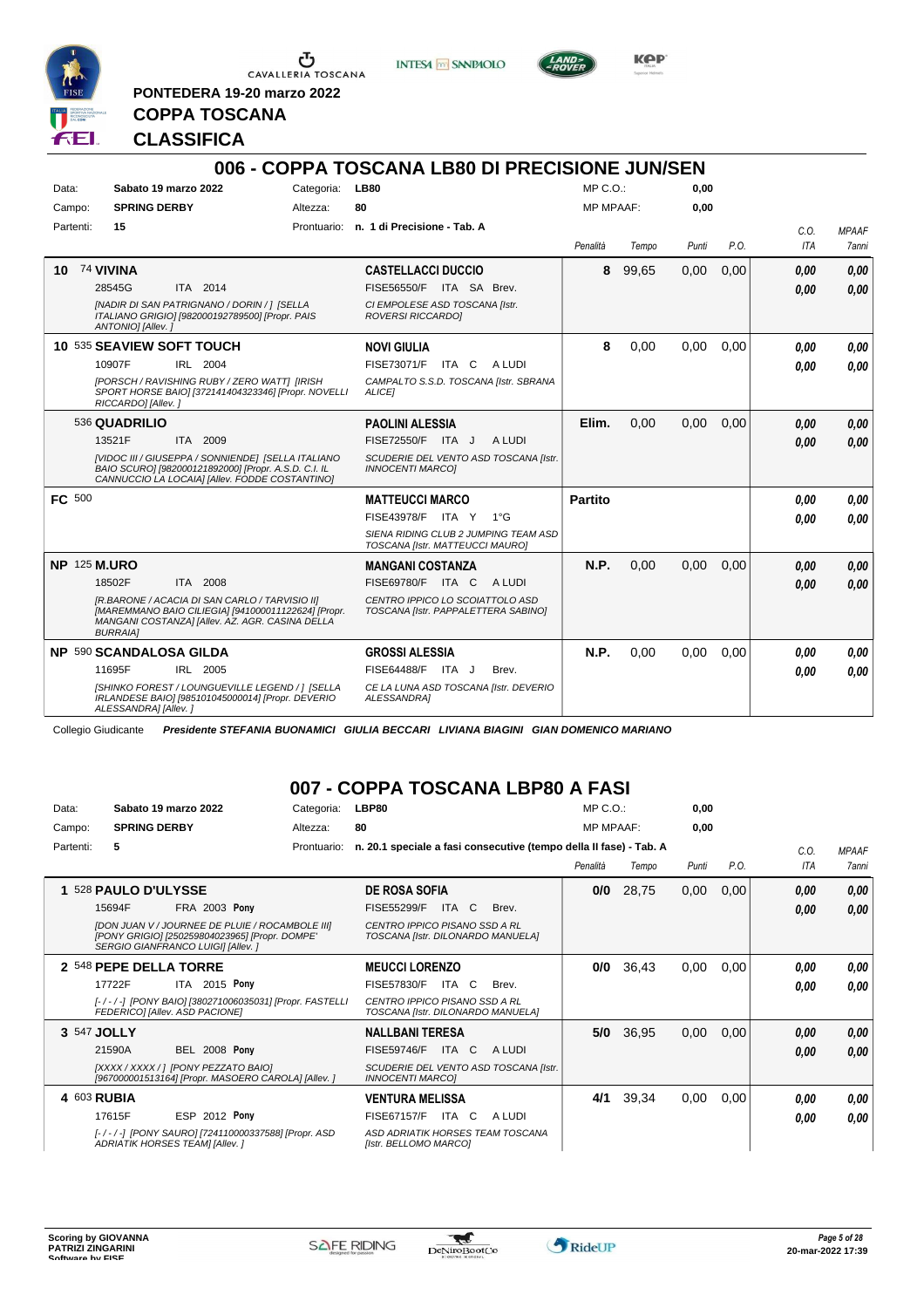PONTEDERA 19-20 marzo 2022

**COPPA TOSCANA**

**CLASSIFICA**

## 006 - COPPA TOSCANA LB80 DI PRECISIONE JUN/SEN

Data: Sabato 19 marzo 2022 — Categoria: LB80 — MP C.O.: 0,00
Campo: SPRING DERBY — Altezza: 80 — MP MPAAF: 0,00
Partenti: 15 — Prontuario: n. 1 di Precisione - Tab. A

| Pos. | Cavallo | Cavaliere | Penalità | Tempo | Punti | P.O. | C.O. ITA | MPAAF 7anni |
|---|---|---|---|---|---|---|---|---|
| 10 | 74 **VIVINA** 28545G ITA 2014 *[NADIR DI SAN PATRIGNANO / DORIN / ] [SELLA ITALIANO GRIGIO] [982000192789500] [Propr. PAIS ANTONIO] [Allev. ]* | **CASTELLACCI DUCCIO** FISE56550/F ITA SA Brev. *CI EMPOLESE ASD TOSCANA [Istr. ROVERSI RICCARDO]* | 8 | 99,65 | 0,00 | 0,00 | 0,00 / 0,00 | 0,00 / 0,00 |
| 10 | 535 **SEAVIEW SOFT TOUCH** 10907F IRL 2004 *[PORSCH / RAVISHING RUBY / ZERO WATT] [IRISH SPORT HORSE BAIO] [372141404323346] [Propr. NOVELLI RICCARDO] [Allev. ]* | **NOVI GIULIA** FISE73071/F ITA C A LUDI *CAMPALTO S.S.D. TOSCANA [Istr. SBRANA ALICE]* | 8 | 0,00 | 0,00 | 0,00 | 0,00 / 0,00 | 0,00 / 0,00 |
| | 536 **QUADRILIO** 13521F ITA 2009 *[VIDOC III / GIUSEPPA / SONNIENDE] [SELLA ITALIANO BAIO SCURO] [982000121892000] [Propr. A.S.D. C.I. IL CANNUCCIO LA LOCAIA] [Allev. FODDE COSTANTINO]* | **PAOLINI ALESSIA** FISE72550/F ITA J A LUDI *SCUDERIE DEL VENTO ASD TOSCANA [Istr. INNOCENTI MARCO]* | Elim. | 0,00 | 0,00 | 0,00 | 0,00 / 0,00 | 0,00 / 0,00 |
| FC | 500 | **MATTEUCCI MARCO** FISE43978/F ITA Y 1°G *SIENA RIDING CLUB 2 JUMPING TEAM ASD TOSCANA [Istr. MATTEUCCI MAURO]* | Partito | | | | 0,00 / 0,00 | 0,00 / 0,00 |
| NP | 125 **M.URO** 18502F ITA 2008 *[R.BARONE / ACACIA DI SAN CARLO / TARVISIO II] [MAREMMANO BAIO CILIEGIA] [941000011122624] [Propr. MANGANI COSTANZA] [Allev. AZ. AGR. CASINA DELLA BURRAIA]* | **MANGANI COSTANZA** FISE69780/F ITA C A LUDI *CENTRO IPPICO LO SCOIATTOLO ASD TOSCANA [Istr. PAPPALETTERA SABINO]* | N.P. | 0,00 | 0,00 | 0,00 | 0,00 / 0,00 | 0,00 / 0,00 |
| NP | 590 **SCANDALOSA GILDA** 11695F IRL 2005 *[SHINKO FOREST / LOUNGUEVILLE LEGEND / ] [SELLA IRLANDESE BAIO] [985101045000014] [Propr. DEVERIO ALESSANDRA] [Allev. ]* | **GROSSI ALESSIA** FISE64488/F ITA J Brev. *CE LA LUNA ASD TOSCANA [Istr. DEVERIO ALESSANDRA]* | N.P. | 0,00 | 0,00 | 0,00 | 0,00 / 0,00 | 0,00 / 0,00 |

Collegio Giudicante *Presidente STEFANIA BUONAMICI GIULIA BECCARI LIVIANA BIAGINI GIAN DOMENICO MARIANO*

## 007 - COPPA TOSCANA LBP80 A FASI

Data: Sabato 19 marzo 2022 — Categoria: LBP80 — MP C.O.: 0,00
Campo: SPRING DERBY — Altezza: 80 — MP MPAAF: 0,00
Partenti: 5 — Prontuario: n. 20.1 speciale a fasi consecutive (tempo della II fase) - Tab. A

| Pos. | Cavallo | Cavaliere | Penalità | Tempo | Punti | P.O. | C.O. ITA | MPAAF 7anni |
|---|---|---|---|---|---|---|---|---|
| 1 | 528 **PAULO D'ULYSSE** 15694F FRA 2003 Pony *[DON JUAN V / JOURNEE DE PLUIE / ROCAMBOLE III] [PONY GRIGIO] [250259804023965] [Propr. DOMPE' SERGIO GIANFRANCO LUIGI] [Allev. ]* | **DE ROSA SOFIA** FISE55299/F ITA C Brev. *CENTRO IPPICO PISANO SSD A RL TOSCANA [Istr. DILONARDO MANUELA]* | 0/0 | 28,75 | 0,00 | 0,00 | 0,00 / 0,00 | 0,00 / 0,00 |
| 2 | 548 **PEPE DELLA TORRE** 17722F ITA 2015 Pony *[- / - / -] [PONY BAIO] [380271006035031] [Propr. FASTELLI FEDERICO] [Allev. ASD PACIONE]* | **MEUCCI LORENZO** FISE57830/F ITA C Brev. *CENTRO IPPICO PISANO SSD A RL TOSCANA [Istr. DILONARDO MANUELA]* | 0/0 | 36,43 | 0,00 | 0,00 | 0,00 / 0,00 | 0,00 / 0,00 |
| 3 | 547 **JOLLY** 21590A BEL 2008 Pony *[XXXX / XXXX / ] [PONY PEZZATO BAIO] [967000001513164] [Propr. MASOERO CAROLA] [Allev. ]* | **NALLBANI TERESA** FISE59746/F ITA C A LUDI *SCUDERIE DEL VENTO ASD TOSCANA [Istr. INNOCENTI MARCO]* | 5/0 | 36,95 | 0,00 | 0,00 | 0,00 / 0,00 | 0,00 / 0,00 |
| 4 | 603 **RUBIA** 17615F ESP 2012 Pony *[- / - / -] [PONY SAURO] [724110000337588] [Propr. ASD ADRIATIK HORSES TEAM] [Allev. ]* | **VENTURA MELISSA** FISE67157/F ITA C A LUDI *ASD ADRIATIK HORSES TEAM TOSCANA [Istr. BELLOMO MARCO]* | 4/1 | 39,34 | 0,00 | 0,00 | 0,00 / 0,00 | 0,00 / 0,00 |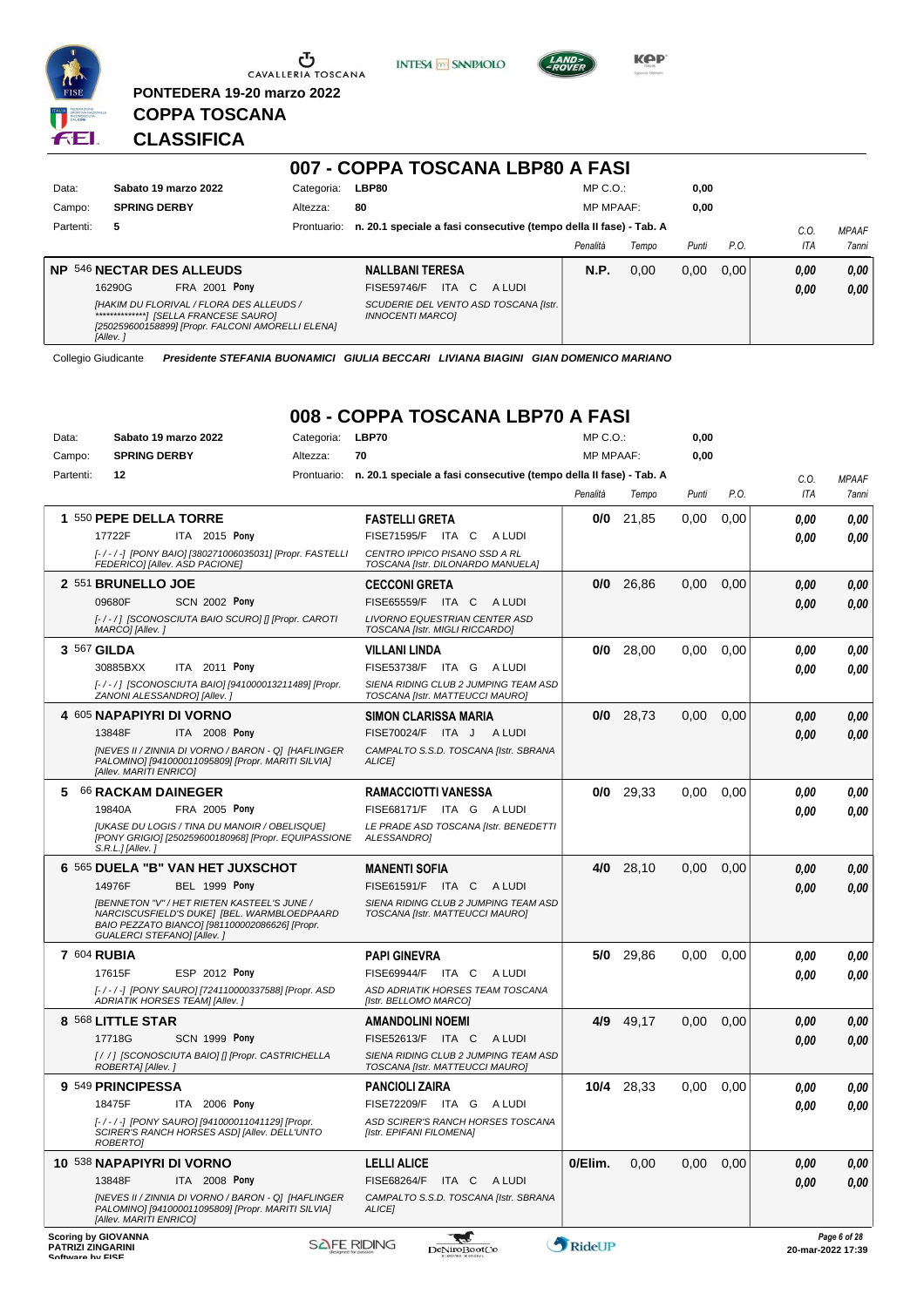PONTEDERA 19-20 marzo 2022

# COPPA TOSCANA

# CLASSIFICA

## 007 - COPPA TOSCANA LBP80 A FASI

| | | | | | |
|---|---|---|---|---|---|
| Data: | **Sabato 19 marzo 2022** | Categoria: | **LBP80** | MP C.O.: | **0,00** |
| Campo: | **SPRING DERBY** | Altezza: | **80** | MP MPAAF: | **0,00** |
| Partenti: | **5** | Prontuario: | **n. 20.1 speciale a fasi consecutive (tempo della II fase) - Tab. A** | | |

| Cl. | Cavallo | Cavaliere | Penalità | Tempo | Punti | P.O. | C.O. ITA | MPAAF 7anni |
|---|---|---|---|---|---|---|---|---|
| NP | 546 **NECTAR DES ALLEUDS** 16290G FRA 2001 **Pony** *[HAKIM DU FLORIVAL / FLORA DES ALLEUDS / **************] [SELLA FRANCESE SAURO] [250259600158899] [Propr. FALCONI AMORELLI ELENA] [Allev. ]* | **NALLBANI TERESA** FISE59746/F ITA C A LUDI *SCUDERIE DEL VENTO ASD TOSCANA [Istr. INNOCENTI MARCO]* | **N.P.** | 0,00 | 0,00 | 0,00 | **0,00** / **0,00** | **0,00** / **0,00** |

Collegio Giudicante *Presidente STEFANIA BUONAMICI GIULIA BECCARI LIVIANA BIAGINI GIAN DOMENICO MARIANO*

## 008 - COPPA TOSCANA LBP70 A FASI

| | | | | | |
|---|---|---|---|---|---|
| Data: | **Sabato 19 marzo 2022** | Categoria: | **LBP70** | MP C.O.: | **0,00** |
| Campo: | **SPRING DERBY** | Altezza: | **70** | MP MPAAF: | **0,00** |
| Partenti: | **12** | Prontuario: | **n. 20.1 speciale a fasi consecutive (tempo della II fase) - Tab. A** | | |

| Cl. | Cavallo | Cavaliere | Penalità | Tempo | Punti | P.O. | C.O. ITA | MPAAF 7anni |
|---|---|---|---|---|---|---|---|---|
| 1 | 550 **PEPE DELLA TORRE** 17722F ITA 2015 **Pony** *[-/-/-] [PONY BAIO] [380271006035031] [Propr. FASTELLI FEDERICO] [Allev. ASD PACIONE]* | **FASTELLI GRETA** FISE71595/F ITA C A LUDI *CENTRO IPPICO PISANO SSD A RL TOSCANA [Istr. DILONARDO MANUELA]* | **0/0** | 21,85 | 0,00 | 0,00 | **0,00** / **0,00** | **0,00** / **0,00** |
| 2 | 551 **BRUNELLO JOE** 09680F SCN 2002 **Pony** *[-/-/] [SCONOSCIUTA BAIO SCURO] [] [Propr. CAROTI MARCO] [Allev. ]* | **CECCONI GRETA** FISE65559/F ITA C A LUDI *LIVORNO EQUESTRIAN CENTER ASD TOSCANA [Istr. MIGLI RICCARDO]* | **0/0** | 26,86 | 0,00 | 0,00 | **0,00** / **0,00** | **0,00** / **0,00** |
| 3 | 567 **GILDA** 30885BXX ITA 2011 **Pony** *[-/-/] [SCONOSCIUTA BAIO] [941000013211489] [Propr. ZANONI ALESSANDRO] [Allev. ]* | **VILLANI LINDA** FISE53738/F ITA G A LUDI *SIENA RIDING CLUB 2 JUMPING TEAM ASD TOSCANA [Istr. MATTEUCCI MAURO]* | **0/0** | 28,00 | 0,00 | 0,00 | **0,00** / **0,00** | **0,00** / **0,00** |
| 4 | 605 **NAPAPIYRI DI VORNO** 13848F ITA 2008 **Pony** *[NEVES II / ZINNIA DI VORNO / BARON - Q] [HAFLINGER PALOMINO] [941000011095809] [Propr. MARITI SILVIA] [Allev. MARITI ENRICO]* | **SIMON CLARISSA MARIA** FISE70024/F ITA J A LUDI *CAMPALTO S.S.D. TOSCANA [Istr. SBRANA ALICE]* | **0/0** | 28,73 | 0,00 | 0,00 | **0,00** / **0,00** | **0,00** / **0,00** |
| 5 | 66 **RACKAM DAINEGER** 19840A FRA 2005 **Pony** *[UKASE DU LOGIS / TINA DU MANOIR / OBELISQUE] [PONY GRIGIO] [250259600180968] [Propr. EQUIPASSIONE S.R.L.] [Allev. ]* | **RAMACCIOTTI VANESSA** FISE68171/F ITA G A LUDI *LE PRADE ASD TOSCANA [Istr. BENEDETTI ALESSANDRO]* | **0/0** | 29,33 | 0,00 | 0,00 | **0,00** / **0,00** | **0,00** / **0,00** |
| 6 | 565 **DUELA "B" VAN HET JUXSCHOT** 14976F BEL 1999 **Pony** *[BENNETON "V" / HET RIETEN KASTEEL'S JUNE / NARCISCUSFIELD'S DUKE] [BEL. WARMBLOEDPAARD BAIO PEZZATO BIANCO] [981100002086626] [Propr. GUALERCI STEFANO] [Allev. ]* | **MANENTI SOFIA** FISE61591/F ITA C A LUDI *SIENA RIDING CLUB 2 JUMPING TEAM ASD TOSCANA [Istr. MATTEUCCI MAURO]* | **4/0** | 28,10 | 0,00 | 0,00 | **0,00** / **0,00** | **0,00** / **0,00** |
| 7 | 604 **RUBIA** 17615F ESP 2012 **Pony** *[-/-/-] [PONY SAURO] [724110000337588] [Propr. ASD ADRIATIK HORSES TEAM] [Allev. ]* | **PAPI GINEVRA** FISE69944/F ITA C A LUDI *ASD ADRIATIK HORSES TEAM TOSCANA [Istr. BELLOMO MARCO]* | **5/0** | 29,86 | 0,00 | 0,00 | **0,00** / **0,00** | **0,00** / **0,00** |
| 8 | 568 **LITTLE STAR** 17718G SCN 1999 **Pony** *[/ /] [SCONOSCIUTA BAIO] [] [Propr. CASTRICHELLA ROBERTA] [Allev. ]* | **AMANDOLINI NOEMI** FISE52613/F ITA C A LUDI *SIENA RIDING CLUB 2 JUMPING TEAM ASD TOSCANA [Istr. MATTEUCCI MAURO]* | **4/9** | 49,17 | 0,00 | 0,00 | **0,00** / **0,00** | **0,00** / **0,00** |
| 9 | 549 **PRINCIPESSA** 18475F ITA 2006 **Pony** *[-/-/-] [PONY SAURO] [941000011041129] [Propr. SCIRER'S RANCH HORSES ASD] [Allev. DELL'UNTO ROBERTO]* | **PANCIOLI ZAIRA** FISE72209/F ITA G A LUDI *ASD SCIRER'S RANCH HORSES TOSCANA [Istr. EPIFANI FILOMENA]* | **10/4** | 28,33 | 0,00 | 0,00 | **0,00** / **0,00** | **0,00** / **0,00** |
| 10 | 538 **NAPAPIYRI DI VORNO** 13848F ITA 2008 **Pony** *[NEVES II / ZINNIA DI VORNO / BARON - Q] [HAFLINGER PALOMINO] [941000011095809] [Propr. MARITI SILVIA] [Allev. MARITI ENRICO]* | **LELLI ALICE** FISE68264/F ITA C A LUDI *CAMPALTO S.S.D. TOSCANA [Istr. SBRANA ALICE]* | **0/Elim.** | 0,00 | 0,00 | 0,00 | **0,00** / **0,00** | **0,00** / **0,00** |

Scoring by GIOVANNA PATRIZI ZINGARINI

20-mar-2022 17:39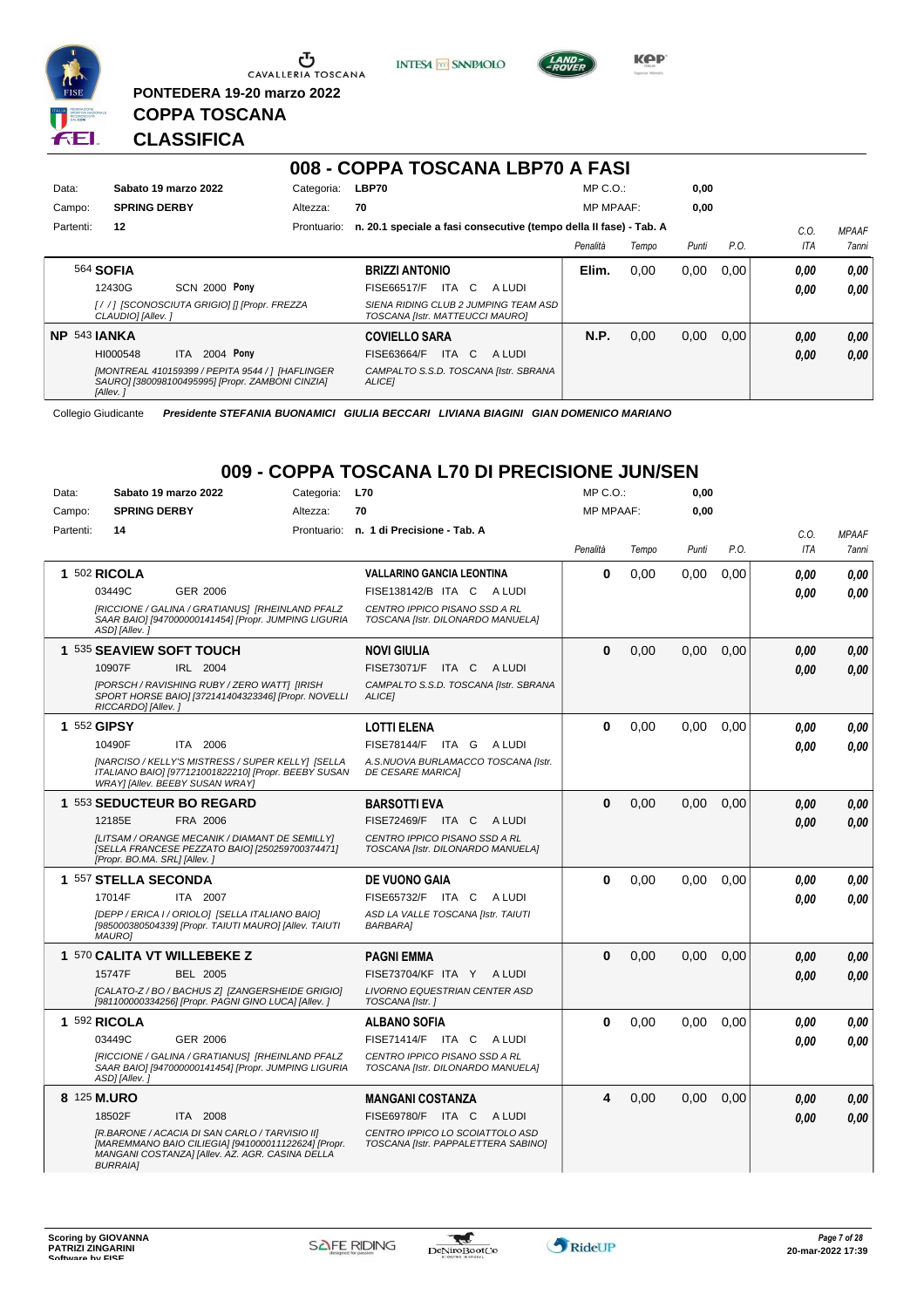PONTEDERA 19-20 marzo 2022

**COPPA TOSCANA**

**CLASSIFICA**

## 008 - COPPA TOSCANA LBP70 A FASI

| | | | | | | |
|---|---|---|---|---|---|---|
| Data: | **Sabato 19 marzo 2022** | Categoria: | **LBP70** | MP C.O.: | **0,00** | |
| Campo: | **SPRING DERBY** | Altezza: | **70** | MP MPAAF: | **0,00** | |
| Partenti: | **12** | Prontuario: | **n. 20.1 speciale a fasi consecutive (tempo della II fase) - Tab. A** | | | |

| Cl. | Cavallo | Cavaliere | Penalità | Tempo | Punti | P.O. | C.O. ITA | MPAAF 7anni |
|---|---|---|---|---|---|---|---|---|
| | 564 **SOFIA** 12430G SCN 2000 **Pony** [/ / ] [SCONOSCIUTA GRIGIO] [] [Propr. FREZZA CLAUDIO] [Allev. ] | **BRIZZI ANTONIO** FISE66517/F ITA C A LUDI SIENA RIDING CLUB 2 JUMPING TEAM ASD TOSCANA [Istr. MATTEUCCI MAURO] | **Elim.** | 0,00 | 0,00 | 0,00 | **0,00** **0,00** | **0,00** **0,00** |
| **NP** | 543 **IANKA** HI000548 ITA 2004 **Pony** [MONTREAL 410159399 / PEPITA 9544 / ] [HAFLINGER SAURO] [380098100495995] [Propr. ZAMBONI CINZIA] [Allev. ] | **COVIELLO SARA** FISE63664/F ITA C A LUDI CAMPALTO S.S.D. TOSCANA [Istr. SBRANA ALICE] | **N.P.** | 0,00 | 0,00 | 0,00 | **0,00** **0,00** | **0,00** **0,00** |

Collegio Giudicante *Presidente STEFANIA BUONAMICI GIULIA BECCARI LIVIANA BIAGINI GIAN DOMENICO MARIANO*

## 009 - COPPA TOSCANA L70 DI PRECISIONE JUN/SEN

| | | | | | | |
|---|---|---|---|---|---|---|
| Data: | **Sabato 19 marzo 2022** | Categoria: | **L70** | MP C.O.: | **0,00** | |
| Campo: | **SPRING DERBY** | Altezza: | **70** | MP MPAAF: | **0,00** | |
| Partenti: | **14** | Prontuario: | **n. 1 di Precisione - Tab. A** | | | |

| Cl. | Cavallo | Cavaliere | Penalità | Tempo | Punti | P.O. | C.O. ITA | MPAAF 7anni |
|---|---|---|---|---|---|---|---|---|
| **1** | 502 **RICOLA** 03449C GER 2006 [RICCIONE / GALINA / GRATIANUS] [RHEINLAND PFALZ SAAR BAIO] [947000000141454] [Propr. JUMPING LIGURIA ASD] [Allev. ] | **VALLARINO GANCIA LEONTINA** FISE138142/B ITA C A LUDI CENTRO IPPICO PISANO SSD A RL TOSCANA [Istr. DILONARDO MANUELA] | **0** | 0,00 | 0,00 | 0,00 | **0,00** **0,00** | **0,00** **0,00** |
| **1** | 535 **SEAVIEW SOFT TOUCH** 10907F IRL 2004 [PORSCH / RAVISHING RUBY / ZERO WATT] [IRISH SPORT HORSE BAIO] [372141404323346] [Propr. NOVELLI RICCARDO] [Allev. ] | **NOVI GIULIA** FISE73071/F ITA C A LUDI CAMPALTO S.S.D. TOSCANA [Istr. SBRANA ALICE] | **0** | 0,00 | 0,00 | 0,00 | **0,00** **0,00** | **0,00** **0,00** |
| **1** | 552 **GIPSY** 10490F ITA 2006 [NARCISO / KELLY'S MISTRESS / SUPER KELLY] [SELLA ITALIANO BAIO] [977121001822210] [Propr. BEEBY SUSAN WRAY] [Allev. BEEBY SUSAN WRAY] | **LOTTI ELENA** FISE78144/F ITA G A LUDI A.S.NUOVA BURLAMACCO TOSCANA [Istr. DE CESARE MARICA] | **0** | 0,00 | 0,00 | 0,00 | **0,00** **0,00** | **0,00** **0,00** |
| **1** | 553 **SEDUCTEUR BO REGARD** 12185E FRA 2006 [LITSAM / ORANGE MECANIK / DIAMANT DE SEMILLY] [SELLA FRANCESE PEZZATO BAIO] [250259700374471] [Propr. BO.MA. SRL] [Allev. ] | **BARSOTTI EVA** FISE72469/F ITA C A LUDI CENTRO IPPICO PISANO SSD A RL TOSCANA [Istr. DILONARDO MANUELA] | **0** | 0,00 | 0,00 | 0,00 | **0,00** **0,00** | **0,00** **0,00** |
| **1** | 557 **STELLA SECONDA** 17014F ITA 2007 [DEPP / ERICA I / ORIOLO] [SELLA ITALIANO BAIO] [985000380504339] [Propr. TAIUTI MAURO] [Allev. TAIUTI MAURO] | **DE VUONO GAIA** FISE65732/F ITA C A LUDI ASD LA VALLE TOSCANA [Istr. TAIUTI BARBARA] | **0** | 0,00 | 0,00 | 0,00 | **0,00** **0,00** | **0,00** **0,00** |
| **1** | 570 **CALITA VT WILLEBEKE Z** 15747F BEL 2005 [CALATO-Z / BO / BACHUS Z] [ZANGERSHEIDE GRIGIO] [981100000334256] [Propr. PAGNI GINO LUCA] [Allev. ] | **PAGNI EMMA** FISE73704/KF ITA Y A LUDI LIVORNO EQUESTRIAN CENTER ASD TOSCANA [Istr. ] | **0** | 0,00 | 0,00 | 0,00 | **0,00** **0,00** | **0,00** **0,00** |
| **1** | 592 **RICOLA** 03449C GER 2006 [RICCIONE / GALINA / GRATIANUS] [RHEINLAND PFALZ SAAR BAIO] [947000000141454] [Propr. JUMPING LIGURIA ASD] [Allev. ] | **ALBANO SOFIA** FISE71414/F ITA C A LUDI CENTRO IPPICO PISANO SSD A RL TOSCANA [Istr. DILONARDO MANUELA] | **0** | 0,00 | 0,00 | 0,00 | **0,00** **0,00** | **0,00** **0,00** |
| **8** | 125 **M.URO** 18502F ITA 2008 [R.BARONE / ACACIA DI SAN CARLO / TARVISIO II] [MAREMMANO BAIO CILIEGIA] [941000011122624] [Propr. MANGANI COSTANZA] [Allev. AZ. AGR. CASINA DELLA BURRAIA] | **MANGANI COSTANZA** FISE69780/F ITA C A LUDI CENTRO IPPICO LO SCOIATTOLO ASD TOSCANA [Istr. PAPPALETTERA SABINO] | **4** | 0,00 | 0,00 | 0,00 | **0,00** **0,00** | **0,00** **0,00** |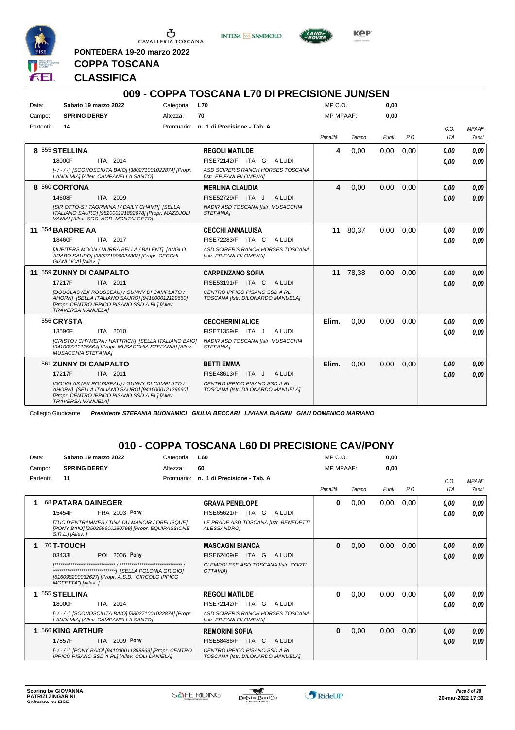PONTEDERA 19-20 marzo 2022

**COPPA TOSCANA**

**CLASSIFICA**

## 009 - COPPA TOSCANA L70 DI PRECISIONE JUN/SEN

| | | | | | |
|---|---|---|---|---|---|
| Data: | **Sabato 19 marzo 2022** | Categoria: | **L70** | MP C.O.: | **0,00** |
| Campo: | **SPRING DERBY** | Altezza: | **70** | MP MPAAF: | **0,00** |
| Partenti: | **14** | Prontuario: | **n. 1 di Precisione - Tab. A** | | |

| Class. | Cavallo | Cavaliere | Penalità | Tempo | Punti | P.O. | C.O. ITA | MPAAF 7anni |
|---|---|---|---|---|---|---|---|---|
| 8 | 555 **STELLINA** 18000F ITA 2014 *[- / - / -] [SCONOSCIUTA BAIO] [380271001022874] [Propr. LANDI MIA] [Allev. CAMPANELLA SANTO]* | **REGOLI MATILDE** FISE72142/F ITA G A LUDI *ASD SCIRER'S RANCH HORSES TOSCANA [Istr. EPIFANI FILOMENA]* | 4 | 0,00 | 0,00 | 0,00 | 0,00 / 0,00 | 0,00 / 0,00 |
| 8 | 560 **CORTONA** 14608F ITA 2009 *[SIR OTTO-S / TAORMINA I / DAILY CHAMP] [SELLA ITALIANO SAURO] [982000121892678] [Propr. MAZZUOLI VANIA] [Allev. SOC. AGR. MONTALGETO]* | **MERLINA CLAUDIA** FISE52729/F ITA J A LUDI *NADIR ASD TOSCANA [Istr. MUSACCHIA STEFANIA]* | 4 | 0,00 | 0,00 | 0,00 | 0,00 / 0,00 | 0,00 / 0,00 |
| 11 | 554 **BARORE AA** 18460F ITA 2017 *[JUPITERS MOON / NURRA BELLA / BALENT] [ANGLO ARABO SAURO] [380271000024302] [Propr. CECCHI GIANLUCA] [Allev. ]* | **CECCHI ANNALUISA** FISE72283/F ITA C A LUDI *ASD SCIRER'S RANCH HORSES TOSCANA [Istr. EPIFANI FILOMENA]* | 11 | 80,37 | 0,00 | 0,00 | 0,00 / 0,00 | 0,00 / 0,00 |
| 11 | 559 **ZUNNY DI CAMPALTO** 17217F ITA 2011 *[DOUGLAS (EX ROUSSEAU) / GUNNY DI CAMPLATO / AHORN] [SELLA ITALIANO SAURO] [941000012129660] [Propr. CENTRO IPPICO PISANO SSD A RL] [Allev. TRAVERSA MANUELA]* | **CARPENZANO SOFIA** FISE53191/F ITA C A LUDI *CENTRO IPPICO PISANO SSD A RL TOSCANA [Istr. DILONARDO MANUELA]* | 11 | 78,38 | 0,00 | 0,00 | 0,00 / 0,00 | 0,00 / 0,00 |
| | 556 **CRYSTA** 13596F ITA 2010 *[CRISTO / CHYMERA / HATTRICK] [SELLA ITALIANO BAIO] [941000012125564] [Propr. MUSACCHIA STEFANIA] [Allev. MUSACCHIA STEFANIA]* | **CECCHERINI ALICE** FISE71359/F ITA J A LUDI *NADIR ASD TOSCANA [Istr. MUSACCHIA STEFANIA]* | Elim. | 0,00 | 0,00 | 0,00 | 0,00 / 0,00 | 0,00 / 0,00 |
| | 561 **ZUNNY DI CAMPALTO** 17217F ITA 2011 *[DOUGLAS (EX ROUSSEAU) / GUNNY DI CAMPLATO / AHORN] [SELLA ITALIANO SAURO] [941000012129660] [Propr. CENTRO IPPICO PISANO SSD A RL] [Allev. TRAVERSA MANUELA]* | **BETTI EMMA** FISE48613/F ITA J A LUDI *CENTRO IPPICO PISANO SSD A RL TOSCANA [Istr. DILONARDO MANUELA]* | Elim. | 0,00 | 0,00 | 0,00 | 0,00 / 0,00 | 0,00 / 0,00 |

Collegio Giudicante ***Presidente STEFANIA BUONAMICI GIULIA BECCARI LIVIANA BIAGINI GIAN DOMENICO MARIANO***

## 010 - COPPA TOSCANA L60 DI PRECISIONE CAV/PONY

| | | | | | |
|---|---|---|---|---|---|
| Data: | **Sabato 19 marzo 2022** | Categoria: | **L60** | MP C.O.: | **0,00** |
| Campo: | **SPRING DERBY** | Altezza: | **60** | MP MPAAF: | **0,00** |
| Partenti: | **11** | Prontuario: | **n. 1 di Precisione - Tab. A** | | |

| Class. | Cavallo | Cavaliere | Penalità | Tempo | Punti | P.O. | C.O. ITA | MPAAF 7anni |
|---|---|---|---|---|---|---|---|---|
| 1 | 68 **PATARA DAINEGER** 15454F FRA 2003 **Pony** *[TUC D'ENTRAMMES / TINA DU MANOIR / OBELISQUE] [PONY BAIO] [250259600280799] [Propr. EQUIPASSIONE S.R.L.] [Allev. ]* | **GRAVA PENELOPE** FISE65621/F ITA G A LUDI *LE PRADE ASD TOSCANA [Istr. BENEDETTI ALESSANDRO]* | 0 | 0,00 | 0,00 | 0,00 | 0,00 / 0,00 | 0,00 / 0,00 |
| 1 | 70 **T-TOUCH** 03433I POL 2006 **Pony** *[******************************* / ******************************* / *******************************] [SELLA POLONIA GRIGIO] [616098200032627] [Propr. A.S.D. "CIRCOLO IPPICO MOFETTA"] [Allev. ]* | **MASCAGNI BIANCA** FISE62409/F ITA G A LUDI *CI EMPOLESE ASD TOSCANA [Istr. CORTI OTTAVIA]* | 0 | 0,00 | 0,00 | 0,00 | 0,00 / 0,00 | 0,00 / 0,00 |
| 1 | 555 **STELLINA** 18000F ITA 2014 *[- / - / -] [SCONOSCIUTA BAIO] [380271001022874] [Propr. LANDI MIA] [Allev. CAMPANELLA SANTO]* | **REGOLI MATILDE** FISE72142/F ITA G A LUDI *ASD SCIRER'S RANCH HORSES TOSCANA [Istr. EPIFANI FILOMENA]* | 0 | 0,00 | 0,00 | 0,00 | 0,00 / 0,00 | 0,00 / 0,00 |
| 1 | 566 **KING ARTHUR** 17857F ITA 2009 **Pony** *[- / - / -] [PONY BAIO] [941000011398869] [Propr. CENTRO IPPICO PISANO SSD A RL] [Allev. COLI DANIELA]* | **REMORINI SOFIA** FISE58486/F ITA C A LUDI *CENTRO IPPICO PISANO SSD A RL TOSCANA [Istr. DILONARDO MANUELA]* | 0 | 0,00 | 0,00 | 0,00 | 0,00 / 0,00 | 0,00 / 0,00 |

Scoring by GIOVANNA PATRIZI ZINGARINI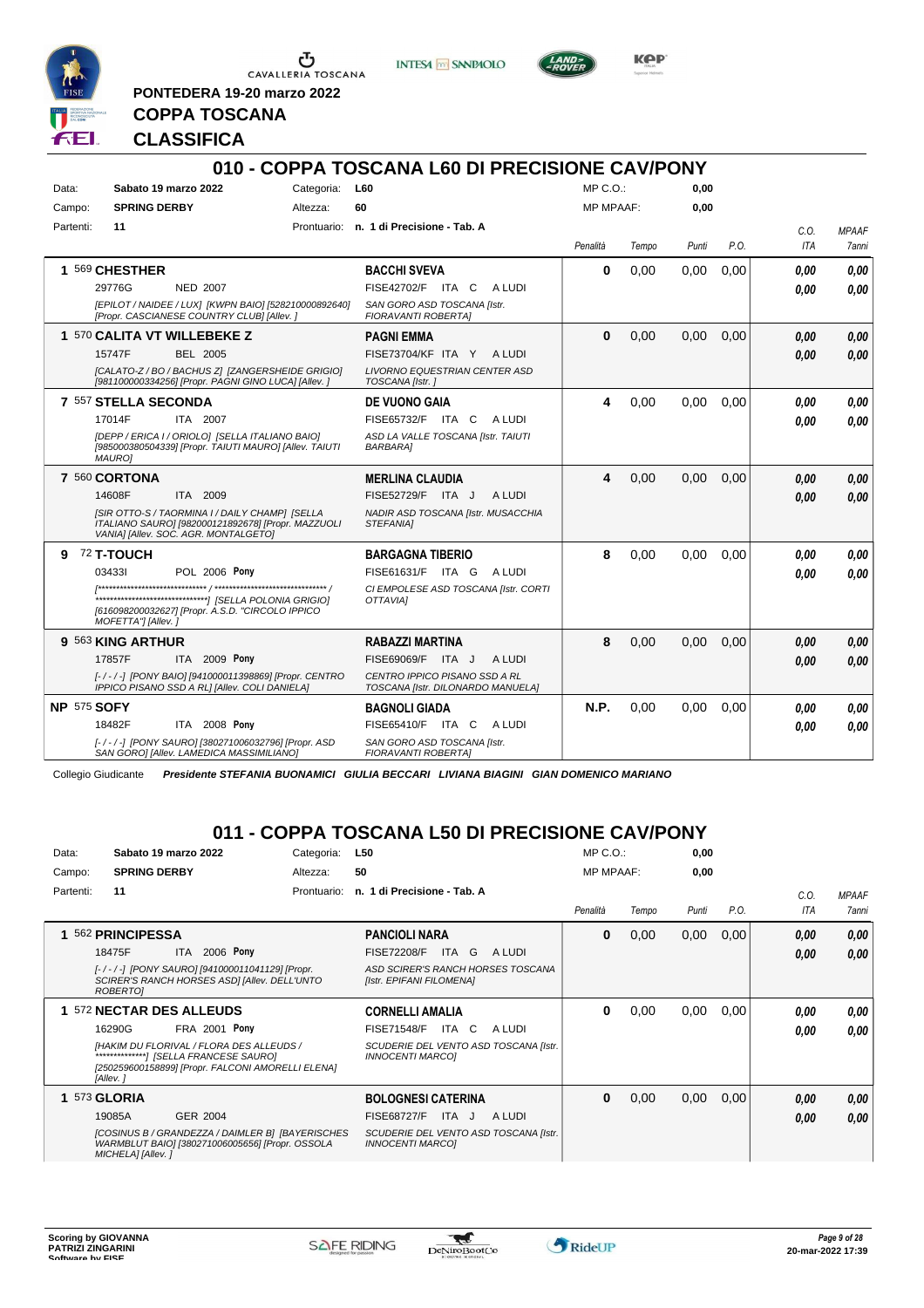PONTEDERA 19-20 marzo 2022

# COPPA TOSCANA

# CLASSIFICA

## 010 - COPPA TOSCANA L60 DI PRECISIONE CAV/PONY

Data: **Sabato 19 marzo 2022** Categoria: **L60** MP C.O.: **0,00**
Campo: **SPRING DERBY** Altezza: **60** MP MPAAF: **0,00**
Partenti: **11** Prontuario: **n. 1 di Precisione - Tab. A**

| Cl. | Cavallo | Cavaliere | Penalità | Tempo | Punti | P.O. | C.O. ITA | MPAAF 7anni |
|---|---|---|---|---|---|---|---|---|
| 1 | 569 **CHESTHER**<br>29776G NED 2007<br>*[EPILOT / NAIDEE / LUX] [KWPN BAIO] [528210000892640] [Propr. CASCIANESE COUNTRY CLUB] [Allev. ]* | **BACCHI SVEVA**<br>FISE42702/F ITA C A LUDI<br>*SAN GORO ASD TOSCANA [Istr. FIORAVANTI ROBERTA]* | **0** | 0,00 | 0,00 | 0,00 | **0,00**<br>**0,00** | **0,00**<br>**0,00** |
| 1 | 570 **CALITA VT WILLEBEKE Z**<br>15747F BEL 2005<br>*[CALATO-Z / BO / BACHUS Z] [ZANGERSHEIDE GRIGIO] [981100000334256] [Propr. PAGNI GINO LUCA] [Allev. ]* | **PAGNI EMMA**<br>FISE73704/KF ITA Y A LUDI<br>*LIVORNO EQUESTRIAN CENTER ASD TOSCANA [Istr. ]* | **0** | 0,00 | 0,00 | 0,00 | **0,00**<br>**0,00** | **0,00**<br>**0,00** |
| 7 | 557 **STELLA SECONDA**<br>17014F ITA 2007<br>*[DEPP / ERICA I / ORIOLO] [SELLA ITALIANO BAIO] [985000380504339] [Propr. TAIUTI MAURO] [Allev. TAIUTI MAURO]* | **DE VUONO GAIA**<br>FISE65732/F ITA C A LUDI<br>*ASD LA VALLE TOSCANA [Istr. TAIUTI BARBARA]* | **4** | 0,00 | 0,00 | 0,00 | **0,00**<br>**0,00** | **0,00**<br>**0,00** |
| 7 | 560 **CORTONA**<br>14608F ITA 2009<br>*[SIR OTTO-S / TAORMINA I / DAILY CHAMP] [SELLA ITALIANO SAURO] [982000121892678] [Propr. MAZZUOLI VANIA] [Allev. SOC. AGR. MONTALGETO]* | **MERLINA CLAUDIA**<br>FISE52729/F ITA J A LUDI<br>*NADIR ASD TOSCANA [Istr. MUSACCHIA STEFANIA]* | **4** | 0,00 | 0,00 | 0,00 | **0,00**<br>**0,00** | **0,00**<br>**0,00** |
| 9 | 72 **T-TOUCH**<br>03433I POL 2006 **Pony**<br>*[****************************** / ******************************** / ********************************] [SELLA POLONIA GRIGIO] [616098200032627] [Propr. A.S.D. "CIRCOLO IPPICO MOFETTA"] [Allev. ]* | **BARGAGNA TIBERIO**<br>FISE61631/F ITA G A LUDI<br>*CI EMPOLESE ASD TOSCANA [Istr. CORTI OTTAVIA]* | **8** | 0,00 | 0,00 | 0,00 | **0,00**<br>**0,00** | **0,00**<br>**0,00** |
| 9 | 563 **KING ARTHUR**<br>17857F ITA 2009 **Pony**<br>*[- / - / -] [PONY BAIO] [941000011398869] [Propr. CENTRO IPPICO PISANO SSD A RL] [Allev. COLI DANIELA]* | **RABAZZI MARTINA**<br>FISE69069/F ITA J A LUDI<br>*CENTRO IPPICO PISANO SSD A RL TOSCANA [Istr. DILONARDO MANUELA]* | **8** | 0,00 | 0,00 | 0,00 | **0,00**<br>**0,00** | **0,00**<br>**0,00** |
| NP | 575 **SOFY**<br>18482F ITA 2008 **Pony**<br>*[- / - / -] [PONY SAURO] [380271006032796] [Propr. ASD SAN GORO] [Allev. LAMEDICA MASSIMILIANO]* | **BAGNOLI GIADA**<br>FISE65410/F ITA C A LUDI<br>*SAN GORO ASD TOSCANA [Istr. FIORAVANTI ROBERTA]* | **N.P.** | 0,00 | 0,00 | 0,00 | **0,00**<br>**0,00** | **0,00**<br>**0,00** |

Collegio Giudicante *Presidente STEFANIA BUONAMICI GIULIA BECCARI LIVIANA BIAGINI GIAN DOMENICO MARIANO*

## 011 - COPPA TOSCANA L50 DI PRECISIONE CAV/PONY

Data: **Sabato 19 marzo 2022** Categoria: **L50** MP C.O.: **0,00**
Campo: **SPRING DERBY** Altezza: **50** MP MPAAF: **0,00**
Partenti: **11** Prontuario: **n. 1 di Precisione - Tab. A**

| Cl. | Cavallo | Cavaliere | Penalità | Tempo | Punti | P.O. | C.O. ITA | MPAAF 7anni |
|---|---|---|---|---|---|---|---|---|
| 1 | 562 **PRINCIPESSA**<br>18475F ITA 2006 **Pony**<br>*[- / - / -] [PONY SAURO] [941000011041129] [Propr. SCIRER'S RANCH HORSES ASD] [Allev. DELL'UNTO ROBERTO]* | **PANCIOLI NARA**<br>FISE72208/F ITA G A LUDI<br>*ASD SCIRER'S RANCH HORSES TOSCANA [Istr. EPIFANI FILOMENA]* | **0** | 0,00 | 0,00 | 0,00 | **0,00**<br>**0,00** | **0,00**<br>**0,00** |
| 1 | 572 **NECTAR DES ALLEUDS**<br>16290G FRA 2001 **Pony**<br>*[HAKIM DU FLORIVAL / FLORA DES ALLEUDS / **************] [SELLA FRANCESE SAURO] [250259600158899] [Propr. FALCONI AMORELLI ELENA] [Allev. ]* | **CORNELLI AMALIA**<br>FISE71548/F ITA C A LUDI<br>*SCUDERIE DEL VENTO ASD TOSCANA [Istr. INNOCENTI MARCO]* | **0** | 0,00 | 0,00 | 0,00 | **0,00**<br>**0,00** | **0,00**<br>**0,00** |
| 1 | 573 **GLORIA**<br>19085A GER 2004<br>*[COSINUS B / GRANDEZZA / DAIMLER B] [BAYERISCHES WARMBLUT BAIO] [380271006005656] [Propr. OSSOLA MICHELA] [Allev. ]* | **BOLOGNESI CATERINA**<br>FISE68727/F ITA J A LUDI<br>*SCUDERIE DEL VENTO ASD TOSCANA [Istr. INNOCENTI MARCO]* | **0** | 0,00 | 0,00 | 0,00 | **0,00**<br>**0,00** | **0,00**<br>**0,00** |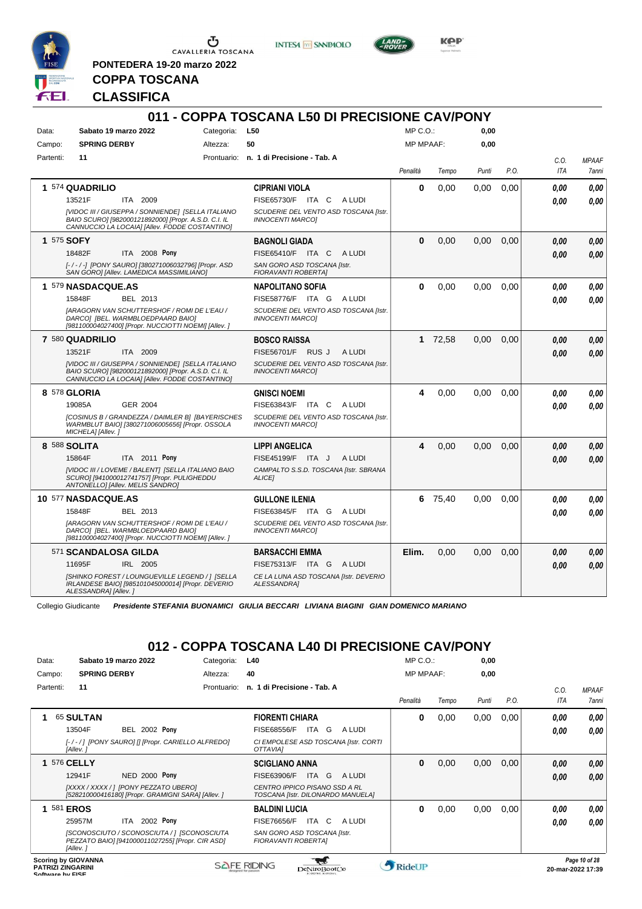PONTEDERA 19-20 marzo 2022

# COPPA TOSCANA

## CLASSIFICA

### 011 - COPPA TOSCANA L50 DI PRECISIONE CAV/PONY

| | | | | | |
|---|---|---|---|---|---|
| Data: | Sabato 19 marzo 2022 | Categoria: | L50 | MP C.O.: | 0,00 |
| Campo: | SPRING DERBY | Altezza: | 50 | MP MPAAF: | 0,00 |
| Partenti: | 11 | Prontuario: | n. 1 di Precisione - Tab. A | | |

| Cl. | Cavallo | Cavaliere | Penalità | Tempo | Punti | P.O. | C.O. ITA | MPAAF 7anni |
|---|---|---|---|---|---|---|---|---|
| 1 | 574 **QUADRILIO** 13521F ITA 2009 *[VIDOC III / GIUSEPPA / SONNIENDE] [SELLA ITALIANO BAIO SCURO] [982000121892000] [Propr. A.S.D. C.I. IL CANNUCCIO LA LOCAIA] [Allev. FODDE COSTANTINO]* | **CIPRIANI VIOLA** FISE65730/F ITA C A LUDI *SCUDERIE DEL VENTO ASD TOSCANA [Istr. INNOCENTI MARCO]* | 0 | 0,00 | 0,00 | 0,00 | 0,00 0,00 | 0,00 0,00 |
| 1 | 575 **SOFY** 18482F ITA 2008 **Pony** *[- / - / -] [PONY SAURO] [380271006032796] [Propr. ASD SAN GORO] [Allev. LAMEDICA MASSIMILIANO]* | **BAGNOLI GIADA** FISE65410/F ITA C A LUDI *SAN GORO ASD TOSCANA [Istr. FIORAVANTI ROBERTA]* | 0 | 0,00 | 0,00 | 0,00 | 0,00 0,00 | 0,00 0,00 |
| 1 | 579 **NASDACQUE.AS** 15848F BEL 2013 *[ARAGORN VAN SCHUTTERSHOF / ROMI DE L'EAU / DARCO] [BEL. WARMBLOEDPAARD BAIO] [981100004027400] [Propr. NUCCIOTTI NOEMI] [Allev. ]* | **NAPOLITANO SOFIA** FISE58776/F ITA G A LUDI *SCUDERIE DEL VENTO ASD TOSCANA [Istr. INNOCENTI MARCO]* | 0 | 0,00 | 0,00 | 0,00 | 0,00 0,00 | 0,00 0,00 |
| 7 | 580 **QUADRILIO** 13521F ITA 2009 *[VIDOC III / GIUSEPPA / SONNIENDE] [SELLA ITALIANO BAIO SCURO] [982000121892000] [Propr. A.S.D. C.I. IL CANNUCCIO LA LOCAIA] [Allev. FODDE COSTANTINO]* | **BOSCO RAISSA** FISE56701/F RUS J A LUDI *SCUDERIE DEL VENTO ASD TOSCANA [Istr. INNOCENTI MARCO]* | 1 | 72,58 | 0,00 | 0,00 | 0,00 0,00 | 0,00 0,00 |
| 8 | 578 **GLORIA** 19085A GER 2004 *[COSINUS B / GRANDEZZA / DAIMLER B] [BAYERISCHES WARMBLUT BAIO] [380271006005656] [Propr. OSSOLA MICHELA] [Allev. ]* | **GNISCI NOEMI** FISE63843/F ITA C A LUDI *SCUDERIE DEL VENTO ASD TOSCANA [Istr. INNOCENTI MARCO]* | 4 | 0,00 | 0,00 | 0,00 | 0,00 0,00 | 0,00 0,00 |
| 8 | 588 **SOLITA** 15864F ITA 2011 **Pony** *[VIDOC III / LOVEME / BALENT] [SELLA ITALIANO BAIO SCURO] [941000012741757] [Propr. PULIGHEDDU ANTONELLO] [Allev. MELIS SANDRO]* | **LIPPI ANGELICA** FISE45199/F ITA J A LUDI *CAMPALTO S.S.D. TOSCANA [Istr. SBRANA ALICE]* | 4 | 0,00 | 0,00 | 0,00 | 0,00 0,00 | 0,00 0,00 |
| 10 | 577 **NASDACQUE.AS** 15848F BEL 2013 *[ARAGORN VAN SCHUTTERSHOF / ROMI DE L'EAU / DARCO] [BEL. WARMBLOEDPAARD BAIO] [981100004027400] [Propr. NUCCIOTTI NOEMI] [Allev. ]* | **GULLONE ILENIA** FISE63845/F ITA G A LUDI *SCUDERIE DEL VENTO ASD TOSCANA [Istr. INNOCENTI MARCO]* | 6 | 75,40 | 0,00 | 0,00 | 0,00 0,00 | 0,00 0,00 |
| | 571 **SCANDALOSA GILDA** 11695F IRL 2005 *[SHINKO FOREST / LOUNGUEVILLE LEGEND / ] [SELLA IRLANDESE BAIO] [985101045000014] [Propr. DEVERIO ALESSANDRA] [Allev. ]* | **BARSACCHI EMMA** FISE75313/F ITA G A LUDI *CE LA LUNA ASD TOSCANA [Istr. DEVERIO ALESSANDRA]* | Elim. | 0,00 | 0,00 | 0,00 | 0,00 0,00 | 0,00 0,00 |

Collegio Giudicante *Presidente STEFANIA BUONAMICI GIULIA BECCARI LIVIANA BIAGINI GIAN DOMENICO MARIANO*

### 012 - COPPA TOSCANA L40 DI PRECISIONE CAV/PONY

| | | | | | |
|---|---|---|---|---|---|
| Data: | Sabato 19 marzo 2022 | Categoria: | L40 | MP C.O.: | 0,00 |
| Campo: | SPRING DERBY | Altezza: | 40 | MP MPAAF: | 0,00 |
| Partenti: | 11 | Prontuario: | n. 1 di Precisione - Tab. A | | |

| Cl. | Cavallo | Cavaliere | Penalità | Tempo | Punti | P.O. | C.O. ITA | MPAAF 7anni |
|---|---|---|---|---|---|---|---|---|
| 1 | 65 **SULTAN** 13504F BEL 2002 **Pony** *[- / - / ] [PONY SAURO] [] [Propr. CARIELLO ALFREDO] [Allev. ]* | **FIORENTI CHIARA** FISE68556/F ITA G A LUDI *CI EMPOLESE ASD TOSCANA [Istr. CORTI OTTAVIA]* | 0 | 0,00 | 0,00 | 0,00 | 0,00 0,00 | 0,00 0,00 |
| 1 | 576 **CELLY** 12941F NED 2000 **Pony** *[XXXX / XXXX / ] [PONY PEZZATO UBERO] [528210000416180] [Propr. GRAMIGNI SARA] [Allev. ]* | **SCIGLIANO ANNA** FISE63906/F ITA G A LUDI *CENTRO IPPICO PISANO SSD A RL TOSCANA [Istr. DILONARDO MANUELA]* | 0 | 0,00 | 0,00 | 0,00 | 0,00 0,00 | 0,00 0,00 |
| 1 | 581 **EROS** 25957M ITA 2002 **Pony** *[SCONOSCIUTO / SCONOSCIUTA / ] [SCONOSCIUTA PEZZATO BAIO] [941000011027255] [Propr. CIR ASD] [Allev. ]* | **BALDINI LUCIA** FISE76656/F ITA C A LUDI *SAN GORO ASD TOSCANA [Istr. FIORAVANTI ROBERTA]* | 0 | 0,00 | 0,00 | 0,00 | 0,00 0,00 | 0,00 0,00 |

Scoring by GIOVANNA PATRIZI ZINGARINI
20-mar-2022 17:39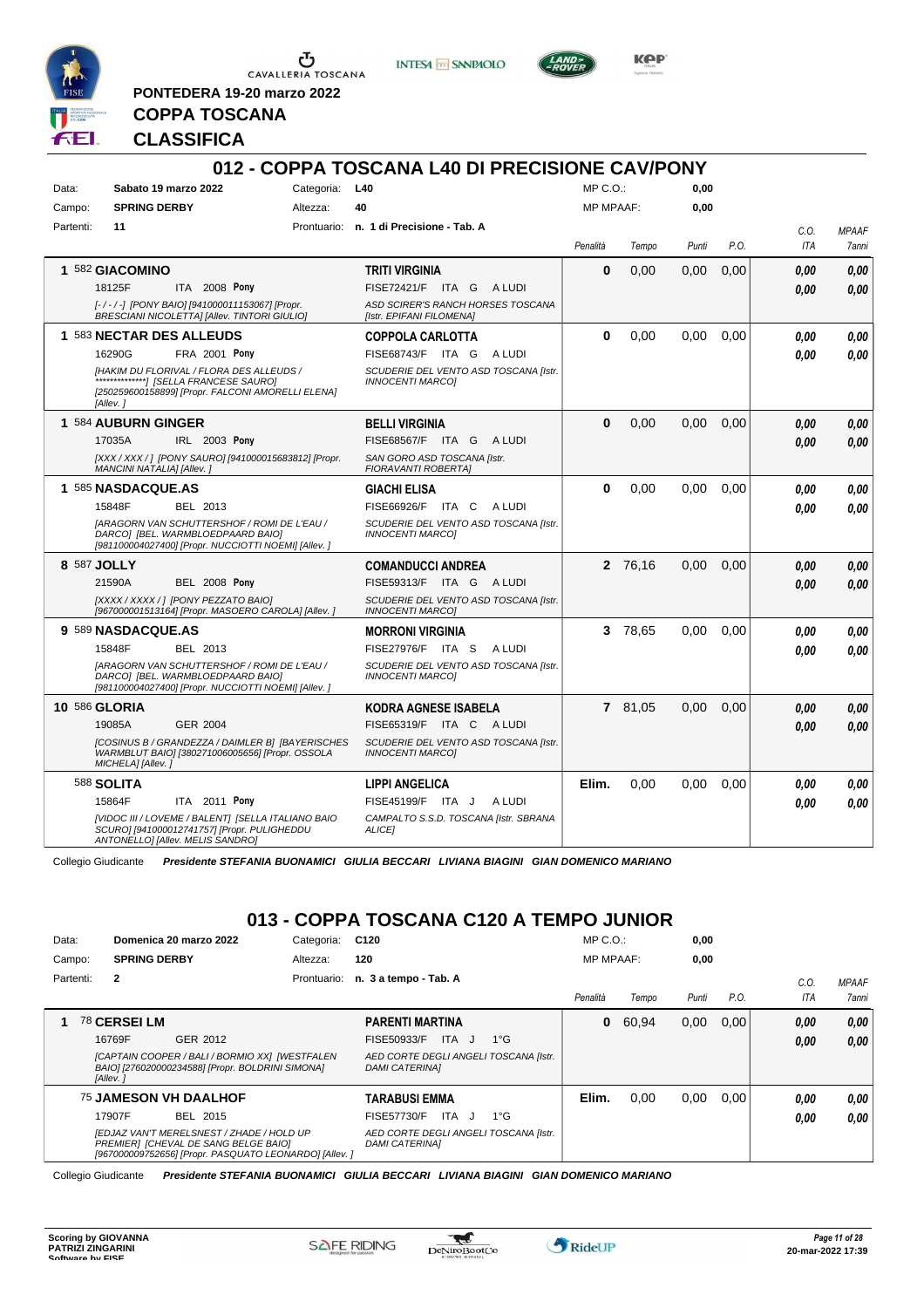PONTEDERA 19-20 marzo 2022

# COPPA TOSCANA

# CLASSIFICA

## 012 - COPPA TOSCANA L40 DI PRECISIONE CAV/PONY

Data: **Sabato 19 marzo 2022** | Categoria: **L40** | MP C.O.: **0,00**

Campo: **SPRING DERBY** | Altezza: **40** | MP MPAAF: **0,00**

Partenti: **11** | Prontuario: **n. 1 di Precisione - Tab. A**

| Cl. | Cavallo | Cavaliere | Penalità | Tempo | Punti | P.O. | C.O. ITA | MPAAF 7anni |
|---|---|---|---|---|---|---|---|---|
| 1 | 582 **GIACOMINO** 18125F ITA 2008 **Pony** [-/-/-] [PONY BAIO] [941000011153067] [Propr. BRESCIANI NICOLETTA] [Allev. TINTORI GIULIO] | **TRITI VIRGINIA** FISE72421/F ITA G A LUDI ASD SCIRER'S RANCH HORSES TOSCANA [Istr. EPIFANI FILOMENA] | 0 | 0,00 | 0,00 | 0,00 | 0,00 / 0,00 | 0,00 / 0,00 |
| 1 | 583 **NECTAR DES ALLEUDS** 16290G FRA 2001 **Pony** [HAKIM DU FLORIVAL / FLORA DES ALLEUDS / **************] [SELLA FRANCESE SAURO] [250259600158899] [Propr. FALCONI AMORELLI ELENA] [Allev. ] | **COPPOLA CARLOTTA** FISE68743/F ITA G A LUDI SCUDERIE DEL VENTO ASD TOSCANA [Istr. INNOCENTI MARCO] | 0 | 0,00 | 0,00 | 0,00 | 0,00 / 0,00 | 0,00 / 0,00 |
| 1 | 584 **AUBURN GINGER** 17035A IRL 2003 **Pony** [XXX / XXX / ] [PONY SAURO] [941000015683812] [Propr. MANCINI NATALIA] [Allev. ] | **BELLI VIRGINIA** FISE68567/F ITA G A LUDI SAN GORO ASD TOSCANA [Istr. FIORAVANTI ROBERTA] | 0 | 0,00 | 0,00 | 0,00 | 0,00 / 0,00 | 0,00 / 0,00 |
| 1 | 585 **NASDACQUE.AS** 15848F BEL 2013 [ARAGORN VAN SCHUTTERSHOF / ROMI DE L'EAU / DARCO] [BEL. WARMBLOEDPAARD BAIO] [981100004027400] [Propr. NUCCIOTTI NOEMI] [Allev. ] | **GIACHI ELISA** FISE66926/F ITA C A LUDI SCUDERIE DEL VENTO ASD TOSCANA [Istr. INNOCENTI MARCO] | 0 | 0,00 | 0,00 | 0,00 | 0,00 / 0,00 | 0,00 / 0,00 |
| 8 | 587 **JOLLY** 21590A BEL 2008 **Pony** [XXXX / XXXX / ] [PONY PEZZATO BAIO] [967000001513164] [Propr. MASOERO CAROLA] [Allev. ] | **COMANDUCCI ANDREA** FISE59313/F ITA G A LUDI SCUDERIE DEL VENTO ASD TOSCANA [Istr. INNOCENTI MARCO] | 2 | 76,16 | 0,00 | 0,00 | 0,00 / 0,00 | 0,00 / 0,00 |
| 9 | 589 **NASDACQUE.AS** 15848F BEL 2013 [ARAGORN VAN SCHUTTERSHOF / ROMI DE L'EAU / DARCO] [BEL. WARMBLOEDPAARD BAIO] [981100004027400] [Propr. NUCCIOTTI NOEMI] [Allev. ] | **MORRONI VIRGINIA** FISE27976/F ITA S A LUDI SCUDERIE DEL VENTO ASD TOSCANA [Istr. INNOCENTI MARCO] | 3 | 78,65 | 0,00 | 0,00 | 0,00 / 0,00 | 0,00 / 0,00 |
| 10 | 586 **GLORIA** 19085A GER 2004 [COSINUS B / GRANDEZZA / DAIMLER B] [BAYERISCHES WARMBLUT BAIO] [380271006005656] [Propr. OSSOLA MICHELA] [Allev. ] | **KODRA AGNESE ISABELA** FISE65319/F ITA C A LUDI SCUDERIE DEL VENTO ASD TOSCANA [Istr. INNOCENTI MARCO] | 7 | 81,05 | 0,00 | 0,00 | 0,00 / 0,00 | 0,00 / 0,00 |
| | 588 **SOLITA** 15864F ITA 2011 **Pony** [VIDOC III / LOVEME / BALENT] [SELLA ITALIANO BAIO SCURO] [941000012741757] [Propr. PULIGHEDDU ANTONELLO] [Allev. MELIS SANDRO] | **LIPPI ANGELICA** FISE45199/F ITA J A LUDI CAMPALTO S.S.D. TOSCANA [Istr. SBRANA ALICE] | Elim. | 0,00 | 0,00 | 0,00 | 0,00 / 0,00 | 0,00 / 0,00 |

Collegio Giudicante *Presidente STEFANIA BUONAMICI GIULIA BECCARI LIVIANA BIAGINI GIAN DOMENICO MARIANO*

## 013 - COPPA TOSCANA C120 A TEMPO JUNIOR

Data: **Domenica 20 marzo 2022** | Categoria: **C120** | MP C.O.: **0,00**

Campo: **SPRING DERBY** | Altezza: **120** | MP MPAAF: **0,00**

Partenti: **2** | Prontuario: **n. 3 a tempo - Tab. A**

| Cl. | Cavallo | Cavaliere | Penalità | Tempo | Punti | P.O. | C.O. ITA | MPAAF 7anni |
|---|---|---|---|---|---|---|---|---|
| 1 | 78 **CERSEI LM** 16769F GER 2012 [CAPTAIN COOPER / BALI / BORMIO XX] [WESTFALEN BAIO] [276020000234588] [Propr. BOLDRINI SIMONA] [Allev. ] | **PARENTI MARTINA** FISE50933/F ITA J 1°G AED CORTE DEGLI ANGELI TOSCANA [Istr. DAMI CATERINA] | 0 | 60,94 | 0,00 | 0,00 | 0,00 / 0,00 | 0,00 / 0,00 |
| | 75 **JAMESON VH DAALHOF** 17907F BEL 2015 [EDJAZ VAN'T MERELSNEST / ZHADE / HOLD UP PREMIER] [CHEVAL DE SANG BELGE BAIO] [967000009752656] [Propr. PASQUATO LEONARDO] [Allev. ] | **TARABUSI EMMA** FISE57730/F ITA J 1°G AED CORTE DEGLI ANGELI TOSCANA [Istr. DAMI CATERINA] | Elim. | 0,00 | 0,00 | 0,00 | 0,00 / 0,00 | 0,00 / 0,00 |

Collegio Giudicante *Presidente STEFANIA BUONAMICI GIULIA BECCARI LIVIANA BIAGINI GIAN DOMENICO MARIANO*

Scoring by GIOVANNA PATRIZI ZINGARINI
Software by FISE

20-mar-2022 17:39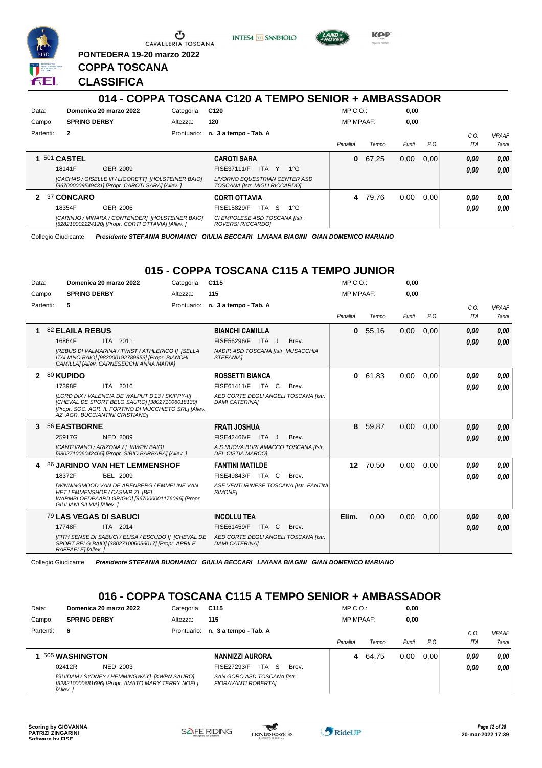PONTEDERA 19-20 marzo 2022

# COPPA TOSCANA

# CLASSIFICA

## 014 - COPPA TOSCANA C120 A TEMPO SENIOR + AMBASSADOR

| Data: | Domenica 20 marzo 2022 | Categoria: | C120 | MP C.O.: | 0,00 |
|---|---|---|---|---|---|
| Campo: | SPRING DERBY | Altezza: | 120 | MP MPAAF: | 0,00 |
| Partenti: | 2 | Prontuario: | n. 3 a tempo - Tab. A | | |

| Cl. | Cavallo | Cavaliere | Penalità | Tempo | Punti | P.O. | C.O. ITA | MPAAF 7anni |
|---|---|---|---|---|---|---|---|---|
| 1 | 501 **CASTEL**<br>18141F GER 2009<br>*[CACHAS / GISELLE III / LIGORETT] [HOLSTEINER BAIO] [967000009549431] [Propr. CAROTI SARA] [Allev. ]* | **CAROTI SARA**<br>FISE37111/F ITA Y 1°G<br>*LIVORNO EQUESTRIAN CENTER ASD TOSCANA [Istr. MIGLI RICCARDO]* | 0 | 67,25 | 0,00 | 0,00 | 0,00<br>0,00 | 0,00<br>0,00 |
| 2 | 37 **CONCARO**<br>18354F GER 2006<br>*[CARINJO / MINARA / CONTENDER] [HOLSTEINER BAIO] [528210002224120] [Propr. CORTI OTTAVIA] [Allev. ]* | **CORTI OTTAVIA**<br>FISE15829/F ITA S 1°G<br>*CI EMPOLESE ASD TOSCANA [Istr. ROVERSI RICCARDO]* | 4 | 79,76 | 0,00 | 0,00 | 0,00<br>0,00 | 0,00<br>0,00 |

Collegio Giudicante *Presidente STEFANIA BUONAMICI GIULIA BECCARI LIVIANA BIAGINI GIAN DOMENICO MARIANO*

## 015 - COPPA TOSCANA C115 A TEMPO JUNIOR

| Data: | Domenica 20 marzo 2022 | Categoria: | C115 | MP C.O.: | 0,00 |
|---|---|---|---|---|---|
| Campo: | SPRING DERBY | Altezza: | 115 | MP MPAAF: | 0,00 |
| Partenti: | 5 | Prontuario: | n. 3 a tempo - Tab. A | | |

| Cl. | Cavallo | Cavaliere | Penalità | Tempo | Punti | P.O. | C.O. ITA | MPAAF 7anni |
|---|---|---|---|---|---|---|---|---|
| 1 | 82 **ELAILA REBUS**<br>16864F ITA 2011<br>*[REBUS DI VALMARINA / TWIST / ATHLERICO I] [SELLA ITALIANO BAIO] [982000192789953] [Propr. BIANCHI CAMILLA] [Allev. CARNESECCHI ANNA MARIA]* | **BIANCHI CAMILLA**<br>FISE56296/F ITA J Brev.<br>*NADIR ASD TOSCANA [Istr. MUSACCHIA STEFANIA]* | 0 | 55,16 | 0,00 | 0,00 | 0,00<br>0,00 | 0,00<br>0,00 |
| 2 | 80 **KUPIDO**<br>17398F ITA 2016<br>*[LORD DIX / VALENCIA DE WALPUT D'13 / SKIPPY-II] [CHEVAL DE SPORT BELG SAURO] [380271006018130] [Propr. SOC. AGR. IL FORTINO DI MUCCHIETO SRL] [Allev. AZ. AGR. BUCCIANTINI CRISTIANO]* | **ROSSETTI BIANCA**<br>FISE61411/F ITA C Brev.<br>*AED CORTE DEGLI ANGELI TOSCANA [Istr. DAMI CATERINA]* | 0 | 61,83 | 0,00 | 0,00 | 0,00<br>0,00 | 0,00<br>0,00 |
| 3 | 56 **EASTBORNE**<br>25917G NED 2009<br>*[CANTURANO / ARIZONA / ] [KWPN BAIO] [380271006042465] [Propr. SIBIO BARBARA] [Allev. ]* | **FRATI JOSHUA**<br>FISE42466/F ITA J Brev.<br>*A.S.NUOVA BURLAMACCO TOSCANA [Istr. DEL CISTIA MARCO]* | 8 | 59,87 | 0,00 | 0,00 | 0,00<br>0,00 | 0,00<br>0,00 |
| 4 | 86 **JARINDO VAN HET LEMMENSHOF**<br>18372F BEL 2009<br>*[WINNINGMOOD VAN DE ARENBERG / EMMELINE VAN HET LEMMENSHOF / CASMIR Z] [BEL. WARMBLOEDPAARD GRIGIO] [967000001176096] [Propr. GIULIANI SILVIA] [Allev. ]* | **FANTINI MATILDE**<br>FISE49843/F ITA C Brev.<br>*ASE VENTURINESE TOSCANA [Istr. FANTINI SIMONE]* | 12 | 70,50 | 0,00 | 0,00 | 0,00<br>0,00 | 0,00<br>0,00 |
| | 79 **LAS VEGAS DI SABUCI**<br>17748F ITA 2014<br>*[FITH SENSE DI SABUCI / ELISA / ESCUDO I] [CHEVAL DE SPORT BELG BAIO] [380271006056017] [Propr. APRILE RAFFAELE] [Allev. ]* | **INCOLLU TEA**<br>FISE61459/F ITA C Brev.<br>*AED CORTE DEGLI ANGELI TOSCANA [Istr. DAMI CATERINA]* | Elim. | 0,00 | 0,00 | 0,00 | 0,00<br>0,00 | 0,00<br>0,00 |

Collegio Giudicante *Presidente STEFANIA BUONAMICI GIULIA BECCARI LIVIANA BIAGINI GIAN DOMENICO MARIANO*

## 016 - COPPA TOSCANA C115 A TEMPO SENIOR + AMBASSADOR

| Data: | Domenica 20 marzo 2022 | Categoria: | C115 | MP C.O.: | 0,00 |
|---|---|---|---|---|---|
| Campo: | SPRING DERBY | Altezza: | 115 | MP MPAAF: | 0,00 |
| Partenti: | 6 | Prontuario: | n. 3 a tempo - Tab. A | | |

| Cl. | Cavallo | Cavaliere | Penalità | Tempo | Punti | P.O. | C.O. ITA | MPAAF 7anni |
|---|---|---|---|---|---|---|---|---|
| 1 | 505 **WASHINGTON**<br>02412R NED 2003<br>*[GUIDAM / SYDNEY / HEMMINGWAY] [KWPN SAURO] [528210000681696] [Propr. AMATO MARY TERRY NOEL] [Allev. ]* | **NANNIZZI AURORA**<br>FISE27293/F ITA S Brev.<br>*SAN GORO ASD TOSCANA [Istr. FIORAVANTI ROBERTA]* | 4 | 64,75 | 0,00 | 0,00 | 0,00<br>0,00 | 0,00<br>0,00 |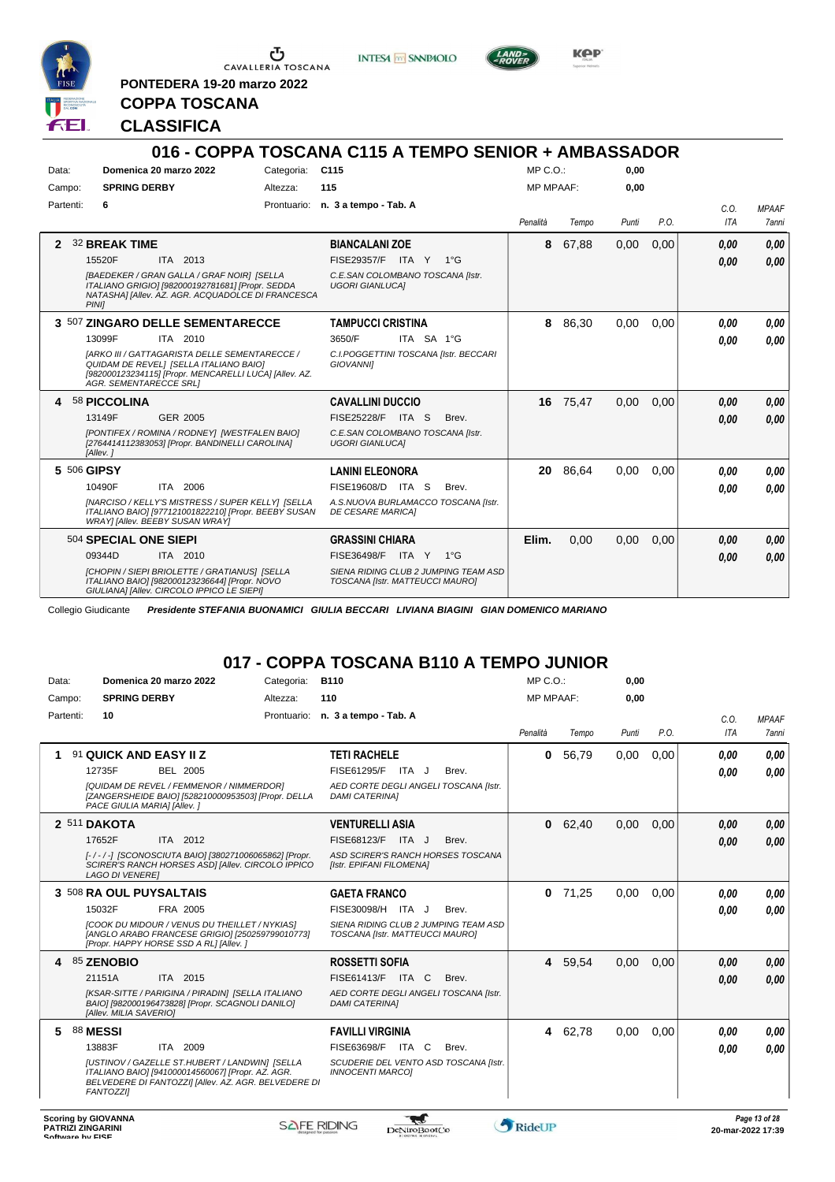PONTEDERA 19-20 marzo 2022

# COPPA TOSCANA

# CLASSIFICA

## 016 - COPPA TOSCANA C115 A TEMPO SENIOR + AMBASSADOR

Data: **Domenica 20 marzo 2022** Categoria: **C115** MP C.O.: **0,00**

Campo: **SPRING DERBY** Altezza: **115** MP MPAAF: **0,00**

Partenti: **6** Prontuario: **n. 3 a tempo - Tab. A**

| | Cavallo | Cavaliere | Penalità | Tempo | Punti | P.O. | C.O. ITA | MPAAF 7anni |
|---|---|---|---|---|---|---|---|---|
| 2 | 32 **BREAK TIME** 15520F ITA 2013 *[BAEDEKER / GRAN GALLA / GRAF NOIR] [SELLA ITALIANO GRIGIO] [982000192781681] [Propr. SEDDA NATASHA] [Allev. AZ. AGR. ACQUADOLCE DI FRANCESCA PINI]* | **BIANCALANI ZOE** FISE29357/F ITA Y 1°G *C.E.SAN COLOMBANO TOSCANA [Istr. UGORI GIANLUCA]* | 8 | 67,88 | 0,00 | 0,00 | 0,00 / 0,00 | 0,00 / 0,00 |
| 3 | 507 **ZINGARO DELLE SEMENTARECCE** 13099F ITA 2010 *[ARKO III / GATTAGARISTA DELLE SEMENTARECCE / QUIDAM DE REVEL] [SELLA ITALIANO BAIO] [982000123234115] [Propr. MENCARELLI LUCA] [Allev. AZ. AGR. SEMENTARECCE SRL]* | **TAMPUCCI CRISTINA** 3650/F ITA SA 1°G *C.I.POGGETTINI TOSCANA [Istr. BECCARI GIOVANNI]* | 8 | 86,30 | 0,00 | 0,00 | 0,00 / 0,00 | 0,00 / 0,00 |
| 4 | 58 **PICCOLINA** 13149F GER 2005 *[PONTIFEX / ROMINA / RODNEY] [WESTFALEN BAIO] [276441412383053] [Propr. BANDINELLI CAROLINA] [Allev. ]* | **CAVALLINI DUCCIO** FISE25228/F ITA S Brev. *C.E.SAN COLOMBANO TOSCANA [Istr. UGORI GIANLUCA]* | 16 | 75,47 | 0,00 | 0,00 | 0,00 / 0,00 | 0,00 / 0,00 |
| 5 | 506 **GIPSY** 10490F ITA 2006 *[NARCISO / KELLY'S MISTRESS / SUPER KELLY] [SELLA ITALIANO BAIO] [977121001822210] [Propr. BEEBY SUSAN WRAY] [Allev. BEEBY SUSAN WRAY]* | **LANINI ELEONORA** FISE19608/D ITA S Brev. *A.S.NUOVA BURLAMACCO TOSCANA [Istr. DE CESARE MARICA]* | 20 | 86,64 | 0,00 | 0,00 | 0,00 / 0,00 | 0,00 / 0,00 |
| | 504 **SPECIAL ONE SIEPI** 09344D ITA 2010 *[CHOPIN / SIEPI BRIOLETTE / GRATIANUS] [SELLA ITALIANO BAIO] [982000123236644] [Propr. NOVO GIULIANA] [Allev. CIRCOLO IPPICO LE SIEPI]* | **GRASSINI CHIARA** FISE36498/F ITA Y 1°G *SIENA RIDING CLUB 2 JUMPING TEAM ASD TOSCANA [Istr. MATTEUCCI MAURO]* | Elim. | 0,00 | 0,00 | 0,00 | 0,00 / 0,00 | 0,00 / 0,00 |

Collegio Giudicante *Presidente STEFANIA BUONAMICI GIULIA BECCARI LIVIANA BIAGINI GIAN DOMENICO MARIANO*

## 017 - COPPA TOSCANA B110 A TEMPO JUNIOR

Data: **Domenica 20 marzo 2022** Categoria: **B110** MP C.O.: **0,00**

Campo: **SPRING DERBY** Altezza: **110** MP MPAAF: **0,00**

Partenti: **10** Prontuario: **n. 3 a tempo - Tab. A**

| | Cavallo | Cavaliere | Penalità | Tempo | Punti | P.O. | C.O. ITA | MPAAF 7anni |
|---|---|---|---|---|---|---|---|---|
| 1 | 91 **QUICK AND EASY II Z** 12735F BEL 2005 *[QUIDAM DE REVEL / FEMMENOR / NIMMERDOR] [ZANGERSHEIDE BAIO] [528210000953503] [Propr. DELLA PACE GIULIA MARIA] [Allev. ]* | **TETI RACHELE** FISE61295/F ITA J Brev. *AED CORTE DEGLI ANGELI TOSCANA [Istr. DAMI CATERINA]* | 0 | 56,79 | 0,00 | 0,00 | 0,00 / 0,00 | 0,00 / 0,00 |
| 2 | 511 **DAKOTA** 17652F ITA 2012 *[- / - / -] [SCONOSCIUTA BAIO] [380271006065862] [Propr. SCIRER'S RANCH HORSES ASD] [Allev. CIRCOLO IPPICO LAGO DI VENERE]* | **VENTURELLI ASIA** FISE68123/F ITA J Brev. *ASD SCIRER'S RANCH HORSES TOSCANA [Istr. EPIFANI FILOMENA]* | 0 | 62,40 | 0,00 | 0,00 | 0,00 / 0,00 | 0,00 / 0,00 |
| 3 | 508 **RA OUL PUYSALTAIS** 15032F FRA 2005 *[COOK DU MIDOUR / VENUS DU THEILLET / NYKIAS] [ANGLO ARABO FRANCESE GRIGIO] [250259799010773] [Propr. HAPPY HORSE SSD A RL] [Allev. ]* | **GAETA FRANCO** FISE30098/H ITA J Brev. *SIENA RIDING CLUB 2 JUMPING TEAM ASD TOSCANA [Istr. MATTEUCCI MAURO]* | 0 | 71,25 | 0,00 | 0,00 | 0,00 / 0,00 | 0,00 / 0,00 |
| 4 | 85 **ZENOBIO** 21151A ITA 2015 *[KSAR-SITTE / PARIGINA / PIRADIN] [SELLA ITALIANO BAIO] [982000196473828] [Propr. SCAGNOLI DANILO] [Allev. MILIA SAVERIO]* | **ROSSETTI SOFIA** FISE61413/F ITA C Brev. *AED CORTE DEGLI ANGELI TOSCANA [Istr. DAMI CATERINA]* | 4 | 59,54 | 0,00 | 0,00 | 0,00 / 0,00 | 0,00 / 0,00 |
| 5 | 88 **MESSI** 13883F ITA 2009 *[USTINOV / GAZELLE ST.HUBERT / LANDWIN] [SELLA ITALIANO BAIO] [941000014560067] [Propr. AZ. AGR. BELVEDERE DI FANTOZZI] [Allev. AZ. AGR. BELVEDERE DI FANTOZZI]* | **FAVILLI VIRGINIA** FISE63698/F ITA C Brev. *SCUDERIE DEL VENTO ASD TOSCANA [Istr. INNOCENTI MARCO]* | 4 | 62,78 | 0,00 | 0,00 | 0,00 / 0,00 | 0,00 / 0,00 |

Scoring by GIOVANNA PATRIZI ZINGARINI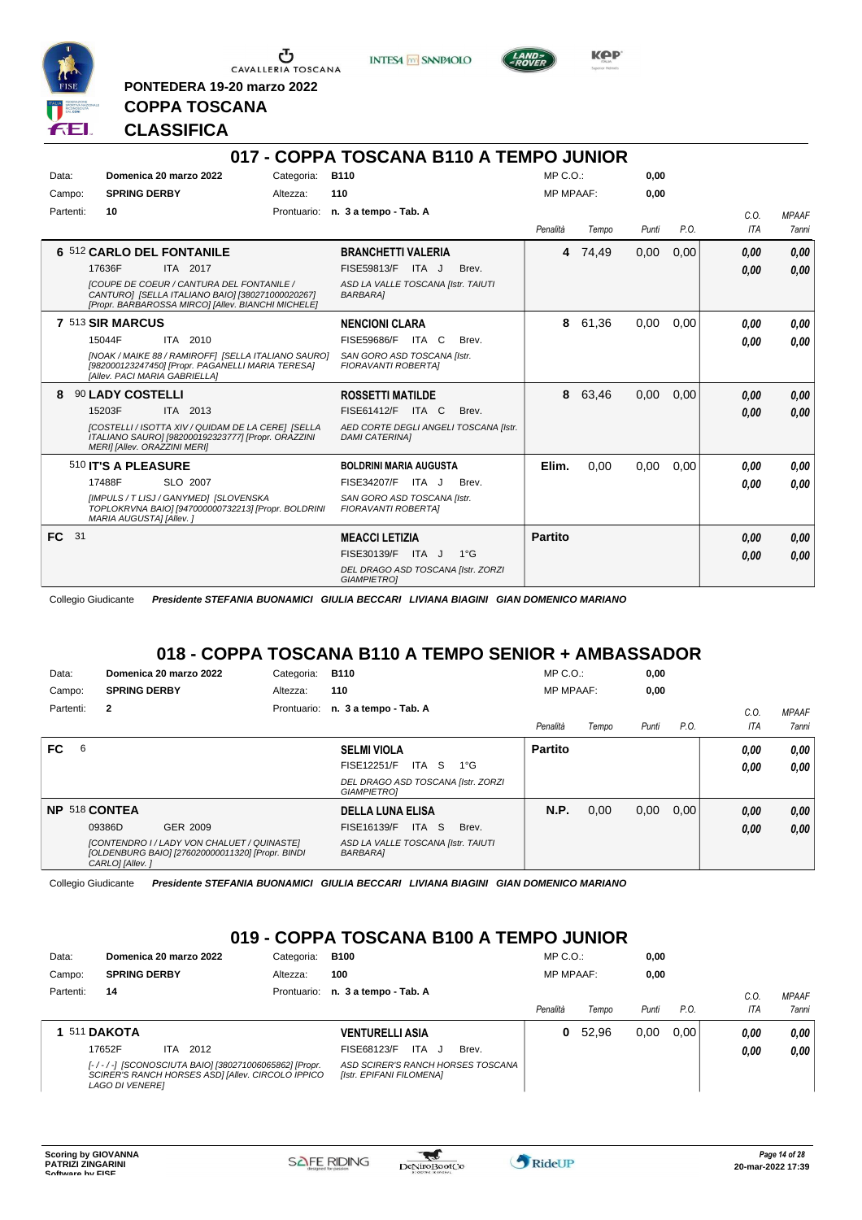PONTEDERA 19-20 marzo 2022

# COPPA TOSCANA

## CLASSIFICA

## 017 - COPPA TOSCANA B110 A TEMPO JUNIOR

| | | | |
|---|---|---|---|
| Data: | Domenica 20 marzo 2022 | Categoria: | B110 |
| Campo: | SPRING DERBY | Altezza: | 110 |
| Partenti: | 10 | Prontuario: | n. 3 a tempo - Tab. A |

MP C.O.: 0,00
MP MPAAF: 0,00

| Class. | Cavallo | Cavaliere | Penalità | Tempo | Punti | P.O. | C.O. ITA | MPAAF 7anni |
|---|---|---|---|---|---|---|---|---|
| 6 | 512 **CARLO DEL FONTANILE** 17636F ITA 2017 *[COUPE DE COEUR / CANTURA DEL FONTANILE / CANTURO] [SELLA ITALIANO BAIO] [380271000020267] [Propr. BARBAROSSA MIRCO] [Allev. BIANCHI MICHELE]* | **BRANCHETTI VALERIA** FISE59813/F ITA J Brev. *ASD LA VALLE TOSCANA [Istr. TAIUTI BARBARA]* | 4 | 74,49 | 0,00 | 0,00 | 0,00 / 0,00 | 0,00 / 0,00 |
| 7 | 513 **SIR MARCUS** 15044F ITA 2010 *[NOAK / MAIKE 88 / RAMIROFF] [SELLA ITALIANO SAURO] [982000123247450] [Propr. PAGANELLI MARIA TERESA] [Allev. PACI MARIA GABRIELLA]* | **NENCIONI CLARA** FISE59686/F ITA C Brev. *SAN GORO ASD TOSCANA [Istr. FIORAVANTI ROBERTA]* | 8 | 61,36 | 0,00 | 0,00 | 0,00 / 0,00 | 0,00 / 0,00 |
| 8 | 90 **LADY COSTELLI** 15203F ITA 2013 *[COSTELLI / ISOTTA XIV / QUIDAM DE LA CERE] [SELLA ITALIANO SAURO] [982000192323777] [Propr. ORAZZINI MERI] [Allev. ORAZZINI MERI]* | **ROSSETTI MATILDE** FISE61412/F ITA C Brev. *AED CORTE DEGLI ANGELI TOSCANA [Istr. DAMI CATERINA]* | 8 | 63,46 | 0,00 | 0,00 | 0,00 / 0,00 | 0,00 / 0,00 |
| | 510 **IT'S A PLEASURE** 17488F SLO 2007 *[IMPULS / T LISJ / GANYMED] [SLOVENSKA TOPLOKRVNA BAIO] [947000000732213] [Propr. BOLDRINI MARIA AUGUSTA] [Allev. ]* | **BOLDRINI MARIA AUGUSTA** FISE34207/F ITA J Brev. *SAN GORO ASD TOSCANA [Istr. FIORAVANTI ROBERTA]* | Elim. | 0,00 | 0,00 | 0,00 | 0,00 / 0,00 | 0,00 / 0,00 |
| FC | 31 | **MEACCI LETIZIA** FISE30139/F ITA J 1°G *DEL DRAGO ASD TOSCANA [Istr. ZORZI GIAMPIETRO]* | Partito | | | | 0,00 / 0,00 | 0,00 / 0,00 |

Collegio Giudicante *Presidente STEFANIA BUONAMICI GIULIA BECCARI LIVIANA BIAGINI GIAN DOMENICO MARIANO*

## 018 - COPPA TOSCANA B110 A TEMPO SENIOR + AMBASSADOR

| | | | |
|---|---|---|---|
| Data: | Domenica 20 marzo 2022 | Categoria: | B110 |
| Campo: | SPRING DERBY | Altezza: | 110 |
| Partenti: | 2 | Prontuario: | n. 3 a tempo - Tab. A |

MP C.O.: 0,00
MP MPAAF: 0,00

| Class. | Cavallo | Cavaliere | Penalità | Tempo | Punti | P.O. | C.O. ITA | MPAAF 7anni |
|---|---|---|---|---|---|---|---|---|
| FC | 6 | **SELMI VIOLA** FISE12251/F ITA S 1°G *DEL DRAGO ASD TOSCANA [Istr. ZORZI GIAMPIETRO]* | Partito | | | | 0,00 / 0,00 | 0,00 / 0,00 |
| NP | 518 **CONTEA** 09386D GER 2009 *[CONTENDRO I / LADY VON CHALUET / QUINASTE] [OLDENBURG BAIO] [276020000011320] [Propr. BINDI CARLO] [Allev. ]* | **DELLA LUNA ELISA** FISE16139/F ITA S Brev. *ASD LA VALLE TOSCANA [Istr. TAIUTI BARBARA]* | N.P. | 0,00 | 0,00 | 0,00 | 0,00 / 0,00 | 0,00 / 0,00 |

Collegio Giudicante *Presidente STEFANIA BUONAMICI GIULIA BECCARI LIVIANA BIAGINI GIAN DOMENICO MARIANO*

## 019 - COPPA TOSCANA B100 A TEMPO JUNIOR

| | | | |
|---|---|---|---|
| Data: | Domenica 20 marzo 2022 | Categoria: | B100 |
| Campo: | SPRING DERBY | Altezza: | 100 |
| Partenti: | 14 | Prontuario: | n. 3 a tempo - Tab. A |

MP C.O.: 0,00
MP MPAAF: 0,00

| Class. | Cavallo | Cavaliere | Penalità | Tempo | Punti | P.O. | C.O. ITA | MPAAF 7anni |
|---|---|---|---|---|---|---|---|---|
| 1 | 511 **DAKOTA** 17652F ITA 2012 *[- / - / -] [SCONOSCIUTA BAIO] [380271006065862] [Propr. SCIRER'S RANCH HORSES ASD] [Allev. CIRCOLO IPPICO LAGO DI VENERE]* | **VENTURELLI ASIA** FISE68123/F ITA J Brev. *ASD SCIRER'S RANCH HORSES TOSCANA [Istr. EPIFANI FILOMENA]* | 0 | 52,96 | 0,00 | 0,00 | 0,00 / 0,00 | 0,00 / 0,00 |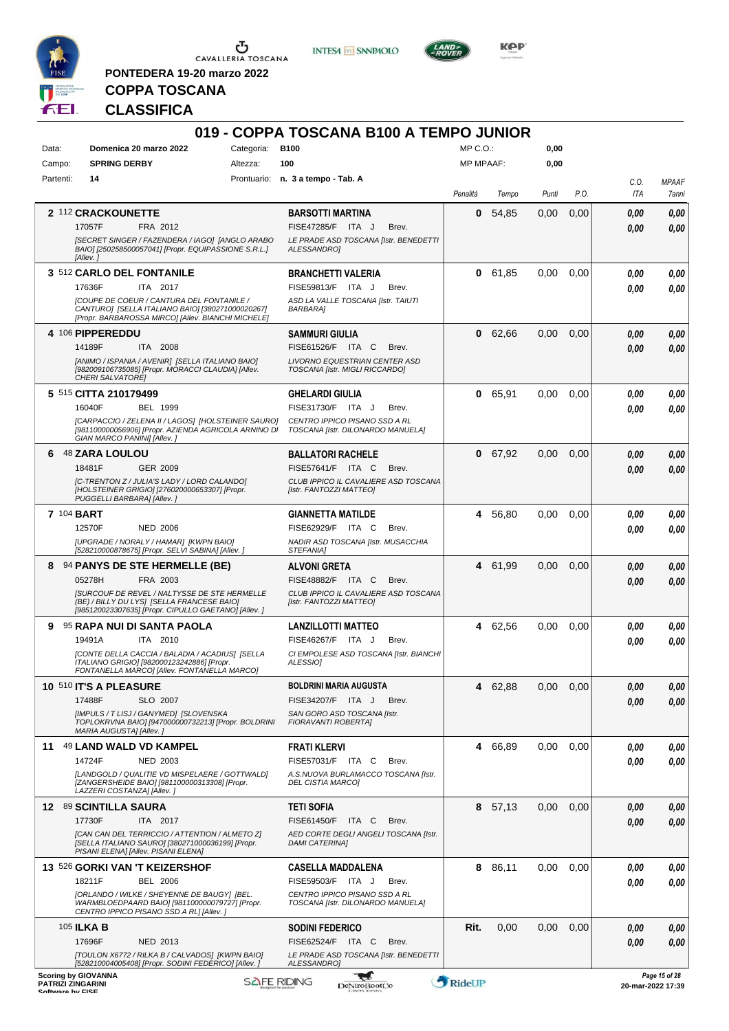PONTEDERA 19-20 marzo 2022

# COPPA TOSCANA

## CLASSIFICA

## 019 - COPPA TOSCANA B100 A TEMPO JUNIOR

Data: **Domenica 20 marzo 2022** Categoria: **B100** MP C.O.: **0,00**
Campo: **SPRING DERBY** Altezza: **100** MP MPAAF: **0,00**
Partenti: **14** Prontuario: **n. 3 a tempo - Tab. A**

| Pos. | Cavallo | Cavaliere | Penalità | Tempo | Punti | P.O. | C.O. ITA | MPAAF 7anni |
|---|---|---|---|---|---|---|---|---|
| 2 | 112 **CRACKOUNETTE** 17057F FRA 2012 *[SECRET SINGER / FAZENDERA / IAGO] [ANGLO ARABO BAIO] [250258500057041] [Propr. EQUIPASSIONE S.R.L.] [Allev. ]* | **BARSOTTI MARTINA** FISE47285/F ITA J Brev. *LE PRADE ASD TOSCANA [Istr. BENEDETTI ALESSANDRO]* | 0 | 54,85 | 0,00 | 0,00 | 0,00 / 0,00 | 0,00 / 0,00 |
| 3 | 512 **CARLO DEL FONTANILE** 17636F ITA 2017 *[COUPE DE COEUR / CANTURA DEL FONTANILE / CANTURO] [SELLA ITALIANO BAIO] [380271000020267] [Propr. BARBAROSSA MIRCO] [Allev. BIANCHI MICHELE]* | **BRANCHETTI VALERIA** FISE59813/F ITA J Brev. *ASD LA VALLE TOSCANA [Istr. TAIUTI BARBARA]* | 0 | 61,85 | 0,00 | 0,00 | 0,00 / 0,00 | 0,00 / 0,00 |
| 4 | 106 **PIPPEREDDU** 14189F ITA 2008 *[ANIMO / ISPANIA / AVENIR] [SELLA ITALIANO BAIO] [982009106735085] [Propr. MORACCI CLAUDIA] [Allev. CHERI SALVATORE]* | **SAMMURI GIULIA** FISE61526/F ITA C Brev. *LIVORNO EQUESTRIAN CENTER ASD TOSCANA [Istr. MIGLI RICCARDO]* | 0 | 62,66 | 0,00 | 0,00 | 0,00 / 0,00 | 0,00 / 0,00 |
| 5 | 515 **CITTA 210179499** 16040F BEL 1999 *[CARPACCIO / ZELENA II / LAGOS] [HOLSTEINER SAURO] [981100000056906] [Propr. AZIENDA AGRICOLA ARNINO DI GIAN MARCO PANINI] [Allev. ]* | **GHELARDI GIULIA** FISE31730/F ITA J Brev. *CENTRO IPPICO PISANO SSD A RL TOSCANA [Istr. DILONARDO MANUELA]* | 0 | 65,91 | 0,00 | 0,00 | 0,00 / 0,00 | 0,00 / 0,00 |
| 6 | 48 **ZARA LOULOU** 18481F GER 2009 *[C-TRENTON Z / JULIA'S LADY / LORD CALANDO] [HOLSTEINER GRIGIO] [276020000653307] [Propr. PUGGELLI BARBARA] [Allev. ]* | **BALLATORI RACHELE** FISE57641/F ITA C Brev. *CLUB IPPICO IL CAVALIERE ASD TOSCANA [Istr. FANTOZZI MATTEO]* | 0 | 67,92 | 0,00 | 0,00 | 0,00 / 0,00 | 0,00 / 0,00 |
| 7 | 104 **BART** 12570F NED 2006 *[UPGRADE / NORALY / HAMAR] [KWPN BAIO] [528210000878675] [Propr. SELVI SABINA] [Allev. ]* | **GIANNETTA MATILDE** FISE62929/F ITA C Brev. *NADIR ASD TOSCANA [Istr. MUSACCHIA STEFANIA]* | 4 | 56,80 | 0,00 | 0,00 | 0,00 / 0,00 | 0,00 / 0,00 |
| 8 | 94 **PANYS DE STE HERMELLE (BE)** 05278H FRA 2003 *[SURCOUF DE REVEL / NALTYSSE DE STE HERMELLE (BE) / BILLY DU LYS] [SELLA FRANCESE BAIO] [985120023307635] [Propr. CIPULLO GAETANO] [Allev. ]* | **ALVONI GRETA** FISE48882/F ITA C Brev. *CLUB IPPICO IL CAVALIERE ASD TOSCANA [Istr. FANTOZZI MATTEO]* | 4 | 61,99 | 0,00 | 0,00 | 0,00 / 0,00 | 0,00 / 0,00 |
| 9 | 95 **RAPA NUI DI SANTA PAOLA** 19491A ITA 2010 *[CONTE DELLA CACCIA / BALADIA / ACADIUS] [SELLA ITALIANO GRIGIO] [982000123242886] [Propr. FONTANELLA MARCO] [Allev. FONTANELLA MARCO]* | **LANZILLOTTI MATTEO** FISE46267/F ITA J Brev. *CI EMPOLESE ASD TOSCANA [Istr. BIANCHI ALESSIO]* | 4 | 62,56 | 0,00 | 0,00 | 0,00 / 0,00 | 0,00 / 0,00 |
| 10 | 510 **IT'S A PLEASURE** 17488F SLO 2007 *[IMPULS / T LISJ / GANYMED] [SLOVENSKA TOPLOKRVNA BAIO] [947000000732213] [Propr. BOLDRINI MARIA AUGUSTA] [Allev. ]* | **BOLDRINI MARIA AUGUSTA** FISE34207/F ITA J Brev. *SAN GORO ASD TOSCANA [Istr. FIORAVANTI ROBERTA]* | 4 | 62,88 | 0,00 | 0,00 | 0,00 / 0,00 | 0,00 / 0,00 |
| 11 | 49 **LAND WALD VD KAMPEL** 14724F NED 2003 *[LANDGOLD / QUALITIE VD MISPELAERE / GOTTWALD] [ZANGERSHEIDE BAIO] [981100000313308] [Propr. LAZZERI COSTANZA] [Allev. ]* | **FRATI KLERVI** FISE57031/F ITA C Brev. *A.S.NUOVA BURLAMACCO TOSCANA [Istr. DEL CISTIA MARCO]* | 4 | 66,89 | 0,00 | 0,00 | 0,00 / 0,00 | 0,00 / 0,00 |
| 12 | 89 **SCINTILLA SAURA** 17730F ITA 2017 *[CAN CAN DEL TERRICCIO / ATTENTION / ALMETO Z] [SELLA ITALIANO SAURO] [380271000036199] [Propr. PISANI ELENA] [Allev. PISANI ELENA]* | **TETI SOFIA** FISE61450/F ITA C Brev. *AED CORTE DEGLI ANGELI TOSCANA [Istr. DAMI CATERINA]* | 8 | 57,13 | 0,00 | 0,00 | 0,00 / 0,00 | 0,00 / 0,00 |
| 13 | 526 **GORKI VAN 'T KEIZERSHOF** 18211F BEL 2006 *[ORLANDO / WILKE / SHEYENNE DE BAUGY] [BEL. WARMBLOEDPAARD BAIO] [981100000079727] [Propr. CENTRO IPPICO PISANO SSD A RL] [Allev. ]* | **CASELLA MADDALENA** FISE59503/F ITA J Brev. *CENTRO IPPICO PISANO SSD A RL TOSCANA [Istr. DILONARDO MANUELA]* | 8 | 86,11 | 0,00 | 0,00 | 0,00 / 0,00 | 0,00 / 0,00 |
| | 105 **ILKA B** 17696F NED 2013 *[TOULON X6772 / RILKA B / CALVADOS] [KWPN BAIO] [528210004005408] [Propr. SODINI FEDERICO] [Allev. ]* | **SODINI FEDERICO** FISE62524/F ITA C Brev. *LE PRADE ASD TOSCANA [Istr. BENEDETTI ALESSANDRO]* | Rit. | 0,00 | 0,00 | 0,00 | 0,00 / 0,00 | 0,00 / 0,00 |

Scoring by GIOVANNA PATRIZI ZINGARINI

20-mar-2022 17:39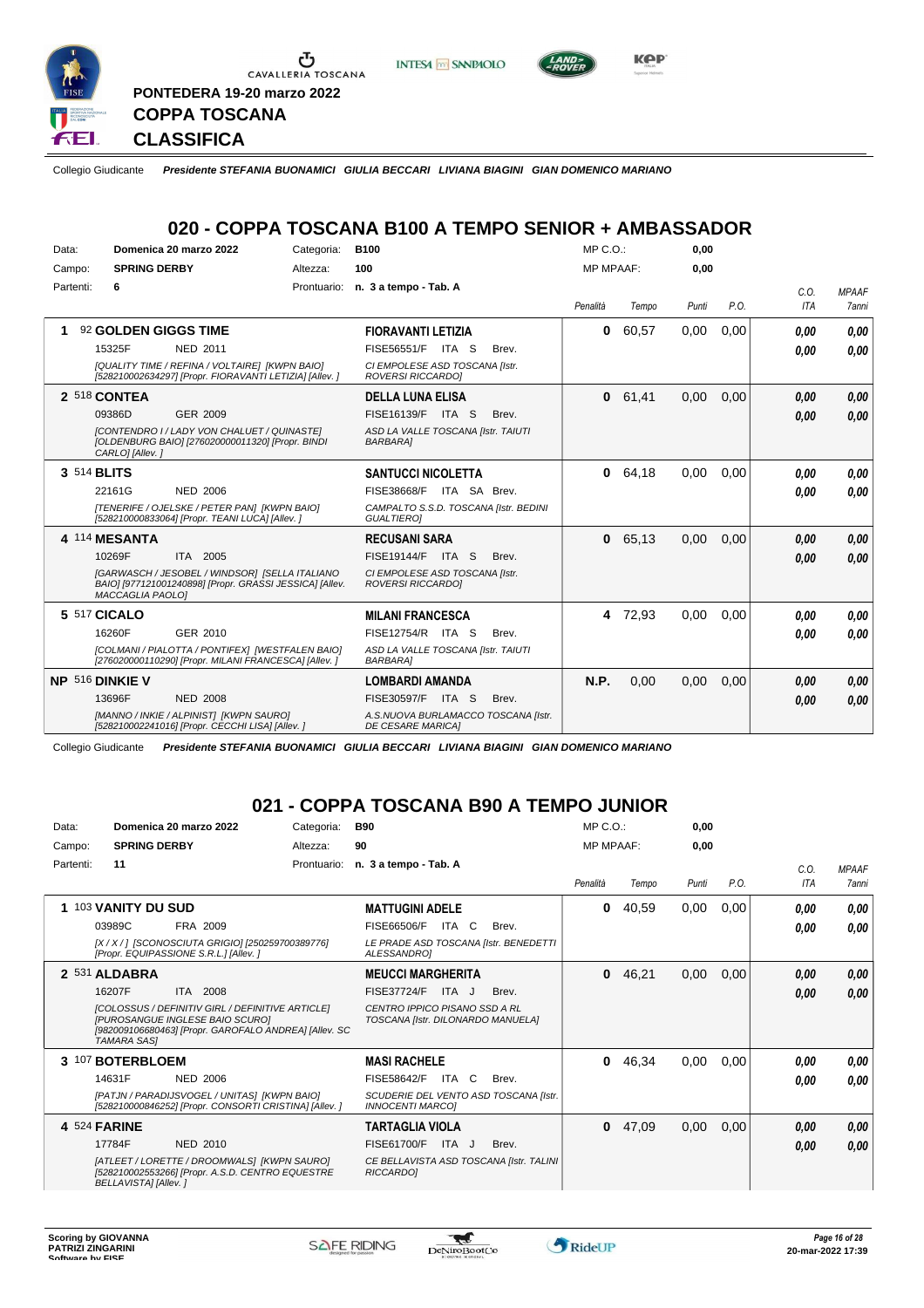**PONTEDERA 19-20 marzo 2022**

**COPPA TOSCANA**

**CLASSIFICA**

Collegio Giudicante *Presidente STEFANIA BUONAMICI GIULIA BECCARI LIVIANA BIAGINI GIAN DOMENICO MARIANO*

## 020 - COPPA TOSCANA B100 A TEMPO SENIOR + AMBASSADOR

Data: **Domenica 20 marzo 2022** Categoria: **B100** MP C.O.: **0,00**
Campo: **SPRING DERBY** Altezza: **100** MP MPAAF: **0,00**
Partenti: **6** Prontuario: **n. 3 a tempo - Tab. A**

| Cl. | Cavallo | Cavaliere | Penalità | Tempo | Punti | P.O. | C.O. ITA | MPAAF 7anni |
|---|---|---|---|---|---|---|---|---|
| 1 | 92 **GOLDEN GIGGS TIME** 15325F NED 2011 *[QUALITY TIME / REFINA / VOLTAIRE] [KWPN BAIO] [528210002634297] [Propr. FIORAVANTI LETIZIA] [Allev. ]* | **FIORAVANTI LETIZIA** FISE56551/F ITA S Brev. *CI EMPOLESE ASD TOSCANA [Istr. ROVERSI RICCARDO]* | 0 | 60,57 | 0,00 | 0,00 | 0,00 / 0,00 | 0,00 / 0,00 |
| 2 | 518 **CONTEA** 09386D GER 2009 *[CONTENDRO I / LADY VON CHALUET / QUINASTE] [OLDENBURG BAIO] [276020000011320] [Propr. BINDI CARLO] [Allev. ]* | **DELLA LUNA ELISA** FISE16139/F ITA S Brev. *ASD LA VALLE TOSCANA [Istr. TAIUTI BARBARA]* | 0 | 61,41 | 0,00 | 0,00 | 0,00 / 0,00 | 0,00 / 0,00 |
| 3 | 514 **BLITS** 22161G NED 2006 *[TENERIFE / OJELSKE / PETER PAN] [KWPN BAIO] [528210000833064] [Propr. TEANI LUCA] [Allev. ]* | **SANTUCCI NICOLETTA** FISE38668/F ITA SA Brev. *CAMPALTO S.S.D. TOSCANA [Istr. BEDINI GUALTIERO]* | 0 | 64,18 | 0,00 | 0,00 | 0,00 / 0,00 | 0,00 / 0,00 |
| 4 | 114 **MESANTA** 10269F ITA 2005 *[GARWASCH / JESOBEL / WINDSOR] [SELLA ITALIANO BAIO] [977121001240898] [Propr. GRASSI JESSICA] [Allev. MACCAGLIA PAOLO]* | **RECUSANI SARA** FISE19144/F ITA S Brev. *CI EMPOLESE ASD TOSCANA [Istr. ROVERSI RICCARDO]* | 0 | 65,13 | 0,00 | 0,00 | 0,00 / 0,00 | 0,00 / 0,00 |
| 5 | 517 **CICALO** 16260F GER 2010 *[COLMANI / PIALOTTA / PONTIFEX] [WESTFALEN BAIO] [276020000110290] [Propr. MILANI FRANCESCA] [Allev. ]* | **MILANI FRANCESCA** FISE12754/R ITA S Brev. *ASD LA VALLE TOSCANA [Istr. TAIUTI BARBARA]* | 4 | 72,93 | 0,00 | 0,00 | 0,00 / 0,00 | 0,00 / 0,00 |
| NP | 516 **DINKIE V** 13696F NED 2008 *[MANNO / INKIE / ALPINIST] [KWPN SAURO] [528210002241016] [Propr. CECCHI LISA] [Allev. ]* | **LOMBARDI AMANDA** FISE30597/F ITA S Brev. *A.S.NUOVA BURLAMACCO TOSCANA [Istr. DE CESARE MARICA]* | N.P. | 0,00 | 0,00 | 0,00 | 0,00 / 0,00 | 0,00 / 0,00 |

Collegio Giudicante *Presidente STEFANIA BUONAMICI GIULIA BECCARI LIVIANA BIAGINI GIAN DOMENICO MARIANO*

## 021 - COPPA TOSCANA B90 A TEMPO JUNIOR

Data: **Domenica 20 marzo 2022** Categoria: **B90** MP C.O.: **0,00**
Campo: **SPRING DERBY** Altezza: **90** MP MPAAF: **0,00**
Partenti: **11** Prontuario: **n. 3 a tempo - Tab. A**

| Cl. | Cavallo | Cavaliere | Penalità | Tempo | Punti | P.O. | C.O. ITA | MPAAF 7anni |
|---|---|---|---|---|---|---|---|---|
| 1 | 103 **VANITY DU SUD** 03989C FRA 2009 *[X / X / ] [SCONOSCIUTA GRIGIO] [250259700389776] [Propr. EQUIPASSIONE S.R.L.] [Allev. ]* | **MATTUGINI ADELE** FISE66506/F ITA C Brev. *LE PRADE ASD TOSCANA [Istr. BENEDETTI ALESSANDRO]* | 0 | 40,59 | 0,00 | 0,00 | 0,00 / 0,00 | 0,00 / 0,00 |
| 2 | 531 **ALDABRA** 16207F ITA 2008 *[COLOSSUS / DEFINITIV GIRL / DEFINITIVE ARTICLE] [PUROSANGUE INGLESE BAIO SCURO] [982009106680463] [Propr. GAROFALO ANDREA] [Allev. SC TAMARA SAS]* | **MEUCCI MARGHERITA** FISE37724/F ITA J Brev. *CENTRO IPPICO PISANO SSD A RL TOSCANA [Istr. DILONARDO MANUELA]* | 0 | 46,21 | 0,00 | 0,00 | 0,00 / 0,00 | 0,00 / 0,00 |
| 3 | 107 **BOTERBLOEM** 14631F NED 2006 *[PATJN / PARADIJSVOGEL / UNITAS] [KWPN BAIO] [528210000846252] [Propr. CONSORTI CRISTINA] [Allev. ]* | **MASI RACHELE** FISE58642/F ITA C Brev. *SCUDERIE DEL VENTO ASD TOSCANA [Istr. INNOCENTI MARCO]* | 0 | 46,34 | 0,00 | 0,00 | 0,00 / 0,00 | 0,00 / 0,00 |
| 4 | 524 **FARINE** 17784F NED 2010 *[ATLEET / LORETTE / DROOMWALS] [KWPN SAURO] [528210002553266] [Propr. A.S.D. CENTRO EQUESTRE BELLAVISTA] [Allev. ]* | **TARTAGLIA VIOLA** FISE61700/F ITA J Brev. *CE BELLAVISTA ASD TOSCANA [Istr. TALINI RICCARDO]* | 0 | 47,09 | 0,00 | 0,00 | 0,00 / 0,00 | 0,00 / 0,00 |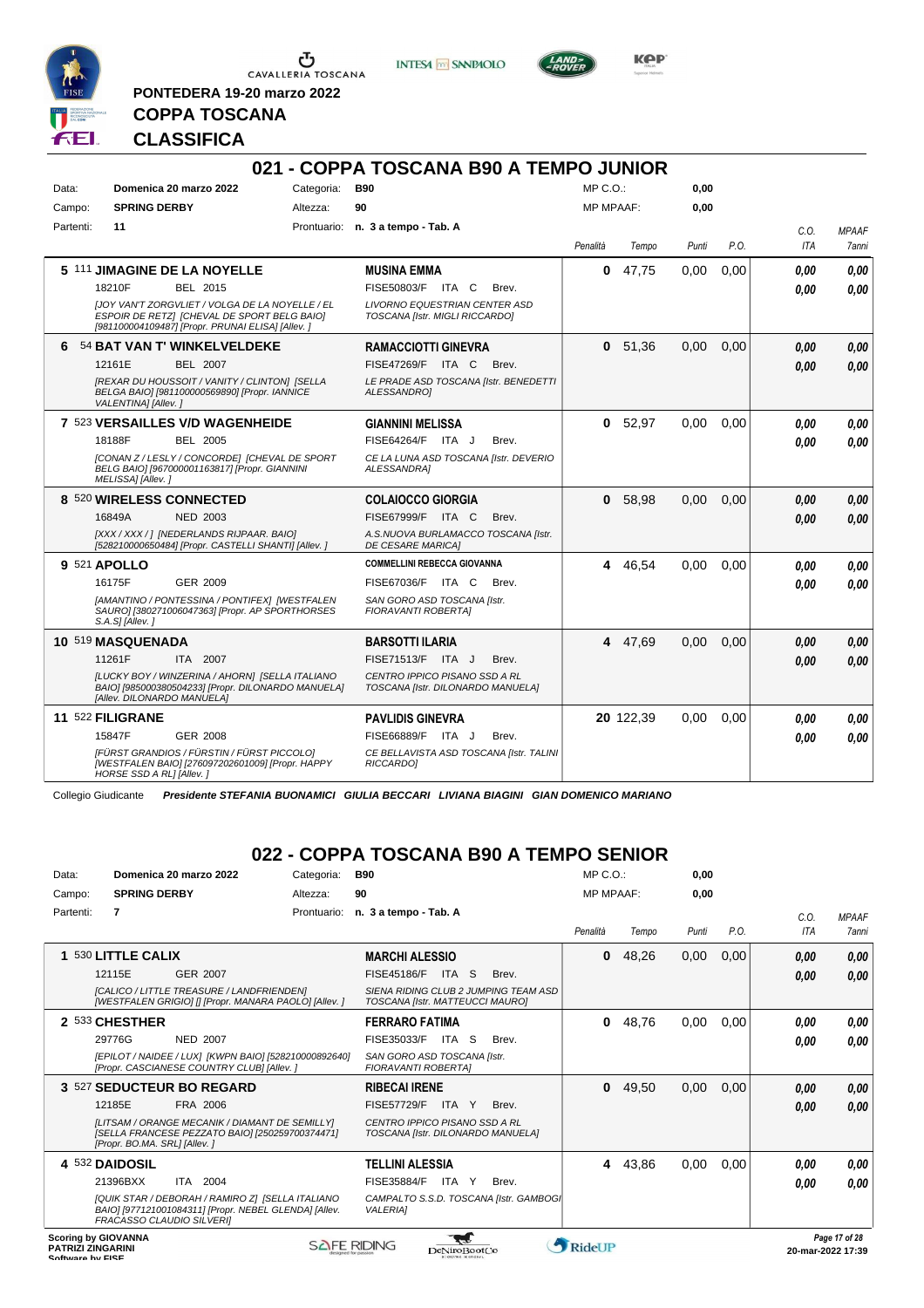PONTEDERA 19-20 marzo 2022

# COPPA TOSCANA

## CLASSIFICA

## 021 - COPPA TOSCANA B90 A TEMPO JUNIOR

| | | | |
|---|---|---|---|
| Data: | Domenica 20 marzo 2022 | Categoria: | B90 |
| Campo: | SPRING DERBY | Altezza: | 90 |
| Partenti: | 11 | Prontuario: | n. 3 a tempo - Tab. A |

MP C.O.: 0,00
MP MPAAF: 0,00

| Cl. | Cavallo | Cavaliere | Penalità | Tempo | Punti | P.O. | C.O. ITA | MPAAF 7anni |
|---|---|---|---|---|---|---|---|---|
| 5 | 111 **JIMAGINE DE LA NOYELLE** 18210F BEL 2015 *[JOY VAN'T ZORGVLIET / VOLGA DE LA NOYELLE / EL ESPOIR DE RETZ] [CHEVAL DE SPORT BELG BAIO] [981100004109487] [Propr. PRUNAI ELISA] [Allev. ]* | **MUSINA EMMA** FISE50803/F ITA C Brev. *LIVORNO EQUESTRIAN CENTER ASD TOSCANA [Istr. MIGLI RICCARDO]* | 0 | 47,75 | 0,00 | 0,00 | 0,00 / 0,00 | 0,00 / 0,00 |
| 6 | 54 **BAT VAN T' WINKELVELDEKE** 12161E BEL 2007 *[REXAR DU HOUSSOIT / VANITY / CLINTON] [SELLA BELGA BAIO] [981100000569890] [Propr. IANNICE VALENTINA] [Allev. ]* | **RAMACCIOTTI GINEVRA** FISE47269/F ITA C Brev. *LE PRADE ASD TOSCANA [Istr. BENEDETTI ALESSANDRO]* | 0 | 51,36 | 0,00 | 0,00 | 0,00 / 0,00 | 0,00 / 0,00 |
| 7 | 523 **VERSAILLES V/D WAGENHEIDE** 18188F BEL 2005 *[CONAN Z / LESLY / CONCORDE] [CHEVAL DE SPORT BELG BAIO] [967000001163817] [Propr. GIANNINI MELISSA] [Allev. ]* | **GIANNINI MELISSA** FISE64264/F ITA J Brev. *CE LA LUNA ASD TOSCANA [Istr. DEVERIO ALESSANDRA]* | 0 | 52,97 | 0,00 | 0,00 | 0,00 / 0,00 | 0,00 / 0,00 |
| 8 | 520 **WIRELESS CONNECTED** 16849A NED 2003 *[XXX / XXX / ] [NEDERLANDS RIJPAAR. BAIO] [528210000650484] [Propr. CASTELLI SHANTI] [Allev. ]* | **COLAIOCCO GIORGIA** FISE67999/F ITA C Brev. *A.S.NUOVA BURLAMACCO TOSCANA [Istr. DE CESARE MARICA]* | 0 | 58,98 | 0,00 | 0,00 | 0,00 / 0,00 | 0,00 / 0,00 |
| 9 | 521 **APOLLO** 16175F GER 2009 *[AMANTINO / PONTESSINA / PONTIFEX] [WESTFALEN SAURO] [380271006047363] [Propr. AP SPORTHORSES S.A.S] [Allev. ]* | **COMMELLINI REBECCA GIOVANNA** FISE67036/F ITA C Brev. *SAN GORO ASD TOSCANA [Istr. FIORAVANTI ROBERTA]* | 4 | 46,54 | 0,00 | 0,00 | 0,00 / 0,00 | 0,00 / 0,00 |
| 10 | 519 **MASQUENADA** 11261F ITA 2007 *[LUCKY BOY / WINZERINA / AHORN] [SELLA ITALIANO BAIO] [985000380504233] [Propr. DILONARDO MANUELA] [Allev. DILONARDO MANUELA]* | **BARSOTTI ILARIA** FISE71513/F ITA J Brev. *CENTRO IPPICO PISANO SSD A RL TOSCANA [Istr. DILONARDO MANUELA]* | 4 | 47,69 | 0,00 | 0,00 | 0,00 / 0,00 | 0,00 / 0,00 |
| 11 | 522 **FILIGRANE** 15847F GER 2008 *[FÜRST GRANDIOS / FÜRSTIN / FÜRST PICCOLO] [WESTFALEN BAIO] [276097202601009] [Propr. HAPPY HORSE SSD A RL] [Allev. ]* | **PAVLIDIS GINEVRA** FISE66889/F ITA J Brev. *CE BELLAVISTA ASD TOSCANA [Istr. TALINI RICCARDO]* | 20 | 122,39 | 0,00 | 0,00 | 0,00 / 0,00 | 0,00 / 0,00 |

Collegio Giudicante ***Presidente STEFANIA BUONAMICI GIULIA BECCARI LIVIANA BIAGINI GIAN DOMENICO MARIANO***

## 022 - COPPA TOSCANA B90 A TEMPO SENIOR

| | | | |
|---|---|---|---|
| Data: | Domenica 20 marzo 2022 | Categoria: | B90 |
| Campo: | SPRING DERBY | Altezza: | 90 |
| Partenti: | 7 | Prontuario: | n. 3 a tempo - Tab. A |

MP C.O.: 0,00
MP MPAAF: 0,00

| Cl. | Cavallo | Cavaliere | Penalità | Tempo | Punti | P.O. | C.O. ITA | MPAAF 7anni |
|---|---|---|---|---|---|---|---|---|
| 1 | 530 **LITTLE CALIX** 12115E GER 2007 *[CALICO / LITTLE TREASURE / LANDFRIENDEN] [WESTFALEN GRIGIO] [] [Propr. MANARA PAOLO] [Allev. ]* | **MARCHI ALESSIO** FISE45186/F ITA S Brev. *SIENA RIDING CLUB 2 JUMPING TEAM ASD TOSCANA [Istr. MATTEUCCI MAURO]* | 0 | 48,26 | 0,00 | 0,00 | 0,00 / 0,00 | 0,00 / 0,00 |
| 2 | 533 **CHESTHER** 29776G NED 2007 *[EPILOT / NAIDEE / LUX] [KWPN BAIO] [528210000892640] [Propr. CASCIANESE COUNTRY CLUB] [Allev. ]* | **FERRARO FATIMA** FISE35033/F ITA S Brev. *SAN GORO ASD TOSCANA [Istr. FIORAVANTI ROBERTA]* | 0 | 48,76 | 0,00 | 0,00 | 0,00 / 0,00 | 0,00 / 0,00 |
| 3 | 527 **SEDUCTEUR BO REGARD** 12185E FRA 2006 *[LITSAM / ORANGE MECANIK / DIAMANT DE SEMILLY] [SELLA FRANCESE PEZZATO BAIO] [250259700374471] [Propr. BO.MA. SRL] [Allev. ]* | **RIBECAI IRENE** FISE57729/F ITA Y Brev. *CENTRO IPPICO PISANO SSD A RL TOSCANA [Istr. DILONARDO MANUELA]* | 0 | 49,50 | 0,00 | 0,00 | 0,00 / 0,00 | 0,00 / 0,00 |
| 4 | 532 **DAIDOSIL** 21396BXX ITA 2004 *[QUIK STAR / DEBORAH / RAMIRO Z] [SELLA ITALIANO BAIO] [977121001084311] [Propr. NEBEL GLENDA] [Allev. FRACASSO CLAUDIO SILVERI]* | **TELLINI ALESSIA** FISE35884/F ITA Y Brev. *CAMPALTO S.S.D. TOSCANA [Istr. GAMBOGI VALERIA]* | 4 | 43,86 | 0,00 | 0,00 | 0,00 / 0,00 | 0,00 / 0,00 |

Scoring by GIOVANNA PATRIZI ZINGARINI
20-mar-2022 17:39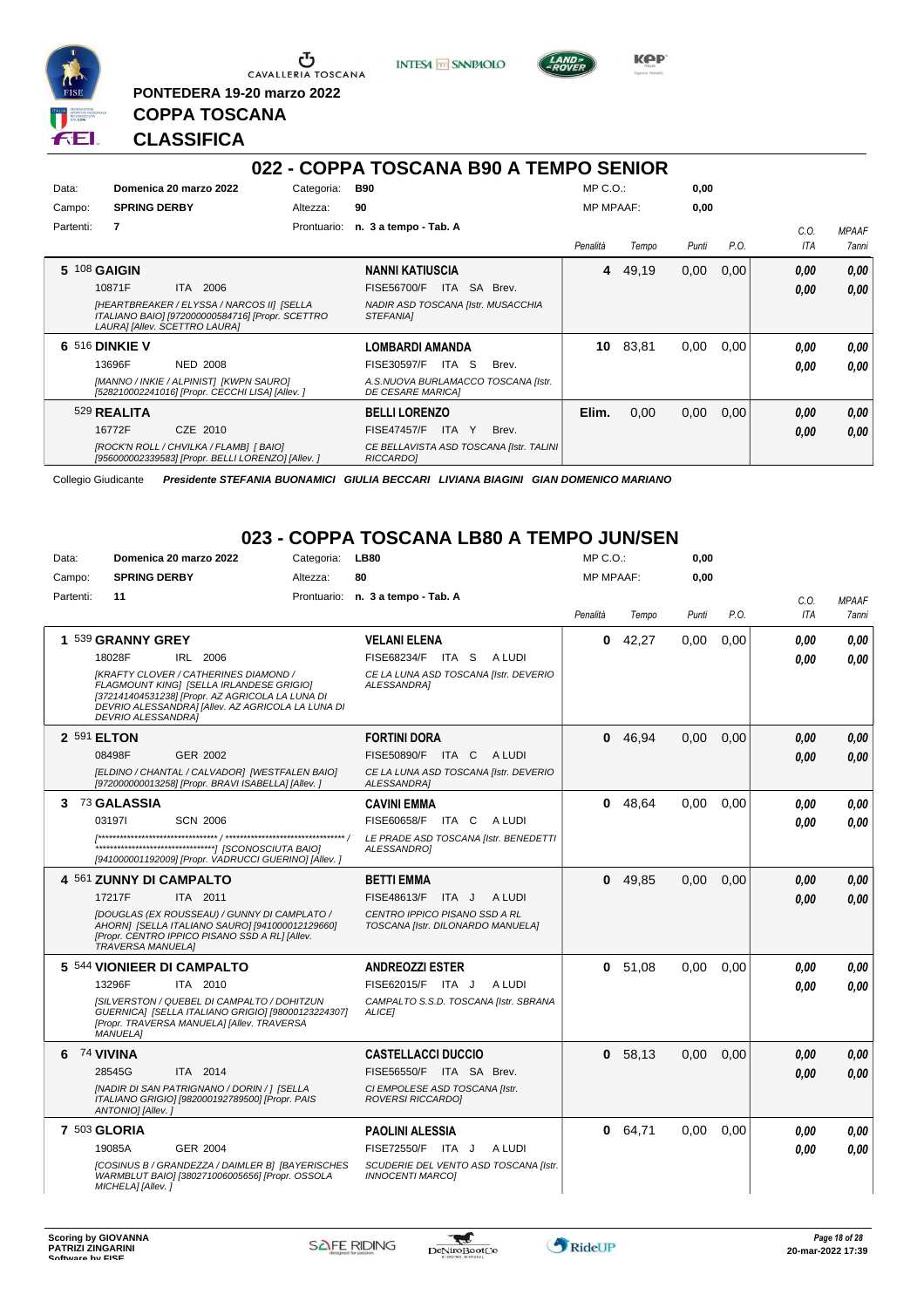PONTEDERA 19-20 marzo 2022

# COPPA TOSCANA

## CLASSIFICA

### 022 - COPPA TOSCANA B90 A TEMPO SENIOR

Data: **Domenica 20 marzo 2022** Categoria: **B90** MP C.O.: **0,00**
Campo: **SPRING DERBY** Altezza: **90** MP MPAAF: **0,00**
Partenti: **7** Prontuario: **n. 3 a tempo - Tab. A**

| Pos. | Cavallo | Cavaliere | Penalità | Tempo | Punti | P.O. | C.O. ITA | MPAAF 7anni |
|---|---|---|---|---|---|---|---|---|
| 5 | 108 **GAIGIN** 10871F ITA 2006 *[HEARTBREAKER / ELYSSA / NARCOS II] [SELLA ITALIANO BAIO] [972000000584716] [Propr. SCETTRO LAURA] [Allev. SCETTRO LAURA]* | **NANNI KATIUSCIA** FISE56700/F ITA SA Brev. *NADIR ASD TOSCANA [Istr. MUSACCHIA STEFANIA]* | 4 | 49,19 | 0,00 | 0,00 | 0,00 / 0,00 | 0,00 / 0,00 |
| 6 | 516 **DINKIE V** 13696F NED 2008 *[MANNO / INKIE / ALPINIST] [KWPN SAURO] [528210002241016] [Propr. CECCHI LISA] [Allev. ]* | **LOMBARDI AMANDA** FISE30597/F ITA S Brev. *A.S.NUOVA BURLAMACCO TOSCANA [Istr. DE CESARE MARICA]* | 10 | 83,81 | 0,00 | 0,00 | 0,00 / 0,00 | 0,00 / 0,00 |
| | 529 **REALITA** 16772F CZE 2010 *[ROCK'N ROLL / CHVILKA / FLAMB] [ BAIO] [956000002339583] [Propr. BELLI LORENZO] [Allev. ]* | **BELLI LORENZO** FISE47457/F ITA Y Brev. *CE BELLAVISTA ASD TOSCANA [Istr. TALINI RICCARDO]* | Elim. | 0,00 | 0,00 | 0,00 | 0,00 / 0,00 | 0,00 / 0,00 |

Collegio Giudicante *Presidente STEFANIA BUONAMICI GIULIA BECCARI LIVIANA BIAGINI GIAN DOMENICO MARIANO*

### 023 - COPPA TOSCANA LB80 A TEMPO JUN/SEN

Data: **Domenica 20 marzo 2022** Categoria: **LB80** MP C.O.: **0,00**
Campo: **SPRING DERBY** Altezza: **80** MP MPAAF: **0,00**
Partenti: **11** Prontuario: **n. 3 a tempo - Tab. A**

| Pos. | Cavallo | Cavaliere | Penalità | Tempo | Punti | P.O. | C.O. ITA | MPAAF 7anni |
|---|---|---|---|---|---|---|---|---|
| 1 | 539 **GRANNY GREY** 18028F IRL 2006 *[KRAFTY CLOVER / CATHERINES DIAMOND / FLAGMOUNT KING] [SELLA IRLANDESE GRIGIO] [372141404531238] [Propr. AZ AGRICOLA LA LUNA DI DEVRIO ALESSANDRA] [Allev. AZ AGRICOLA LA LUNA DI DEVRIO ALESSANDRA]* | **VELANI ELENA** FISE68234/F ITA S A LUDI *CE LA LUNA ASD TOSCANA [Istr. DEVERIO ALESSANDRA]* | 0 | 42,27 | 0,00 | 0,00 | 0,00 / 0,00 | 0,00 / 0,00 |
| 2 | 591 **ELTON** 08498F GER 2002 *[ELDINO / CHANTAL / CALVADOR] [WESTFALEN BAIO] [972000000013258] [Propr. BRAVI ISABELLA] [Allev. ]* | **FORTINI DORA** FISE50890/F ITA C A LUDI *CE LA LUNA ASD TOSCANA [Istr. DEVERIO ALESSANDRA]* | 0 | 46,94 | 0,00 | 0,00 | 0,00 / 0,00 | 0,00 / 0,00 |
| 3 | 73 **GALASSIA** 03197I SCN 2006 *[******************************** / ******************************** / ********************************] [SCONOSCIUTA BAIO] [941000001192009] [Propr. VADRUCCI GUERINO] [Allev. ]* | **CAVINI EMMA** FISE60658/F ITA C A LUDI *LE PRADE ASD TOSCANA [Istr. BENEDETTI ALESSANDRO]* | 0 | 48,64 | 0,00 | 0,00 | 0,00 / 0,00 | 0,00 / 0,00 |
| 4 | 561 **ZUNNY DI CAMPALTO** 17217F ITA 2011 *[DOUGLAS (EX ROUSSEAU) / GUNNY DI CAMPLATO / AHORN] [SELLA ITALIANO SAURO] [941000012129660] [Propr. CENTRO IPPICO PISANO SSD A RL] [Allev. TRAVERSA MANUELA]* | **BETTI EMMA** FISE48613/F ITA J A LUDI *CENTRO IPPICO PISANO SSD A RL TOSCANA [Istr. DILONARDO MANUELA]* | 0 | 49,85 | 0,00 | 0,00 | 0,00 / 0,00 | 0,00 / 0,00 |
| 5 | 544 **VIONIEER DI CAMPALTO** 13296F ITA 2010 *[SILVERSTON / QUEBEL DI CAMPALTO / DOHITZUN GUERNICA] [SELLA ITALIANO GRIGIO] [980001232243071] [Propr. TRAVERSA MANUELA] [Allev. TRAVERSA MANUELA]* | **ANDREOZZI ESTER** FISE62015/F ITA J A LUDI *CAMPALTO S.S.D. TOSCANA [Istr. SBRANA ALICE]* | 0 | 51,08 | 0,00 | 0,00 | 0,00 / 0,00 | 0,00 / 0,00 |
| 6 | 74 **VIVINA** 28545G ITA 2014 *[NADIR DI SAN PATRIGNANO / DORIN / ] [SELLA ITALIANO GRIGIO] [982000192789500] [Propr. PAIS ANTONIO] [Allev. ]* | **CASTELLACCI DUCCIO** FISE56550/F ITA SA Brev. *CI EMPOLESE ASD TOSCANA [Istr. ROVERSI RICCARDO]* | 0 | 58,13 | 0,00 | 0,00 | 0,00 / 0,00 | 0,00 / 0,00 |
| 7 | 503 **GLORIA** 19085A GER 2004 *[COSINUS B / GRANDEZZA / DAIMLER B] [BAYERISCHES WARMBLUT BAIO] [380271006005656] [Propr. OSSOLA MICHELA] [Allev. ]* | **PAOLINI ALESSIA** FISE72550/F ITA J A LUDI *SCUDERIE DEL VENTO ASD TOSCANA [Istr. INNOCENTI MARCO]* | 0 | 64,71 | 0,00 | 0,00 | 0,00 / 0,00 | 0,00 / 0,00 |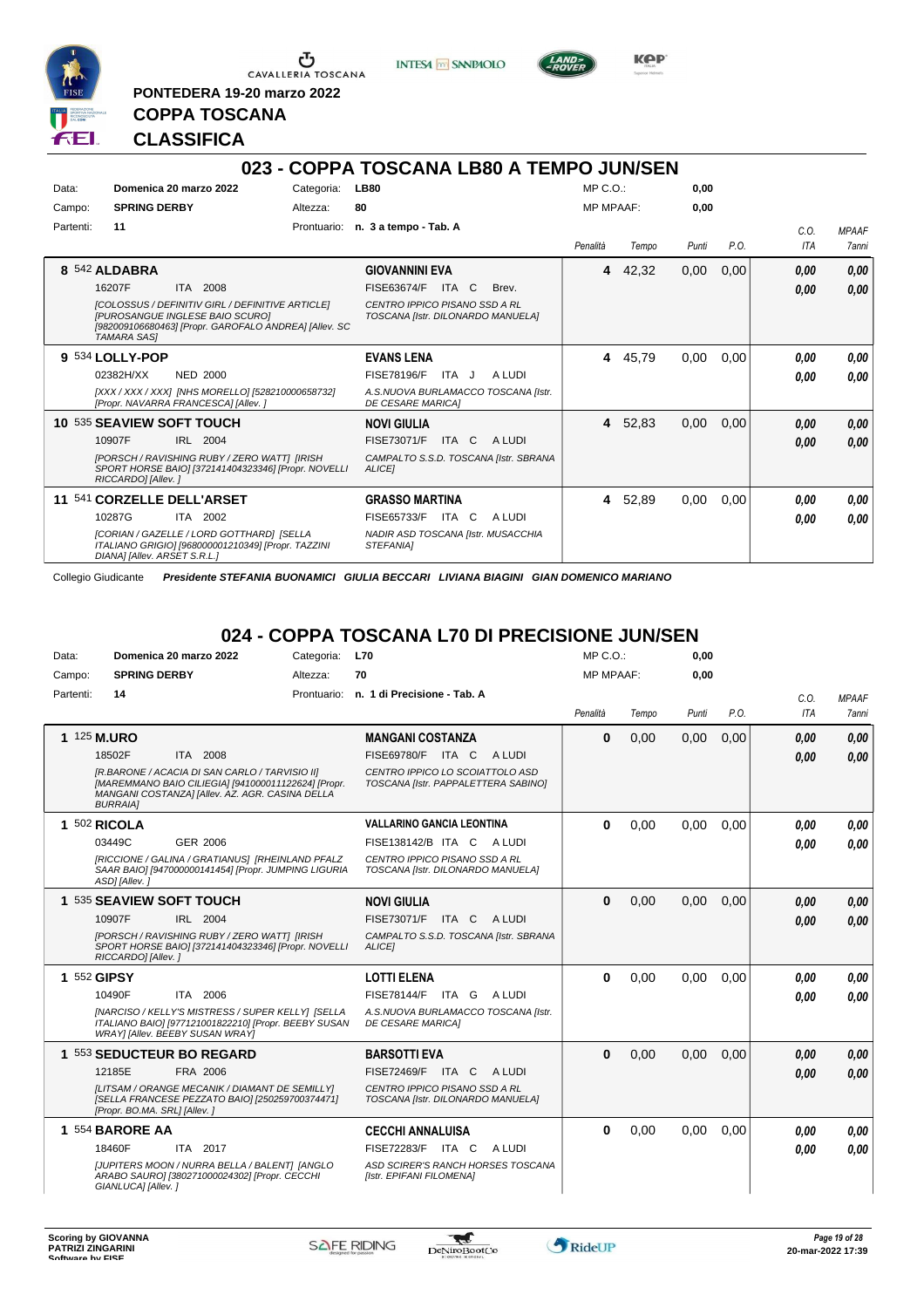PONTEDERA 19-20 marzo 2022

**COPPA TOSCANA**

**CLASSIFICA**

## 023 - COPPA TOSCANA LB80 A TEMPO JUN/SEN

| | | | | | |
|---|---|---|---|---|---|
| Data: | **Domenica 20 marzo 2022** | Categoria: | **LB80** | MP C.O.: | **0,00** |
| Campo: | **SPRING DERBY** | Altezza: | **80** | MP MPAAF: | **0,00** |
| Partenti: | **11** | Prontuario: | **n. 3 a tempo - Tab. A** | | |

| Cl. | Cavallo | Cavaliere | Penalità | Tempo | Punti | P.O. | C.O. ITA | MPAAF 7anni |
|---|---|---|---|---|---|---|---|---|
| 8 | 542 **ALDABRA** 16207F ITA 2008 *[COLOSSUS / DEFINITIV GIRL / DEFINITIVE ARTICLE] [PUROSANGUE INGLESE BAIO SCURO] [982009106680463] [Propr. GAROFALO ANDREA] [Allev. SC TAMARA SAS]* | **GIOVANNINI EVA** FISE63674/F ITA C Brev. *CENTRO IPPICO PISANO SSD A RL TOSCANA [Istr. DILONARDO MANUELA]* | 4 | 42,32 | 0,00 | 0,00 | 0,00 / 0,00 | 0,00 / 0,00 |
| 9 | 534 **LOLLY-POP** 02382H/XX NED 2000 *[XXX / XXX / XXX] [NHS MORELLO] [528210000658732] [Propr. NAVARRA FRANCESCA] [Allev. ]* | **EVANS LENA** FISE78196/F ITA J A LUDI *A.S.NUOVA BURLAMACCO TOSCANA [Istr. DE CESARE MARICA]* | 4 | 45,79 | 0,00 | 0,00 | 0,00 / 0,00 | 0,00 / 0,00 |
| 10 | 535 **SEAVIEW SOFT TOUCH** 10907F IRL 2004 *[PORSCH / RAVISHING RUBY / ZERO WATT] [IRISH SPORT HORSE BAIO] [372141404323346] [Propr. NOVELLI RICCARDO] [Allev. ]* | **NOVI GIULIA** FISE73071/F ITA C A LUDI *CAMPALTO S.S.D. TOSCANA [Istr. SBRANA ALICE]* | 4 | 52,83 | 0,00 | 0,00 | 0,00 / 0,00 | 0,00 / 0,00 |
| 11 | 541 **CORZELLE DELL'ARSET** 10287G ITA 2002 *[CORIAN / GAZELLE / LORD GOTTHARD] [SELLA ITALIANO GRIGIO] [968000001210349] [Propr. TAZZINI DIANA] [Allev. ARSET S.R.L.]* | **GRASSO MARTINA** FISE65733/F ITA C A LUDI *NADIR ASD TOSCANA [Istr. MUSACCHIA STEFANIA]* | 4 | 52,89 | 0,00 | 0,00 | 0,00 / 0,00 | 0,00 / 0,00 |

Collegio Giudicante *Presidente STEFANIA BUONAMICI GIULIA BECCARI LIVIANA BIAGINI GIAN DOMENICO MARIANO*

## 024 - COPPA TOSCANA L70 DI PRECISIONE JUN/SEN

| | | | | | |
|---|---|---|---|---|---|
| Data: | **Domenica 20 marzo 2022** | Categoria: | **L70** | MP C.O.: | **0,00** |
| Campo: | **SPRING DERBY** | Altezza: | **70** | MP MPAAF: | **0,00** |
| Partenti: | **14** | Prontuario: | **n. 1 di Precisione - Tab. A** | | |

| Cl. | Cavallo | Cavaliere | Penalità | Tempo | Punti | P.O. | C.O. ITA | MPAAF 7anni |
|---|---|---|---|---|---|---|---|---|
| 1 | 125 **M.URO** 18502F ITA 2008 *[R.BARONE / ACACIA DI SAN CARLO / TARVISIO II] [MAREMMANO BAIO CILIEGIA] [941000011122624] [Propr. MANGANI COSTANZA] [Allev. AZ. AGR. CASINA DELLA BURRAIA]* | **MANGANI COSTANZA** FISE69780/F ITA C A LUDI *CENTRO IPPICO LO SCOIATTOLO ASD TOSCANA [Istr. PAPPALETTERA SABINO]* | 0 | 0,00 | 0,00 | 0,00 | 0,00 / 0,00 | 0,00 / 0,00 |
| 1 | 502 **RICOLA** 03449C GER 2006 *[RICCIONE / GALINA / GRATIANUS] [RHEINLAND PFALZ SAAR BAIO] [947000000141454] [Propr. JUMPING LIGURIA ASD] [Allev. ]* | **VALLARINO GANCIA LEONTINA** FISE138142/B ITA C A LUDI *CENTRO IPPICO PISANO SSD A RL TOSCANA [Istr. DILONARDO MANUELA]* | 0 | 0,00 | 0,00 | 0,00 | 0,00 / 0,00 | 0,00 / 0,00 |
| 1 | 535 **SEAVIEW SOFT TOUCH** 10907F IRL 2004 *[PORSCH / RAVISHING RUBY / ZERO WATT] [IRISH SPORT HORSE BAIO] [372141404323346] [Propr. NOVELLI RICCARDO] [Allev. ]* | **NOVI GIULIA** FISE73071/F ITA C A LUDI *CAMPALTO S.S.D. TOSCANA [Istr. SBRANA ALICE]* | 0 | 0,00 | 0,00 | 0,00 | 0,00 / 0,00 | 0,00 / 0,00 |
| 1 | 552 **GIPSY** 10490F ITA 2006 *[NARCISO / KELLY'S MISTRESS / SUPER KELLY] [SELLA ITALIANO BAIO] [977121001822210] [Propr. BEEBY SUSAN WRAY] [Allev. BEEBY SUSAN WRAY]* | **LOTTI ELENA** FISE78144/F ITA G A LUDI *A.S.NUOVA BURLAMACCO TOSCANA [Istr. DE CESARE MARICA]* | 0 | 0,00 | 0,00 | 0,00 | 0,00 / 0,00 | 0,00 / 0,00 |
| 1 | 553 **SEDUCTEUR BO REGARD** 12185E FRA 2006 *[LITSAM / ORANGE MECANIK / DIAMANT DE SEMILLY] [SELLA FRANCESE PEZZATO BAIO] [250259700374471] [Propr. BO.MA. SRL] [Allev. ]* | **BARSOTTI EVA** FISE72469/F ITA C A LUDI *CENTRO IPPICO PISANO SSD A RL TOSCANA [Istr. DILONARDO MANUELA]* | 0 | 0,00 | 0,00 | 0,00 | 0,00 / 0,00 | 0,00 / 0,00 |
| 1 | 554 **BARORE AA** 18460F ITA 2017 *[JUPITERS MOON / NURRA BELLA / BALENT] [ANGLO ARABO SAURO] [380271000024302] [Propr. CECCHI GIANLUCA] [Allev. ]* | **CECCHI ANNALUISA** FISE72283/F ITA C A LUDI *ASD SCIRER'S RANCH HORSES TOSCANA [Istr. EPIFANI FILOMENA]* | 0 | 0,00 | 0,00 | 0,00 | 0,00 / 0,00 | 0,00 / 0,00 |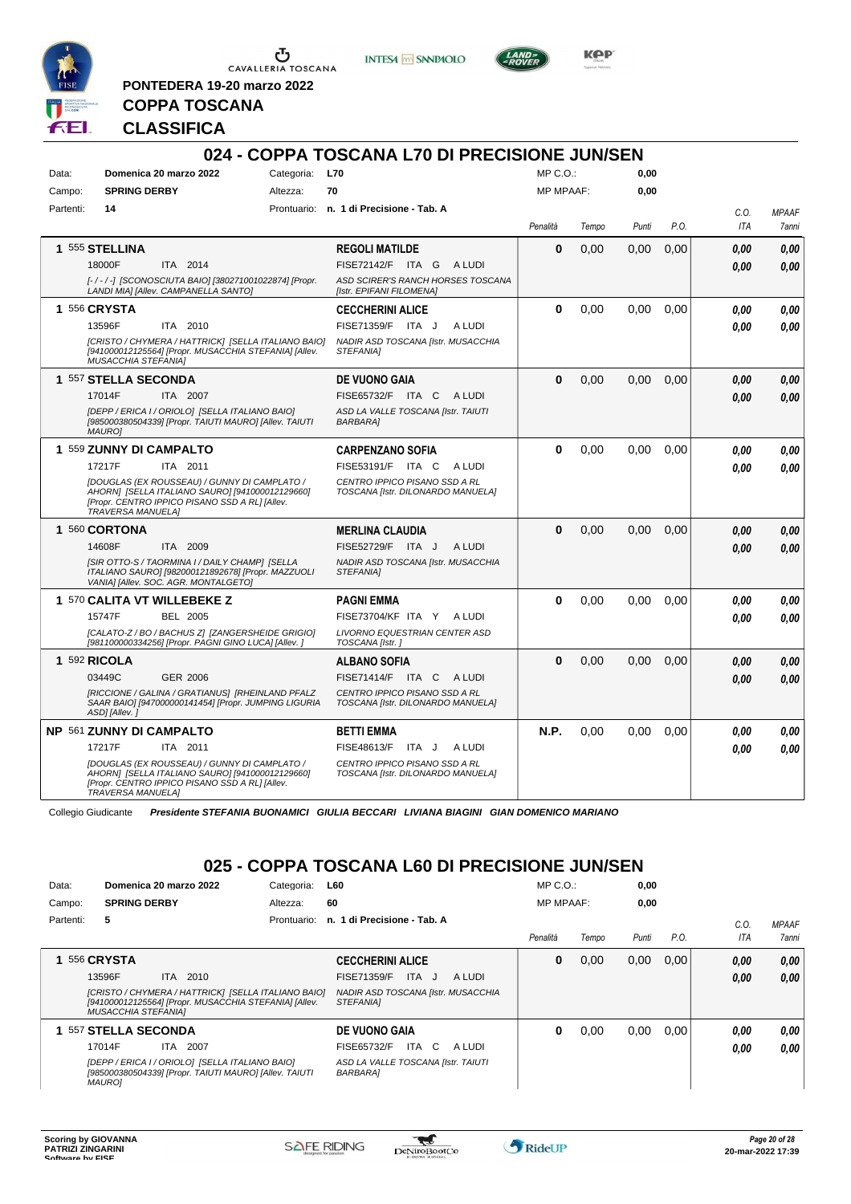PONTEDERA 19-20 marzo 2022

**COPPA TOSCANA**

**CLASSIFICA**

## 024 - COPPA TOSCANA L70 DI PRECISIONE JUN/SEN

Data: **Domenica 20 marzo 2022** Categoria: **L70** MP C.O.: **0,00**
Campo: **SPRING DERBY** Altezza: **70** MP MPAAF: **0,00**
Partenti: **14** Prontuario: **n. 1 di Precisione - Tab. A**

| Pos. | Cavallo | Cavaliere | Penalità | Tempo | Punti | P.O. | C.O. ITA | MPAAF 7anni |
|---|---|---|---|---|---|---|---|---|
| 1 | 555 **STELLINA** 18000F ITA 2014 [- / - / -] [SCONOSCIUTA BAIO] [380271001022874] [Propr. LANDI MIA] [Allev. CAMPANELLA SANTO] | **REGOLI MATILDE** FISE72142/F ITA G A LUDI ASD SCIRER'S RANCH HORSES TOSCANA [Istr. EPIFANI FILOMENA] | 0 | 0,00 | 0,00 | 0,00 | 0,00 / 0,00 | 0,00 / 0,00 |
| 1 | 556 **CRYSTA** 13596F ITA 2010 [CRISTO / CHYMERA / HATTRICK] [SELLA ITALIANO BAIO] [941000012125564] [Propr. MUSACCHIA STEFANIA] [Allev. MUSACCHIA STEFANIA] | **CECCHERINI ALICE** FISE71359/F ITA J A LUDI NADIR ASD TOSCANA [Istr. MUSACCHIA STEFANIA] | 0 | 0,00 | 0,00 | 0,00 | 0,00 / 0,00 | 0,00 / 0,00 |
| 1 | 557 **STELLA SECONDA** 17014F ITA 2007 [DEPP / ERICA I / ORIOLO] [SELLA ITALIANO BAIO] [985000380504339] [Propr. TAIUTI MAURO] [Allev. TAIUTI MAURO] | **DE VUONO GAIA** FISE65732/F ITA C A LUDI ASD LA VALLE TOSCANA [Istr. TAIUTI BARBARA] | 0 | 0,00 | 0,00 | 0,00 | 0,00 / 0,00 | 0,00 / 0,00 |
| 1 | 559 **ZUNNY DI CAMPALTO** 17217F ITA 2011 [DOUGLAS (EX ROUSSEAU) / GUNNY DI CAMPLATO / AHORN] [SELLA ITALIANO SAURO] [941000012129660] [Propr. CENTRO IPPICO PISANO SSD A RL] [Allev. TRAVERSA MANUELA] | **CARPENZANO SOFIA** FISE53191/F ITA C A LUDI CENTRO IPPICO PISANO SSD A RL TOSCANA [Istr. DILONARDO MANUELA] | 0 | 0,00 | 0,00 | 0,00 | 0,00 / 0,00 | 0,00 / 0,00 |
| 1 | 560 **CORTONA** 14608F ITA 2009 [SIR OTTO-S / TAORMINA I / DAILY CHAMP] [SELLA ITALIANO SAURO] [982000121892678] [Propr. MAZZUOLI VANIA] [Allev. SOC. AGR. MONTALGETO] | **MERLINA CLAUDIA** FISE52729/F ITA J A LUDI NADIR ASD TOSCANA [Istr. MUSACCHIA STEFANIA] | 0 | 0,00 | 0,00 | 0,00 | 0,00 / 0,00 | 0,00 / 0,00 |
| 1 | 570 **CALITA VT WILLEBEKE Z** 15747F BEL 2005 [CALATO-Z / BO / BACHUS Z] [ZANGERSHEIDE GRIGIO] [981100000334256] [Propr. PAGNI GINO LUCA] [Allev. ] | **PAGNI EMMA** FISE73704/KF ITA Y A LUDI LIVORNO EQUESTRIAN CENTER ASD TOSCANA [Istr. ] | 0 | 0,00 | 0,00 | 0,00 | 0,00 / 0,00 | 0,00 / 0,00 |
| 1 | 592 **RICOLA** 03449C GER 2006 [RICCIONE / GALINA / GRATIANUS] [RHEINLAND PFALZ SAAR BAIO] [947000000141454] [Propr. JUMPING LIGURIA ASD] [Allev. ] | **ALBANO SOFIA** FISE71414/F ITA C A LUDI CENTRO IPPICO PISANO SSD A RL TOSCANA [Istr. DILONARDO MANUELA] | 0 | 0,00 | 0,00 | 0,00 | 0,00 / 0,00 | 0,00 / 0,00 |
| NP | 561 **ZUNNY DI CAMPALTO** 17217F ITA 2011 [DOUGLAS (EX ROUSSEAU) / GUNNY DI CAMPLATO / AHORN] [SELLA ITALIANO SAURO] [941000012129660] [Propr. CENTRO IPPICO PISANO SSD A RL] [Allev. TRAVERSA MANUELA] | **BETTI EMMA** FISE48613/F ITA J A LUDI CENTRO IPPICO PISANO SSD A RL TOSCANA [Istr. DILONARDO MANUELA] | N.P. | 0,00 | 0,00 | 0,00 | 0,00 / 0,00 | 0,00 / 0,00 |

Collegio Giudicante *Presidente STEFANIA BUONAMICI GIULIA BECCARI LIVIANA BIAGINI GIAN DOMENICO MARIANO*

## 025 - COPPA TOSCANA L60 DI PRECISIONE JUN/SEN

Data: **Domenica 20 marzo 2022** Categoria: **L60** MP C.O.: **0,00**
Campo: **SPRING DERBY** Altezza: **60** MP MPAAF: **0,00**
Partenti: **5** Prontuario: **n. 1 di Precisione - Tab. A**

| Pos. | Cavallo | Cavaliere | Penalità | Tempo | Punti | P.O. | C.O. ITA | MPAAF 7anni |
|---|---|---|---|---|---|---|---|---|
| 1 | 556 **CRYSTA** 13596F ITA 2010 [CRISTO / CHYMERA / HATTRICK] [SELLA ITALIANO BAIO] [941000012125564] [Propr. MUSACCHIA STEFANIA] [Allev. MUSACCHIA STEFANIA] | **CECCHERINI ALICE** FISE71359/F ITA J A LUDI NADIR ASD TOSCANA [Istr. MUSACCHIA STEFANIA] | 0 | 0,00 | 0,00 | 0,00 | 0,00 / 0,00 | 0,00 / 0,00 |
| 1 | 557 **STELLA SECONDA** 17014F ITA 2007 [DEPP / ERICA I / ORIOLO] [SELLA ITALIANO BAIO] [985000380504339] [Propr. TAIUTI MAURO] [Allev. TAIUTI MAURO] | **DE VUONO GAIA** FISE65732/F ITA C A LUDI ASD LA VALLE TOSCANA [Istr. TAIUTI BARBARA] | 0 | 0,00 | 0,00 | 0,00 | 0,00 / 0,00 | 0,00 / 0,00 |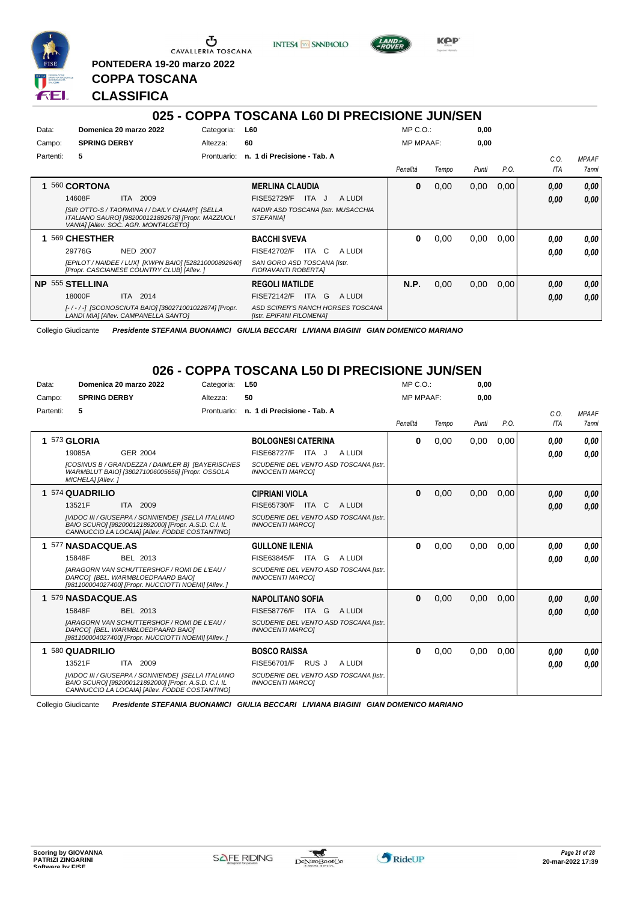PONTEDERA 19-20 marzo 2022

**COPPA TOSCANA**

**CLASSIFICA**

## 025 - COPPA TOSCANA L60 DI PRECISIONE JUN/SEN

Data: **Domenica 20 marzo 2022** Categoria: **L60** MP C.O.: **0,00**
Campo: **SPRING DERBY** Altezza: **60** MP MPAAF: **0,00**
Partenti: **5** Prontuario: **n. 1 di Precisione - Tab. A**

| | Cavallo | Cavaliere | Penalità | Tempo | Punti | P.O. | C.O. ITA | MPAAF 7anni |
|---|---|---|---|---|---|---|---|---|
| 1 | 560 **CORTONA** 14608F ITA 2009 *[SIR OTTO-S / TAORMINA I / DAILY CHAMP] [SELLA ITALIANO SAURO] [982000121892678] [Propr. MAZZUOLI VANIA] [Allev. SOC. AGR. MONTALGETO]* | **MERLINA CLAUDIA** FISE52729/F ITA J A LUDI *NADIR ASD TOSCANA [Istr. MUSACCHIA STEFANIA]* | 0 | 0,00 | 0,00 | 0,00 | 0,00 / 0,00 | 0,00 / 0,00 |
| 1 | 569 **CHESTHER** 29776G NED 2007 *[EPILOT / NAIDEE / LUX] [KWPN BAIO] [528210000892640] [Propr. CASCIANESE COUNTRY CLUB] [Allev. ]* | **BACCHI SVEVA** FISE42702/F ITA C A LUDI *SAN GORO ASD TOSCANA [Istr. FIORAVANTI ROBERTA]* | 0 | 0,00 | 0,00 | 0,00 | 0,00 / 0,00 | 0,00 / 0,00 |
| NP | 555 **STELLINA** 18000F ITA 2014 *[- / - / -] [SCONOSCIUTA BAIO] [380271001022874] [Propr. LANDI MIA] [Allev. CAMPANELLA SANTO]* | **REGOLI MATILDE** FISE72142/F ITA G A LUDI *ASD SCIRER'S RANCH HORSES TOSCANA [Istr. EPIFANI FILOMENA]* | N.P. | 0,00 | 0,00 | 0,00 | 0,00 / 0,00 | 0,00 / 0,00 |

Collegio Giudicante *Presidente STEFANIA BUONAMICI GIULIA BECCARI LIVIANA BIAGINI GIAN DOMENICO MARIANO*

## 026 - COPPA TOSCANA L50 DI PRECISIONE JUN/SEN

Data: **Domenica 20 marzo 2022** Categoria: **L50** MP C.O.: **0,00**
Campo: **SPRING DERBY** Altezza: **50** MP MPAAF: **0,00**
Partenti: **5** Prontuario: **n. 1 di Precisione - Tab. A**

| | Cavallo | Cavaliere | Penalità | Tempo | Punti | P.O. | C.O. ITA | MPAAF 7anni |
|---|---|---|---|---|---|---|---|---|
| 1 | 573 **GLORIA** 19085A GER 2004 *[COSINUS B / GRANDEZZA / DAIMLER B] [BAYERISCHES WARMBLUT BAIO] [380271006005656] [Propr. OSSOLA MICHELA] [Allev. ]* | **BOLOGNESI CATERINA** FISE68727/F ITA J A LUDI *SCUDERIE DEL VENTO ASD TOSCANA [Istr. INNOCENTI MARCO]* | 0 | 0,00 | 0,00 | 0,00 | 0,00 / 0,00 | 0,00 / 0,00 |
| 1 | 574 **QUADRILIO** 13521F ITA 2009 *[VIDOC III / GIUSEPPA / SONNIENDE] [SELLA ITALIANO BAIO SCURO] [982000121892000] [Propr. A.S.D. C.I. IL CANNUCCIO LA LOCAIA] [Allev. FODDE COSTANTINO]* | **CIPRIANI VIOLA** FISE65730/F ITA C A LUDI *SCUDERIE DEL VENTO ASD TOSCANA [Istr. INNOCENTI MARCO]* | 0 | 0,00 | 0,00 | 0,00 | 0,00 / 0,00 | 0,00 / 0,00 |
| 1 | 577 **NASDACQUE.AS** 15848F BEL 2013 *[ARAGORN VAN SCHUTTERSHOF / ROMI DE L'EAU / DARCO] [BEL. WARMBLOEDPAARD BAIO] [981100004027400] [Propr. NUCCIOTTI NOEMI] [Allev. ]* | **GULLONE ILENIA** FISE63845/F ITA G A LUDI *SCUDERIE DEL VENTO ASD TOSCANA [Istr. INNOCENTI MARCO]* | 0 | 0,00 | 0,00 | 0,00 | 0,00 / 0,00 | 0,00 / 0,00 |
| 1 | 579 **NASDACQUE.AS** 15848F BEL 2013 *[ARAGORN VAN SCHUTTERSHOF / ROMI DE L'EAU / DARCO] [BEL. WARMBLOEDPAARD BAIO] [981100004027400] [Propr. NUCCIOTTI NOEMI] [Allev. ]* | **NAPOLITANO SOFIA** FISE58776/F ITA G A LUDI *SCUDERIE DEL VENTO ASD TOSCANA [Istr. INNOCENTI MARCO]* | 0 | 0,00 | 0,00 | 0,00 | 0,00 / 0,00 | 0,00 / 0,00 |
| 1 | 580 **QUADRILIO** 13521F ITA 2009 *[VIDOC III / GIUSEPPA / SONNIENDE] [SELLA ITALIANO BAIO SCURO] [982000121892000] [Propr. A.S.D. C.I. IL CANNUCCIO LA LOCAIA] [Allev. FODDE COSTANTINO]* | **BOSCO RAISSA** FISE56701/F RUS J A LUDI *SCUDERIE DEL VENTO ASD TOSCANA [Istr. INNOCENTI MARCO]* | 0 | 0,00 | 0,00 | 0,00 | 0,00 / 0,00 | 0,00 / 0,00 |

Collegio Giudicante *Presidente STEFANIA BUONAMICI GIULIA BECCARI LIVIANA BIAGINI GIAN DOMENICO MARIANO*

Scoring by GIOVANNA PATRIZI ZINGARINI
Software by FISE

20-mar-2022 17:39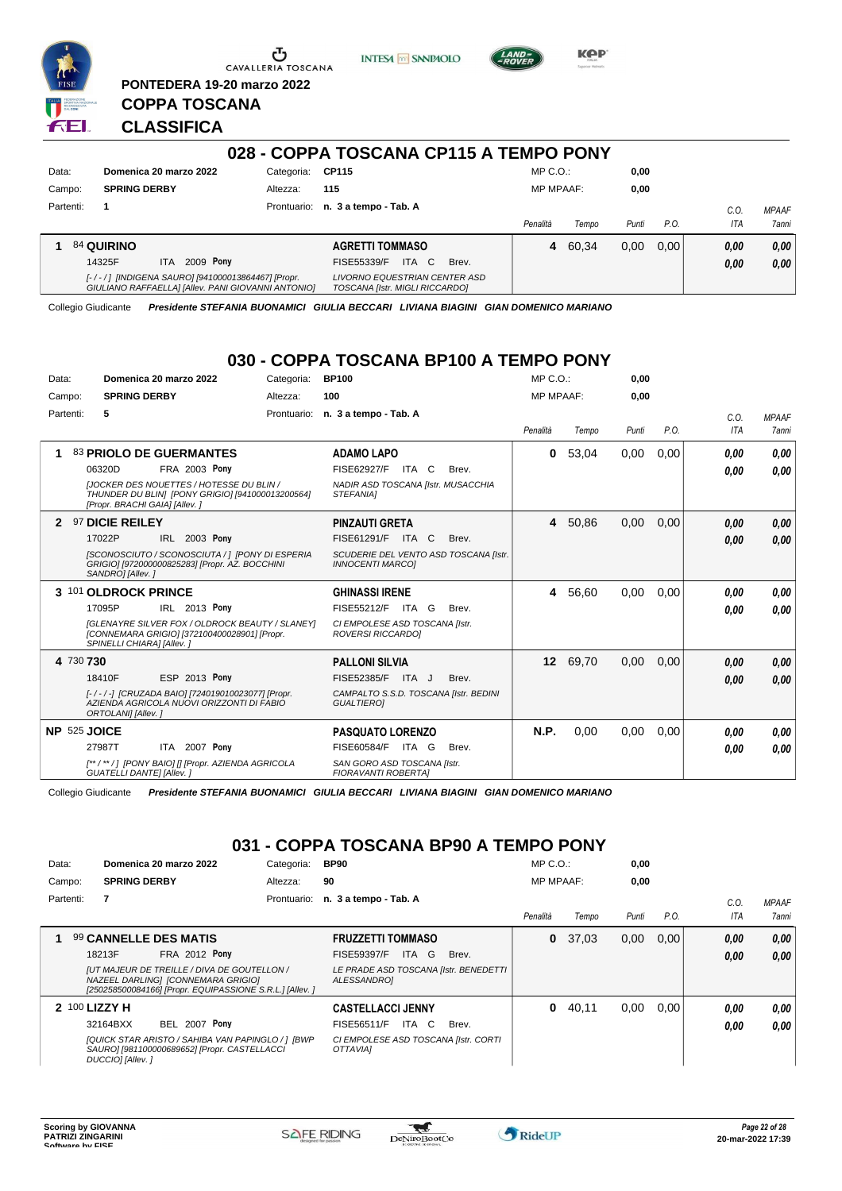PONTEDERA 19-20 marzo 2022

# COPPA TOSCANA

## CLASSIFICA

### 028 - COPPA TOSCANA CP115 A TEMPO PONY

Data: Domenica 20 marzo 2022 — Categoria: CP115 — MP C.O.: 0,00
Campo: SPRING DERBY — Altezza: 115 — MP MPAAF: 0,00
Partenti: 1 — Prontuario: n. 3 a tempo - Tab. A

| | Cavallo | Cavaliere | Penalità | Tempo | Punti | P.O. | C.O. ITA | MPAAF 7anni |
|---|---|---|---|---|---|---|---|---|
| 1 | 84 **QUIRINO** 14325F ITA 2009 **Pony** [-/-/] [INDIGENA SAURO] [941000013864467] [Propr. GIULIANO RAFFAELLA] [Allev. PANI GIOVANNI ANTONIO] | **AGRETTI TOMMASO** FISE55339/F ITA C Brev. LIVORNO EQUESTRIAN CENTER ASD TOSCANA [Istr. MIGLI RICCARDO] | 4 | 60,34 | 0,00 | 0,00 | 0,00 / 0,00 | 0,00 / 0,00 |

Collegio Giudicante *Presidente STEFANIA BUONAMICI GIULIA BECCARI LIVIANA BIAGINI GIAN DOMENICO MARIANO*

### 030 - COPPA TOSCANA BP100 A TEMPO PONY

Data: Domenica 20 marzo 2022 — Categoria: BP100 — MP C.O.: 0,00
Campo: SPRING DERBY — Altezza: 100 — MP MPAAF: 0,00
Partenti: 5 — Prontuario: n. 3 a tempo - Tab. A

| | Cavallo | Cavaliere | Penalità | Tempo | Punti | P.O. | C.O. ITA | MPAAF 7anni |
|---|---|---|---|---|---|---|---|---|
| 1 | 83 **PRIOLO DE GUERMANTES** 06320D FRA 2003 **Pony** [JOCKER DES NOUETTES / HOTESSE DU BLIN / THUNDER DU BLIN] [PONY GRIGIO] [941000013200564] [Propr. BRACHI GAIA] [Allev. ] | **ADAMO LAPO** FISE62927/F ITA C Brev. NADIR ASD TOSCANA [Istr. MUSACCHIA STEFANIA] | 0 | 53,04 | 0,00 | 0,00 | 0,00 / 0,00 | 0,00 / 0,00 |
| 2 | 97 **DICIE REILEY** 17022P IRL 2003 **Pony** [SCONOSCIUTO / SCONOSCIUTA / ] [PONY DI ESPERIA GRIGIO] [972000000825283] [Propr. AZ. BOCCHINI SANDRO] [Allev. ] | **PINZAUTI GRETA** FISE61291/F ITA C Brev. SCUDERIE DEL VENTO ASD TOSCANA [Istr. INNOCENTI MARCO] | 4 | 50,86 | 0,00 | 0,00 | 0,00 / 0,00 | 0,00 / 0,00 |
| 3 | 101 **OLDROCK PRINCE** 17095P IRL 2013 **Pony** [GLENAYRE SILVER FOX / OLDROCK BEAUTY / SLANEY] [CONNEMARA GRIGIO] [372100400028901] [Propr. SPINELLI CHIARA] [Allev. ] | **GHINASSI IRENE** FISE55212/F ITA G Brev. CI EMPOLESE ASD TOSCANA [Istr. ROVERSI RICCARDO] | 4 | 56,60 | 0,00 | 0,00 | 0,00 / 0,00 | 0,00 / 0,00 |
| 4 | 730 **730** 18410F ESP 2013 **Pony** [-/-/-] [CRUZADA BAIO] [724019010023077] [Propr. AZIENDA AGRICOLA NUOVI ORIZZONTI DI FABIO ORTOLANI] [Allev. ] | **PALLONI SILVIA** FISE52385/F ITA J Brev. CAMPALTO S.S.D. TOSCANA [Istr. BEDINI GUALTIERO] | 12 | 69,70 | 0,00 | 0,00 | 0,00 / 0,00 | 0,00 / 0,00 |
| NP | 525 **JOICE** 27987T ITA 2007 **Pony** [** / ** / ] [PONY BAIO] [] [Propr. AZIENDA AGRICOLA GUATELLI DANTE] [Allev. ] | **PASQUATO LORENZO** FISE60584/F ITA G Brev. SAN GORO ASD TOSCANA [Istr. FIORAVANTI ROBERTA] | N.P. | 0,00 | 0,00 | 0,00 | 0,00 / 0,00 | 0,00 / 0,00 |

Collegio Giudicante *Presidente STEFANIA BUONAMICI GIULIA BECCARI LIVIANA BIAGINI GIAN DOMENICO MARIANO*

### 031 - COPPA TOSCANA BP90 A TEMPO PONY

Data: Domenica 20 marzo 2022 — Categoria: BP90 — MP C.O.: 0,00
Campo: SPRING DERBY — Altezza: 90 — MP MPAAF: 0,00
Partenti: 7 — Prontuario: n. 3 a tempo - Tab. A

| | Cavallo | Cavaliere | Penalità | Tempo | Punti | P.O. | C.O. ITA | MPAAF 7anni |
|---|---|---|---|---|---|---|---|---|
| 1 | 99 **CANNELLE DES MATIS** 18213F FRA 2012 **Pony** [UT MAJEUR DE TREILLE / DIVA DE GOUTELLON / NAZEEL DARLING] [CONNEMARA GRIGIO] [250258500084166] [Propr. EQUIPASSIONE S.R.L.] [Allev. ] | **FRUZZETTI TOMMASO** FISE59397/F ITA G Brev. LE PRADE ASD TOSCANA [Istr. BENEDETTI ALESSANDRO] | 0 | 37,03 | 0,00 | 0,00 | 0,00 / 0,00 | 0,00 / 0,00 |
| 2 | 100 **LIZZY H** 32164BXX BEL 2007 **Pony** [QUICK STAR ARISTO / SAHIBA VAN PAPINGLO / ] [BWP SAURO] [981100000689652] [Propr. CASTELLACCI DUCCIO] [Allev. ] | **CASTELLACCI JENNY** FISE56511/F ITA C Brev. CI EMPOLESE ASD TOSCANA [Istr. CORTI OTTAVIA] | 0 | 40,11 | 0,00 | 0,00 | 0,00 / 0,00 | 0,00 / 0,00 |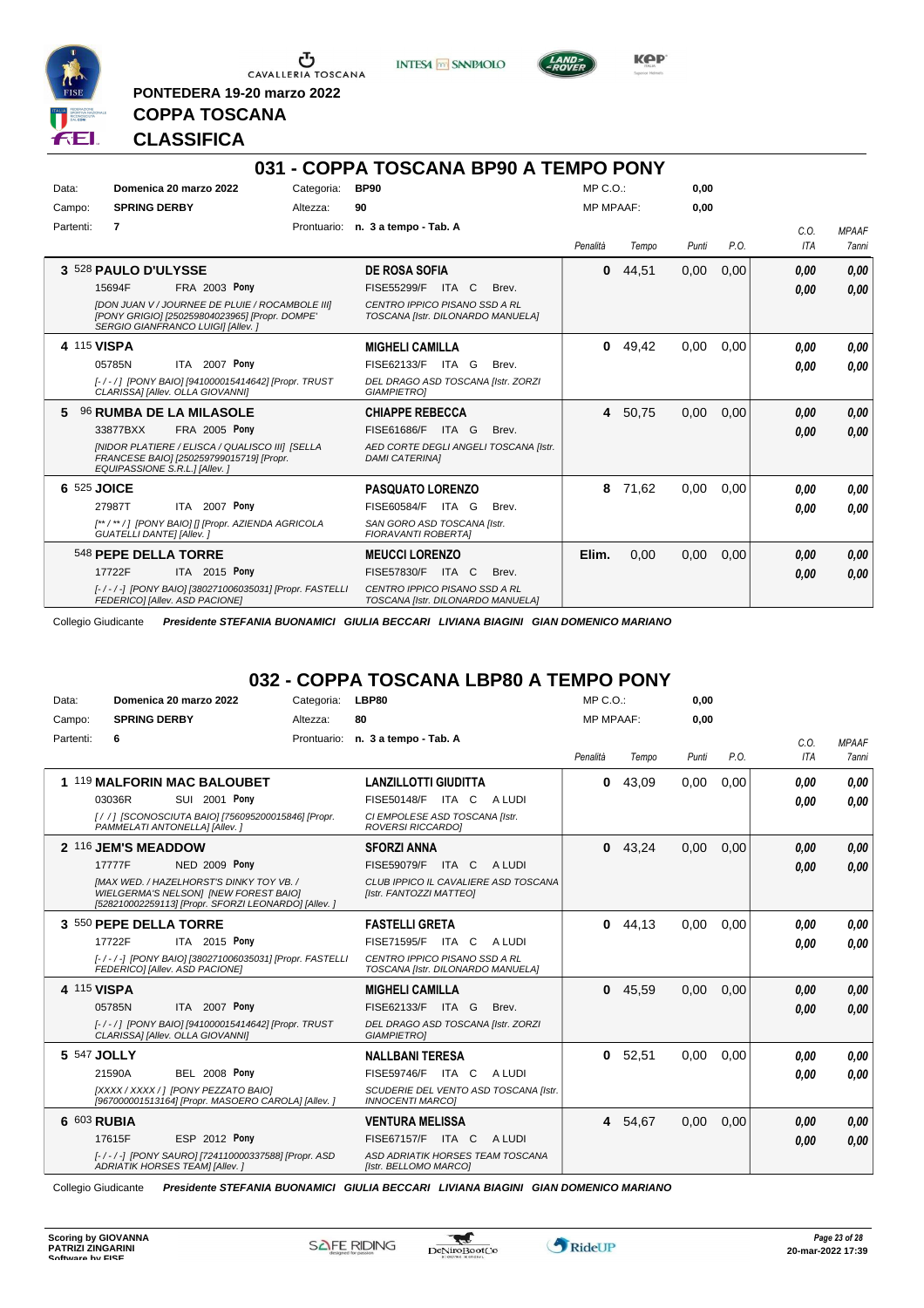PONTEDERA 19-20 marzo 2022

**COPPA TOSCANA**

**CLASSIFICA**

## 031 - COPPA TOSCANA BP90 A TEMPO PONY

| | | | | | |
|---|---|---|---|---|---|
| Data: | **Domenica 20 marzo 2022** | Categoria: | **BP90** | MP C.O.: | **0,00** |
| Campo: | **SPRING DERBY** | Altezza: | **90** | MP MPAAF: | **0,00** |
| Partenti: | **7** | Prontuario: | **n. 3 a tempo - Tab. A** | | |

| Cavallo | Cavaliere | Penalità | Tempo | Punti | P.O. | C.O. ITA | MPAAF 7anni |
|---|---|---|---|---|---|---|---|
| **3** 528 **PAULO D'ULYSSE**<br>15694F FRA 2003 **Pony**<br>*[DON JUAN V / JOURNEE DE PLUIE / ROCAMBOLE III] [PONY GRIGIO] [250259804023965] [Propr. DOMPE' SERGIO GIANFRANCO LUIGI] [Allev. ]* | **DE ROSA SOFIA**<br>FISE55299/F ITA C Brev.<br>*CENTRO IPPICO PISANO SSD A RL TOSCANA [Istr. DILONARDO MANUELA]* | **0** | 44,51 | 0,00 | 0,00 | **0,00**<br>**0,00** | **0,00**<br>**0,00** |
| **4** 115 **VISPA**<br>05785N ITA 2007 **Pony**<br>*[-/-/] [PONY BAIO] [941000015414642] [Propr. TRUST CLARISSA] [Allev. OLLA GIOVANNI]* | **MIGHELI CAMILLA**<br>FISE62133/F ITA G Brev.<br>*DEL DRAGO ASD TOSCANA [Istr. ZORZI GIAMPIETRO]* | **0** | 49,42 | 0,00 | 0,00 | **0,00**<br>**0,00** | **0,00**<br>**0,00** |
| **5** 96 **RUMBA DE LA MILASOLE**<br>33877BXX FRA 2005 **Pony**<br>*[NIDOR PLATIERE / ELISCA / QUALISCO III] [SELLA FRANCESE BAIO] [250259799015719] [Propr. EQUIPASSIONE S.R.L.] [Allev. ]* | **CHIAPPE REBECCA**<br>FISE61686/F ITA G Brev.<br>*AED CORTE DEGLI ANGELI TOSCANA [Istr. DAMI CATERINA]* | **4** | 50,75 | 0,00 | 0,00 | **0,00**<br>**0,00** | **0,00**<br>**0,00** |
| **6** 525 **JOICE**<br>27987T ITA 2007 **Pony**<br>*[\*\* / \*\* / ] [PONY BAIO] [] [Propr. AZIENDA AGRICOLA GUATELLI DANTE] [Allev. ]* | **PASQUATO LORENZO**<br>FISE60584/F ITA G Brev.<br>*SAN GORO ASD TOSCANA [Istr. FIORAVANTI ROBERTA]* | **8** | 71,62 | 0,00 | 0,00 | **0,00**<br>**0,00** | **0,00**<br>**0,00** |
| 548 **PEPE DELLA TORRE**<br>17722F ITA 2015 **Pony**<br>*[-/-/-] [PONY BAIO] [380271006035031] [Propr. FASTELLI FEDERICO] [Allev. ASD PACIONE]* | **MEUCCI LORENZO**<br>FISE57830/F ITA C Brev.<br>*CENTRO IPPICO PISANO SSD A RL TOSCANA [Istr. DILONARDO MANUELA]* | **Elim.** | 0,00 | 0,00 | 0,00 | **0,00**<br>**0,00** | **0,00**<br>**0,00** |

Collegio Giudicante ***Presidente STEFANIA BUONAMICI GIULIA BECCARI LIVIANA BIAGINI GIAN DOMENICO MARIANO***

## 032 - COPPA TOSCANA LBP80 A TEMPO PONY

| | | | | | |
|---|---|---|---|---|---|
| Data: | **Domenica 20 marzo 2022** | Categoria: | **LBP80** | MP C.O.: | **0,00** |
| Campo: | **SPRING DERBY** | Altezza: | **80** | MP MPAAF: | **0,00** |
| Partenti: | **6** | Prontuario: | **n. 3 a tempo - Tab. A** | | |

| Cavallo | Cavaliere | Penalità | Tempo | Punti | P.O. | C.O. ITA | MPAAF 7anni |
|---|---|---|---|---|---|---|---|
| **1** 119 **MALFORIN MAC BALOUBET**<br>03036R SUI 2001 **Pony**<br>*[/ / ] [SCONOSCIUTA BAIO] [756095200015846] [Propr. PAMMELATI ANTONELLA] [Allev. ]* | **LANZILLOTTI GIUDITTA**<br>FISE50148/F ITA C A LUDI<br>*CI EMPOLESE ASD TOSCANA [Istr. ROVERSI RICCARDO]* | **0** | 43,09 | 0,00 | 0,00 | **0,00**<br>**0,00** | **0,00**<br>**0,00** |
| **2** 116 **JEM'S MEADDOW**<br>17777F NED 2009 **Pony**<br>*[MAX WED. / HAZELHORST'S DINKY TOY VB. / WIELGERMA'S NELSON] [NEW FOREST BAIO] [528210002259113] [Propr. SFORZI LEONARDO] [Allev. ]* | **SFORZI ANNA**<br>FISE59079/F ITA C A LUDI<br>*CLUB IPPICO IL CAVALIERE ASD TOSCANA [Istr. FANTOZZI MATTEO]* | **0** | 43,24 | 0,00 | 0,00 | **0,00**<br>**0,00** | **0,00**<br>**0,00** |
| **3** 550 **PEPE DELLA TORRE**<br>17722F ITA 2015 **Pony**<br>*[-/-/-] [PONY BAIO] [380271006035031] [Propr. FASTELLI FEDERICO] [Allev. ASD PACIONE]* | **FASTELLI GRETA**<br>FISE71595/F ITA C A LUDI<br>*CENTRO IPPICO PISANO SSD A RL TOSCANA [Istr. DILONARDO MANUELA]* | **0** | 44,13 | 0,00 | 0,00 | **0,00**<br>**0,00** | **0,00**<br>**0,00** |
| **4** 115 **VISPA**<br>05785N ITA 2007 **Pony**<br>*[-/-/] [PONY BAIO] [941000015414642] [Propr. TRUST CLARISSA] [Allev. OLLA GIOVANNI]* | **MIGHELI CAMILLA**<br>FISE62133/F ITA G Brev.<br>*DEL DRAGO ASD TOSCANA [Istr. ZORZI GIAMPIETRO]* | **0** | 45,59 | 0,00 | 0,00 | **0,00**<br>**0,00** | **0,00**<br>**0,00** |
| **5** 547 **JOLLY**<br>21590A BEL 2008 **Pony**<br>*[XXXX / XXXX / ] [PONY PEZZATO BAIO] [967000001513164] [Propr. MASOERO CAROLA] [Allev. ]* | **NALLBANI TERESA**<br>FISE59746/F ITA C A LUDI<br>*SCUDERIE DEL VENTO ASD TOSCANA [Istr. INNOCENTI MARCO]* | **0** | 52,51 | 0,00 | 0,00 | **0,00**<br>**0,00** | **0,00**<br>**0,00** |
| **6** 603 **RUBIA**<br>17615F ESP 2012 **Pony**<br>*[-/-/-] [PONY SAURO] [724110000337588] [Propr. ASD ADRIATIK HORSES TEAM] [Allev. ]* | **VENTURA MELISSA**<br>FISE67157/F ITA C A LUDI<br>*ASD ADRIATIK HORSES TEAM TOSCANA [Istr. BELLOMO MARCO]* | **4** | 54,67 | 0,00 | 0,00 | **0,00**<br>**0,00** | **0,00**<br>**0,00** |

Collegio Giudicante ***Presidente STEFANIA BUONAMICI GIULIA BECCARI LIVIANA BIAGINI GIAN DOMENICO MARIANO***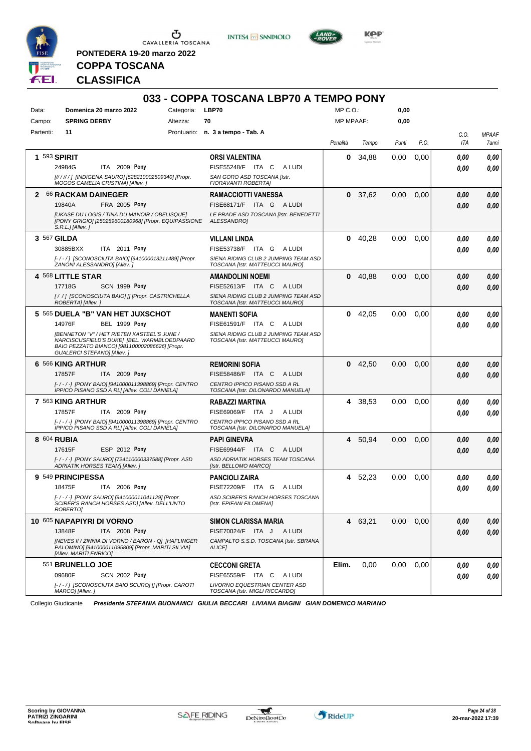PONTEDERA 19-20 marzo 2022

# COPPA TOSCANA

# CLASSIFICA

## 033 - COPPA TOSCANA LBP70 A TEMPO PONY

| | | | | | |
|---|---|---|---|---|---|
| Data: | Domenica 20 marzo 2022 | Categoria: | LBP70 | MP C.O.: | 0,00 |
| Campo: | SPRING DERBY | Altezza: | 70 | MP MPAAF: | 0,00 |
| Partenti: | 11 | Prontuario: | n. 3 a tempo - Tab. A | | |

| Pos. | Cavallo | Cavaliere | Penalità | Tempo | Punti | P.O. | C.O. ITA | MPAAF 7anni |
|---|---|---|---|---|---|---|---|---|
| 1 | 593 **SPIRIT** 24984G ITA 2009 **Pony** [////] [INDIGENA SAURO] [528210002509340] [Propr. MOGOS CAMELIA CRISTINA] [Allev. ] | **ORSI VALENTINA** FISE55248/F ITA C A LUDI SAN GORO ASD TOSCANA [Istr. FIORAVANTI ROBERTA] | 0 | 34,88 | 0,00 | 0,00 | 0,00 / 0,00 | 0,00 / 0,00 |
| 2 | 66 **RACKAM DAINEGER** 19840A FRA 2005 **Pony** [UKASE DU LOGIS / TINA DU MANOIR / OBELISQUE] [PONY GRIGIO] [250259600180968] [Propr. EQUIPASSIONE S.R.L.] [Allev. ] | **RAMACCIOTTI VANESSA** FISE68171/F ITA G A LUDI LE PRADE ASD TOSCANA [Istr. BENEDETTI ALESSANDRO] | 0 | 37,62 | 0,00 | 0,00 | 0,00 / 0,00 | 0,00 / 0,00 |
| 3 | 567 **GILDA** 30885BXX ITA 2011 **Pony** [-/-/] [SCONOSCIUTA BAIO] [941000013211489] [Propr. ZANONI ALESSANDRO] [Allev. ] | **VILLANI LINDA** FISE53738/F ITA G A LUDI SIENA RIDING CLUB 2 JUMPING TEAM ASD TOSCANA [Istr. MATTEUCCI MAURO] | 0 | 40,28 | 0,00 | 0,00 | 0,00 / 0,00 | 0,00 / 0,00 |
| 4 | 568 **LITTLE STAR** 17718G SCN 1999 **Pony** [/ / ] [SCONOSCIUTA BAIO] [] [Propr. CASTRICHELLA ROBERTA] [Allev. ] | **AMANDOLINI NOEMI** FISE52613/F ITA C A LUDI SIENA RIDING CLUB 2 JUMPING TEAM ASD TOSCANA [Istr. MATTEUCCI MAURO] | 0 | 40,88 | 0,00 | 0,00 | 0,00 / 0,00 | 0,00 / 0,00 |
| 5 | 565 **DUELA "B" VAN HET JUXSCHOT** 14976F BEL 1999 **Pony** [BENNETON "V" / HET RIETEN KASTEEL'S JUNE / NARCISCUSFIELD'S DUKE] [BEL. WARMBLOEDPAARD BAIO PEZZATO BIANCO] [981100002086626] [Propr. GUALERCI STEFANO] [Allev. ] | **MANENTI SOFIA** FISE61591/F ITA C A LUDI SIENA RIDING CLUB 2 JUMPING TEAM ASD TOSCANA [Istr. MATTEUCCI MAURO] | 0 | 42,05 | 0,00 | 0,00 | 0,00 / 0,00 | 0,00 / 0,00 |
| 6 | 566 **KING ARTHUR** 17857F ITA 2009 **Pony** [-/-/-] [PONY BAIO] [941000011398869] [Propr. CENTRO IPPICO PISANO SSD A RL] [Allev. COLI DANIELA] | **REMORINI SOFIA** FISE58486/F ITA C A LUDI CENTRO IPPICO PISANO SSD A RL TOSCANA [Istr. DILONARDO MANUELA] | 0 | 42,50 | 0,00 | 0,00 | 0,00 / 0,00 | 0,00 / 0,00 |
| 7 | 563 **KING ARTHUR** 17857F ITA 2009 **Pony** [-/-/-] [PONY BAIO] [941000011398869] [Propr. CENTRO IPPICO PISANO SSD A RL] [Allev. COLI DANIELA] | **RABAZZI MARTINA** FISE69069/F ITA J A LUDI CENTRO IPPICO PISANO SSD A RL TOSCANA [Istr. DILONARDO MANUELA] | 4 | 38,53 | 0,00 | 0,00 | 0,00 / 0,00 | 0,00 / 0,00 |
| 8 | 604 **RUBIA** 17615F ESP 2012 **Pony** [-/-/-] [PONY SAURO] [724110000337588] [Propr. ASD ADRIATIK HORSES TEAM] [Allev. ] | **PAPI GINEVRA** FISE69944/F ITA C A LUDI ASD ADRIATIK HORSES TEAM TOSCANA [Istr. BELLOMO MARCO] | 4 | 50,94 | 0,00 | 0,00 | 0,00 / 0,00 | 0,00 / 0,00 |
| 9 | 549 **PRINCIPESSA** 18475F ITA 2006 **Pony** [-/-/-] [PONY SAURO] [941000011041129] [Propr. SCIRER'S RANCH HORSES ASD] [Allev. DELL'UNTO ROBERTO] | **PANCIOLI ZAIRA** FISE72209/F ITA G A LUDI ASD SCIRER'S RANCH HORSES TOSCANA [Istr. EPIFANI FILOMENA] | 4 | 52,23 | 0,00 | 0,00 | 0,00 / 0,00 | 0,00 / 0,00 |
| 10 | 605 **NAPAPIYRI DI VORNO** 13848F ITA 2008 **Pony** [NEVES II / ZINNIA DI VORNO / BARON - Q] [HAFLINGER PALOMINO] [941000011095809] [Propr. MARITI SILVIA] [Allev. MARITI ENRICO] | **SIMON CLARISSA MARIA** FISE70024/F ITA J A LUDI CAMPALTO S.S.D. TOSCANA [Istr. SBRANA ALICE] | 4 | 63,21 | 0,00 | 0,00 | 0,00 / 0,00 | 0,00 / 0,00 |
| | 551 **BRUNELLO JOE** 09680F SCN 2002 **Pony** [-/-/] [SCONOSCIUTA BAIO SCURO] [] [Propr. CAROTI MARCO] [Allev. ] | **CECCONI GRETA** FISE65559/F ITA C A LUDI LIVORNO EQUESTRIAN CENTER ASD TOSCANA [Istr. MIGLI RICCARDO] | Elim. | 0,00 | 0,00 | 0,00 | 0,00 / 0,00 | 0,00 / 0,00 |

Collegio Giudicante ***Presidente STEFANIA BUONAMICI GIULIA BECCARI LIVIANA BIAGINI GIAN DOMENICO MARIANO***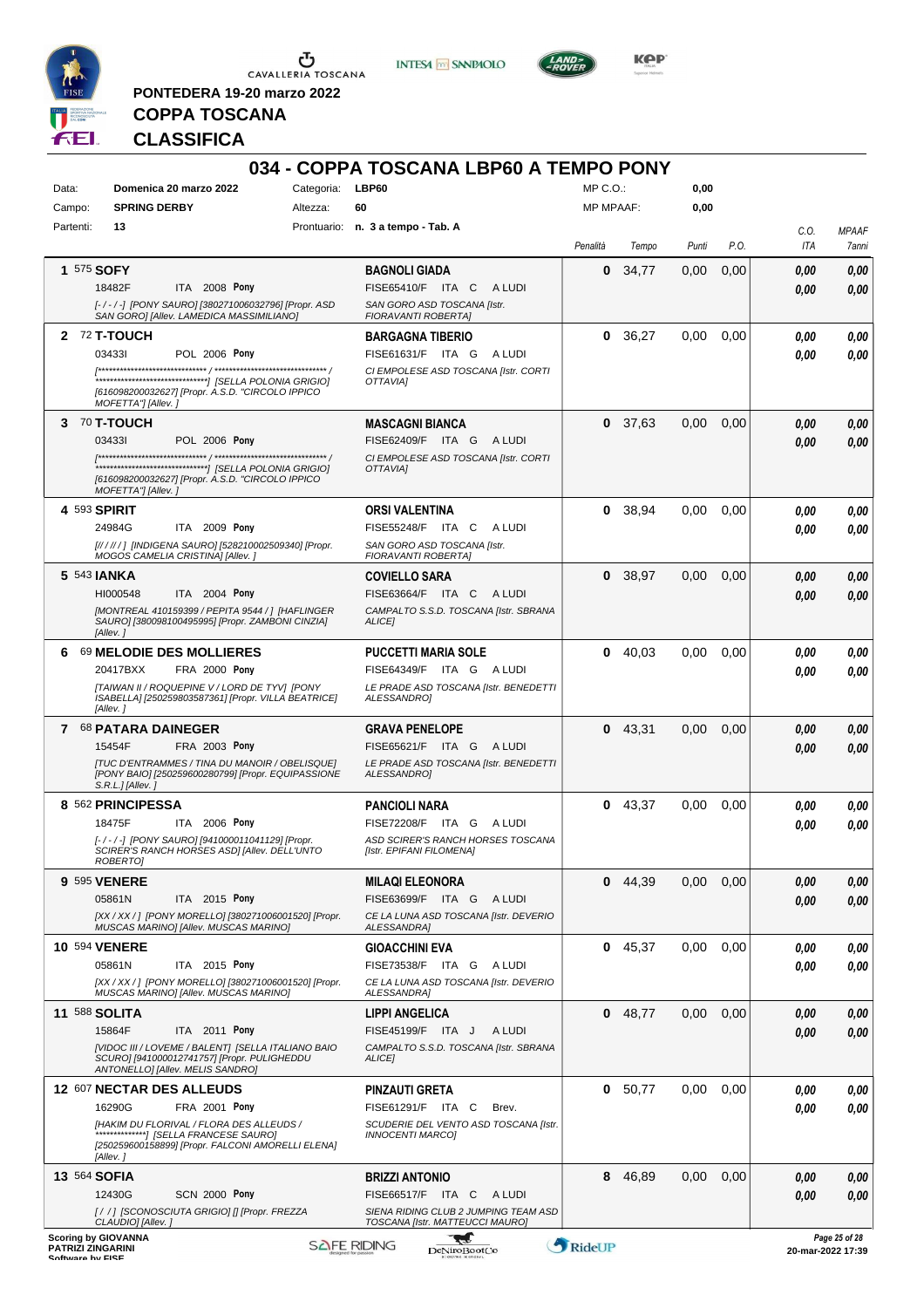PONTEDERA 19-20 marzo 2022

# COPPA TOSCANA

## CLASSIFICA

# 034 - COPPA TOSCANA LBP60 A TEMPO PONY

| | | | | | |
|---|---|---|---|---|---|
| Data: | **Domenica 20 marzo 2022** | Categoria: | **LBP60** | MP C.O.: | **0,00** |
| Campo: | **SPRING DERBY** | Altezza: | **60** | MP MPAAF: | **0,00** |
| Partenti: | **13** | Prontuario: | **n. 3 a tempo - Tab. A** | | |

| Pos. | Cavallo | Cavaliere | Penalità | Tempo | Punti | P.O. | C.O. ITA | MPAAF 7anni |
|---|---|---|---|---|---|---|---|---|
| **1** | 575 **SOFY**<br>18482F ITA 2008 **Pony**<br>[-/-/-] [PONY SAURO] [380271006032796] [Propr. ASD SAN GORO] [Allev. LAMEDICA MASSIMILIANO] | **BAGNOLI GIADA**<br>FISE65410/F ITA C A LUDI<br>SAN GORO ASD TOSCANA [Istr. FIORAVANTI ROBERTA] | **0** | 34,77 | 0,00 | 0,00 | **0,00**<br>**0,00** | **0,00**<br>**0,00** |
| **2** | 72 **T-TOUCH**<br>03433I POL 2006 **Pony**<br>[****************************** / ****************************** / ******************************] [SELLA POLONIA GRIGIO] [616098200032627] [Propr. A.S.D. "CIRCOLO IPPICO MOFETTA"] [Allev. ] | **BARGAGNA TIBERIO**<br>FISE61631/F ITA G A LUDI<br>CI EMPOLESE ASD TOSCANA [Istr. CORTI OTTAVIA] | **0** | 36,27 | 0,00 | 0,00 | **0,00**<br>**0,00** | **0,00**<br>**0,00** |
| **3** | 70 **T-TOUCH**<br>03433I POL 2006 **Pony**<br>[****************************** / ****************************** / ******************************] [SELLA POLONIA GRIGIO] [616098200032627] [Propr. A.S.D. "CIRCOLO IPPICO MOFETTA"] [Allev. ] | **MASCAGNI BIANCA**<br>FISE62409/F ITA G A LUDI<br>CI EMPOLESE ASD TOSCANA [Istr. CORTI OTTAVIA] | **0** | 37,63 | 0,00 | 0,00 | **0,00**<br>**0,00** | **0,00**<br>**0,00** |
| **4** | 593 **SPIRIT**<br>24984G ITA 2009 **Pony**<br>[// / // / ] [INDIGENA SAURO] [528210002509340] [Propr. MOGOS CAMELIA CRISTINA] [Allev. ] | **ORSI VALENTINA**<br>FISE55248/F ITA C A LUDI<br>SAN GORO ASD TOSCANA [Istr. FIORAVANTI ROBERTA] | **0** | 38,94 | 0,00 | 0,00 | **0,00**<br>**0,00** | **0,00**<br>**0,00** |
| **5** | 543 **IANKA**<br>HI000548 ITA 2004 **Pony**<br>[MONTREAL 410159399 / PEPITA 9544 / ] [HAFLINGER SAURO] [380098100495995] [Propr. ZAMBONI CINZIA] [Allev. ] | **COVIELLO SARA**<br>FISE63664/F ITA C A LUDI<br>CAMPALTO S.S.D. TOSCANA [Istr. SBRANA ALICE] | **0** | 38,97 | 0,00 | 0,00 | **0,00**<br>**0,00** | **0,00**<br>**0,00** |
| **6** | 69 **MELODIE DES MOLLIERES**<br>20417BXX FRA 2000 **Pony**<br>[TAIWAN II / ROQUEPINE V / LORD DE TYV] [PONY ISABELLA] [250259803587361] [Propr. VILLA BEATRICE] [Allev. ] | **PUCCETTI MARIA SOLE**<br>FISE64349/F ITA G A LUDI<br>LE PRADE ASD TOSCANA [Istr. BENEDETTI ALESSANDRO] | **0** | 40,03 | 0,00 | 0,00 | **0,00**<br>**0,00** | **0,00**<br>**0,00** |
| **7** | 68 **PATARA DAINEGER**<br>15454F FRA 2003 **Pony**<br>[TUC D'ENTRAMMES / TINA DU MANOIR / OBELISQUE] [PONY BAIO] [250259600280799] [Propr. EQUIPASSIONE S.R.L.] [Allev. ] | **GRAVA PENELOPE**<br>FISE65621/F ITA G A LUDI<br>LE PRADE ASD TOSCANA [Istr. BENEDETTI ALESSANDRO] | **0** | 43,31 | 0,00 | 0,00 | **0,00**<br>**0,00** | **0,00**<br>**0,00** |
| **8** | 562 **PRINCIPESSA**<br>18475F ITA 2006 **Pony**<br>[-/-/-] [PONY SAURO] [941000011041129] [Propr. SCIRER'S RANCH HORSES ASD] [Allev. DELL'UNTO ROBERTO] | **PANCIOLI NARA**<br>FISE72208/F ITA G A LUDI<br>ASD SCIRER'S RANCH HORSES TOSCANA [Istr. EPIFANI FILOMENA] | **0** | 43,37 | 0,00 | 0,00 | **0,00**<br>**0,00** | **0,00**<br>**0,00** |
| **9** | 595 **VENERE**<br>05861N ITA 2015 **Pony**<br>[XX / XX / ] [PONY MORELLO] [380271006001520] [Propr. MUSCAS MARINO] [Allev. MUSCAS MARINO] | **MILAQI ELEONORA**<br>FISE63699/F ITA G A LUDI<br>CE LA LUNA ASD TOSCANA [Istr. DEVERIO ALESSANDRA] | **0** | 44,39 | 0,00 | 0,00 | **0,00**<br>**0,00** | **0,00**<br>**0,00** |
| **10** | 594 **VENERE**<br>05861N ITA 2015 **Pony**<br>[XX / XX / ] [PONY MORELLO] [380271006001520] [Propr. MUSCAS MARINO] [Allev. MUSCAS MARINO] | **GIOACCHINI EVA**<br>FISE73538/F ITA G A LUDI<br>CE LA LUNA ASD TOSCANA [Istr. DEVERIO ALESSANDRA] | **0** | 45,37 | 0,00 | 0,00 | **0,00**<br>**0,00** | **0,00**<br>**0,00** |
| **11** | 588 **SOLITA**<br>15864F ITA 2011 **Pony**<br>[VIDOC III / LOVEME / BALENT] [SELLA ITALIANO BAIO SCURO] [941000012741757] [Propr. PULIGHEDDU ANTONELLO] [Allev. MELIS SANDRO] | **LIPPI ANGELICA**<br>FISE45199/F ITA J A LUDI<br>CAMPALTO S.S.D. TOSCANA [Istr. SBRANA ALICE] | **0** | 48,77 | 0,00 | 0,00 | **0,00**<br>**0,00** | **0,00**<br>**0,00** |
| **12** | 607 **NECTAR DES ALLEUDS**<br>16290G FRA 2001 **Pony**<br>[HAKIM DU FLORIVAL / FLORA DES ALLEUDS / **************] [SELLA FRANCESE SAURO] [250259600158899] [Propr. FALCONI AMORELLI ELENA] [Allev. ] | **PINZAUTI GRETA**<br>FISE61291/F ITA C Brev.<br>SCUDERIE DEL VENTO ASD TOSCANA [Istr. INNOCENTI MARCO] | **0** | 50,77 | 0,00 | 0,00 | **0,00**<br>**0,00** | **0,00**<br>**0,00** |
| **13** | 564 **SOFIA**<br>12430G SCN 2000 **Pony**<br>[ / / ] [SCONOSCIUTA GRIGIO] [] [Propr. FREZZA CLAUDIO] [Allev. ] | **BRIZZI ANTONIO**<br>FISE66517/F ITA C A LUDI<br>SIENA RIDING CLUB 2 JUMPING TEAM ASD TOSCANA [Istr. MATTEUCCI MAURO] | **8** | 46,89 | 0,00 | 0,00 | **0,00**<br>**0,00** | **0,00**<br>**0,00** |

Scoring by GIOVANNA PATRIZI ZINGARINI
Software by FISE

20-mar-2022 17:39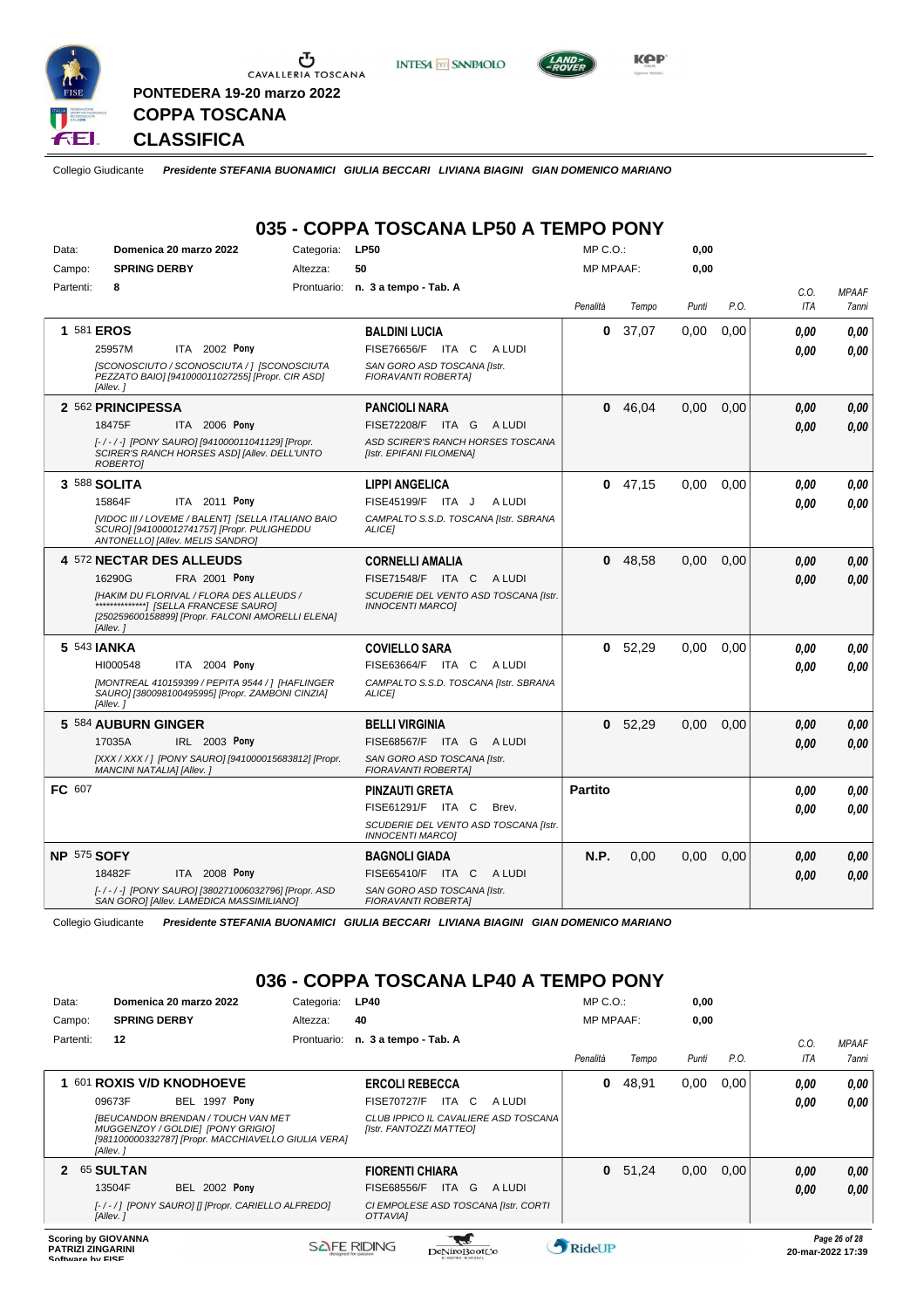PONTEDERA 19-20 marzo 2022

# COPPA TOSCANA

## CLASSIFICA

Collegio Giudicante *Presidente STEFANIA BUONAMICI GIULIA BECCARI LIVIANA BIAGINI GIAN DOMENICO MARIANO*

## 035 - COPPA TOSCANA LP50 A TEMPO PONY

| | | | |
|---|---|---|---|
| Data: | Domenica 20 marzo 2022 | Categoria: | LP50 |
| Campo: | SPRING DERBY | Altezza: | 50 |
| Partenti: | 8 | Prontuario: | n. 3 a tempo - Tab. A |

MP C.O.: 0,00
MP MPAAF: 0,00

| Pos. | Cavallo | Cavaliere | Penalità | Tempo | Punti | P.O. | C.O. ITA | MPAAF 7anni |
|---|---|---|---|---|---|---|---|---|
| 1 | 581 **EROS** 25957M ITA 2002 Pony *[SCONOSCIUTO / SCONOSCIUTA / ] [SCONOSCIUTA PEZZATO BAIO] [941000011027255] [Propr. CIR ASD] [Allev. ]* | **BALDINI LUCIA** FISE76656/F ITA C A LUDI *SAN GORO ASD TOSCANA [Istr. FIORAVANTI ROBERTA]* | 0 | 37,07 | 0,00 | 0,00 | 0,00 / 0,00 | 0,00 / 0,00 |
| 2 | 562 **PRINCIPESSA** 18475F ITA 2006 Pony *[- / - / -] [PONY SAURO] [941000011041129] [Propr. SCIRER'S RANCH HORSES ASD] [Allev. DELL'UNTO ROBERTO]* | **PANCIOLI NARA** FISE72208/F ITA G A LUDI *ASD SCIRER'S RANCH HORSES TOSCANA [Istr. EPIFANI FILOMENA]* | 0 | 46,04 | 0,00 | 0,00 | 0,00 / 0,00 | 0,00 / 0,00 |
| 3 | 588 **SOLITA** 15864F ITA 2011 Pony *[VIDOC III / LOVEME / BALENT] [SELLA ITALIANO BAIO SCURO] [941000012741757] [Propr. PULIGHEDDU ANTONELLO] [Allev. MELIS SANDRO]* | **LIPPI ANGELICA** FISE45199/F ITA J A LUDI *CAMPALTO S.S.D. TOSCANA [Istr. SBRANA ALICE]* | 0 | 47,15 | 0,00 | 0,00 | 0,00 / 0,00 | 0,00 / 0,00 |
| 4 | 572 **NECTAR DES ALLEUDS** 16290G FRA 2001 Pony *[HAKIM DU FLORIVAL / FLORA DES ALLEUDS / **************] [SELLA FRANCESE SAURO] [250259600158899] [Propr. FALCONI AMORELLI ELENA] [Allev. ]* | **CORNELLI AMALIA** FISE71548/F ITA C A LUDI *SCUDERIE DEL VENTO ASD TOSCANA [Istr. INNOCENTI MARCO]* | 0 | 48,58 | 0,00 | 0,00 | 0,00 / 0,00 | 0,00 / 0,00 |
| 5 | 543 **IANKA** HI000548 ITA 2004 Pony *[MONTREAL 410159399 / PEPITA 9544 / ] [HAFLINGER SAURO] [380098100495995] [Propr. ZAMBONI CINZIA] [Allev. ]* | **COVIELLO SARA** FISE63664/F ITA C A LUDI *CAMPALTO S.S.D. TOSCANA [Istr. SBRANA ALICE]* | 0 | 52,29 | 0,00 | 0,00 | 0,00 / 0,00 | 0,00 / 0,00 |
| 5 | 584 **AUBURN GINGER** 17035A IRL 2003 Pony *[XXX / XXX / ] [PONY SAURO] [941000015683812] [Propr. MANCINI NATALIA] [Allev. ]* | **BELLI VIRGINIA** FISE68567/F ITA G A LUDI *SAN GORO ASD TOSCANA [Istr. FIORAVANTI ROBERTA]* | 0 | 52,29 | 0,00 | 0,00 | 0,00 / 0,00 | 0,00 / 0,00 |
| FC | 607 | **PINZAUTI GRETA** FISE61291/F ITA C Brev. *SCUDERIE DEL VENTO ASD TOSCANA [Istr. INNOCENTI MARCO]* | Partito | | | | 0,00 / 0,00 | 0,00 / 0,00 |
| NP | 575 **SOFY** 18482F ITA 2008 Pony *[- / - / -] [PONY SAURO] [380271006032796] [Propr. ASD SAN GORO] [Allev. LAMEDICA MASSIMILIANO]* | **BAGNOLI GIADA** FISE65410/F ITA C A LUDI *SAN GORO ASD TOSCANA [Istr. FIORAVANTI ROBERTA]* | N.P. | 0,00 | 0,00 | 0,00 | 0,00 / 0,00 | 0,00 / 0,00 |

Collegio Giudicante *Presidente STEFANIA BUONAMICI GIULIA BECCARI LIVIANA BIAGINI GIAN DOMENICO MARIANO*

## 036 - COPPA TOSCANA LP40 A TEMPO PONY

| | | | |
|---|---|---|---|
| Data: | Domenica 20 marzo 2022 | Categoria: | LP40 |
| Campo: | SPRING DERBY | Altezza: | 40 |
| Partenti: | 12 | Prontuario: | n. 3 a tempo - Tab. A |

MP C.O.: 0,00
MP MPAAF: 0,00

| Pos. | Cavallo | Cavaliere | Penalità | Tempo | Punti | P.O. | C.O. ITA | MPAAF 7anni |
|---|---|---|---|---|---|---|---|---|
| 1 | 601 **ROXIS V/D KNODHOEVE** 09673F BEL 1997 Pony *[BEUCANDON BRENDAN / TOUCH VAN MET MUGGENZOY / GOLDIE] [PONY GRIGIO] [981100000332787] [Propr. MACCHIAVELLO GIULIA VERA] [Allev. ]* | **ERCOLI REBECCA** FISE70727/F ITA C A LUDI *CLUB IPPICO IL CAVALIERE ASD TOSCANA [Istr. FANTOZZI MATTEO]* | 0 | 48,91 | 0,00 | 0,00 | 0,00 / 0,00 | 0,00 / 0,00 |
| 2 | 65 **SULTAN** 13504F BEL 2002 Pony *[- / - / ] [PONY SAURO] [] [Propr. CARIELLO ALFREDO] [Allev. ]* | **FIORENTI CHIARA** FISE68556/F ITA G A LUDI *CI EMPOLESE ASD TOSCANA [Istr. CORTI OTTAVIA]* | 0 | 51,24 | 0,00 | 0,00 | 0,00 / 0,00 | 0,00 / 0,00 |

Scoring by GIOVANNA PATRIZI ZINGARINI
20-mar-2022 17:39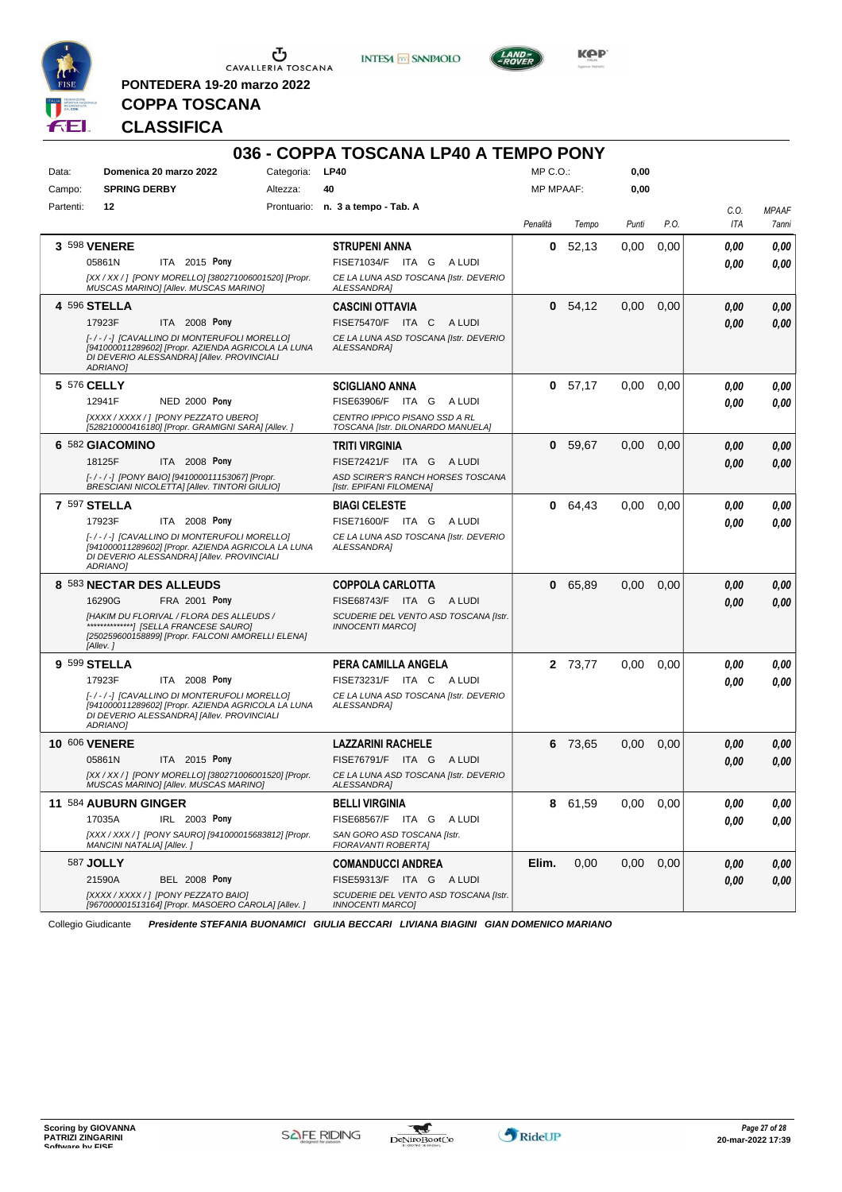PONTEDERA 19-20 marzo 2022

**COPPA TOSCANA**

**CLASSIFICA**

# 036 - COPPA TOSCANA LP40 A TEMPO PONY

| | | | | | |
|---|---|---|---|---|---|
| Data: | Domenica 20 marzo 2022 | Categoria: | LP40 | MP C.O.: | 0,00 |
| Campo: | SPRING DERBY | Altezza: | 40 | MP MPAAF: | 0,00 |
| Partenti: | 12 | Prontuario: | n. 3 a tempo - Tab. A | | |

| Cl. | N. | Cavallo | Cavaliere | Penalità | Tempo | Punti | P.O. | C.O. ITA | MPAAF 7anni |
|---|---|---|---|---|---|---|---|---|---|
| 3 | 598 | **VENERE** 05861N ITA 2015 **Pony** [XX / XX / ] [PONY MORELLO] [380271006001520] [Propr. MUSCAS MARINO] [Allev. MUSCAS MARINO] | **STRUPENI ANNA** FISE71034/F ITA G A LUDI CE LA LUNA ASD TOSCANA [Istr. DEVERIO ALESSANDRA] | 0 | 52,13 | 0,00 | 0,00 | 0,00 / 0,00 | 0,00 / 0,00 |
| 4 | 596 | **STELLA** 17923F ITA 2008 **Pony** [- / - / -] [CAVALLINO DI MONTERUFOLI MORELLO] [941000011289602] [Propr. AZIENDA AGRICOLA LA LUNA DI DEVERIO ALESSANDRA] [Allev. PROVINCIALI ADRIANO] | **CASCINI OTTAVIA** FISE75470/F ITA C A LUDI CE LA LUNA ASD TOSCANA [Istr. DEVERIO ALESSANDRA] | 0 | 54,12 | 0,00 | 0,00 | 0,00 / 0,00 | 0,00 / 0,00 |
| 5 | 576 | **CELLY** 12941F NED 2000 **Pony** [XXXX / XXXX / ] [PONY PEZZATO UBERO] [528210000416180] [Propr. GRAMIGNI SARA] [Allev. ] | **SCIGLIANO ANNA** FISE63906/F ITA G A LUDI CENTRO IPPICO PISANO SSD A RL TOSCANA [Istr. DILONARDO MANUELA] | 0 | 57,17 | 0,00 | 0,00 | 0,00 / 0,00 | 0,00 / 0,00 |
| 6 | 582 | **GIACOMINO** 18125F ITA 2008 **Pony** [- / - / -] [PONY BAIO] [941000011153067] [Propr. BRESCIANI NICOLETTA] [Allev. TINTORI GIULIO] | **TRITI VIRGINIA** FISE72421/F ITA G A LUDI ASD SCIRER'S RANCH HORSES TOSCANA [Istr. EPIFANI FILOMENA] | 0 | 59,67 | 0,00 | 0,00 | 0,00 / 0,00 | 0,00 / 0,00 |
| 7 | 597 | **STELLA** 17923F ITA 2008 **Pony** [- / - / -] [CAVALLINO DI MONTERUFOLI MORELLO] [941000011289602] [Propr. AZIENDA AGRICOLA LA LUNA DI DEVERIO ALESSANDRA] [Allev. PROVINCIALI ADRIANO] | **BIAGI CELESTE** FISE71600/F ITA G A LUDI CE LA LUNA ASD TOSCANA [Istr. DEVERIO ALESSANDRA] | 0 | 64,43 | 0,00 | 0,00 | 0,00 / 0,00 | 0,00 / 0,00 |
| 8 | 583 | **NECTAR DES ALLEUDS** 16290G FRA 2001 **Pony** [HAKIM DU FLORIVAL / FLORA DES ALLEUDS / **************] [SELLA FRANCESE SAURO] [250259600158899] [Propr. FALCONI AMORELLI ELENA] [Allev. ] | **COPPOLA CARLOTTA** FISE68743/F ITA G A LUDI SCUDERIE DEL VENTO ASD TOSCANA [Istr. INNOCENTI MARCO] | 0 | 65,89 | 0,00 | 0,00 | 0,00 / 0,00 | 0,00 / 0,00 |
| 9 | 599 | **STELLA** 17923F ITA 2008 **Pony** [- / - / -] [CAVALLINO DI MONTERUFOLI MORELLO] [941000011289602] [Propr. AZIENDA AGRICOLA LA LUNA DI DEVERIO ALESSANDRA] [Allev. PROVINCIALI ADRIANO] | **PERA CAMILLA ANGELA** FISE73231/F ITA C A LUDI CE LA LUNA ASD TOSCANA [Istr. DEVERIO ALESSANDRA] | 2 | 73,77 | 0,00 | 0,00 | 0,00 / 0,00 | 0,00 / 0,00 |
| 10 | 606 | **VENERE** 05861N ITA 2015 **Pony** [XX / XX / ] [PONY MORELLO] [380271006001520] [Propr. MUSCAS MARINO] [Allev. MUSCAS MARINO] | **LAZZARINI RACHELE** FISE76791/F ITA G A LUDI CE LA LUNA ASD TOSCANA [Istr. DEVERIO ALESSANDRA] | 6 | 73,65 | 0,00 | 0,00 | 0,00 / 0,00 | 0,00 / 0,00 |
| 11 | 584 | **AUBURN GINGER** 17035A IRL 2003 **Pony** [XXX / XXX / ] [PONY SAURO] [941000015683812] [Propr. MANCINI NATALIA] [Allev. ] | **BELLI VIRGINIA** FISE68567/F ITA G A LUDI SAN GORO ASD TOSCANA [Istr. FIORAVANTI ROBERTA] | 8 | 61,59 | 0,00 | 0,00 | 0,00 / 0,00 | 0,00 / 0,00 |
| | 587 | **JOLLY** 21590A BEL 2008 **Pony** [XXXX / XXXX / ] [PONY PEZZATO BAIO] [967000001513164] [Propr. MASOERO CAROLA] [Allev. ] | **COMANDUCCI ANDREA** FISE59313/F ITA G A LUDI SCUDERIE DEL VENTO ASD TOSCANA [Istr. INNOCENTI MARCO] | Elim. | 0,00 | 0,00 | 0,00 | 0,00 / 0,00 | 0,00 / 0,00 |

Collegio Giudicante ***Presidente STEFANIA BUONAMICI GIULIA BECCARI LIVIANA BIAGINI GIAN DOMENICO MARIANO***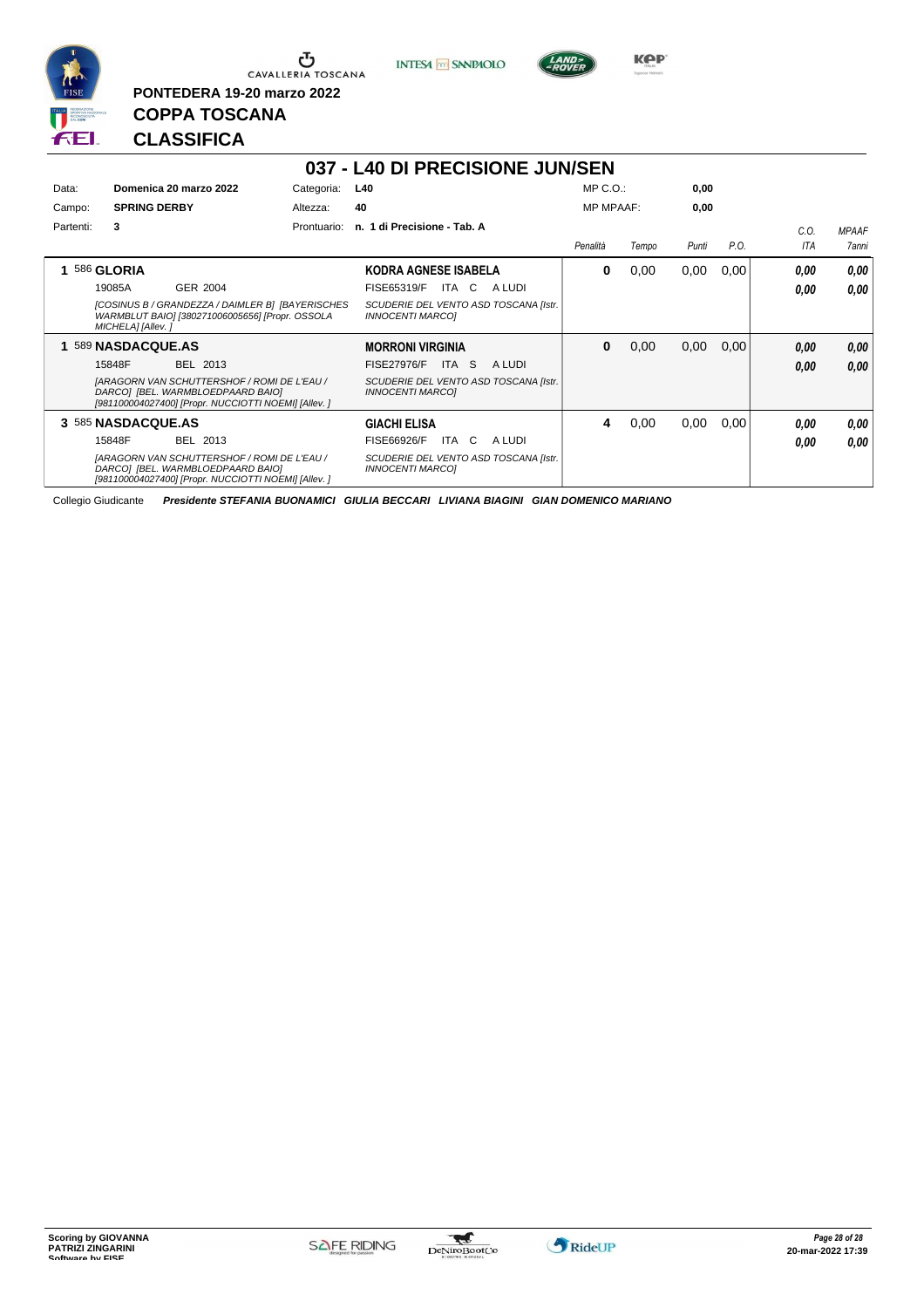PONTEDERA 19-20 marzo 2022

**COPPA TOSCANA**

**CLASSIFICA**

# 037 - L40 DI PRECISIONE JUN/SEN

| | | | | | |
|---|---|---|---|---|---|
| Data: | **Domenica 20 marzo 2022** | Categoria: | **L40** | MP C.O.: | **0,00** |
| Campo: | **SPRING DERBY** | Altezza: | **40** | MP MPAAF: | **0,00** |
| Partenti: | **3** | Prontuario: | **n. 1 di Precisione - Tab. A** | | |

| Cl. | Cavallo | Cavaliere | Penalità | Tempo | Punti | P.O. | C.O. ITA | MPAAF 7anni |
|---|---|---|---|---|---|---|---|---|
| 1 | 586 **GLORIA**<br>19085A GER 2004<br>*[COSINUS B / GRANDEZZA / DAIMLER B] [BAYERISCHES WARMBLUT BAIO] [380271006005656] [Propr. OSSOLA MICHELA] [Allev. ]* | **KODRA AGNESE ISABELA**<br>FISE65319/F ITA C A LUDI<br>*SCUDERIE DEL VENTO ASD TOSCANA [Istr. INNOCENTI MARCO]* | 0 | 0,00 | 0,00 | 0,00 | *0,00*<br>*0,00* | *0,00*<br>*0,00* |
| 1 | 589 **NASDACQUE.AS**<br>15848F BEL 2013<br>*[ARAGORN VAN SCHUTTERSHOF / ROMI DE L'EAU / DARCO] [BEL. WARMBLOEDPAARD BAIO] [981100004027400] [Propr. NUCCIOTTI NOEMI] [Allev. ]* | **MORRONI VIRGINIA**<br>FISE27976/F ITA S A LUDI<br>*SCUDERIE DEL VENTO ASD TOSCANA [Istr. INNOCENTI MARCO]* | 0 | 0,00 | 0,00 | 0,00 | *0,00*<br>*0,00* | *0,00*<br>*0,00* |
| 3 | 585 **NASDACQUE.AS**<br>15848F BEL 2013<br>*[ARAGORN VAN SCHUTTERSHOF / ROMI DE L'EAU / DARCO] [BEL. WARMBLOEDPAARD BAIO] [981100004027400] [Propr. NUCCIOTTI NOEMI] [Allev. ]* | **GIACHI ELISA**<br>FISE66926/F ITA C A LUDI<br>*SCUDERIE DEL VENTO ASD TOSCANA [Istr. INNOCENTI MARCO]* | 4 | 0,00 | 0,00 | 0,00 | *0,00*<br>*0,00* | *0,00*<br>*0,00* |

Collegio Giudicante ***Presidente STEFANIA BUONAMICI GIULIA BECCARI LIVIANA BIAGINI GIAN DOMENICO MARIANO***

**Scoring by GIOVANNA PATRIZI ZINGARINI**
**Software by FISE**

*20-mar-2022 17:39*